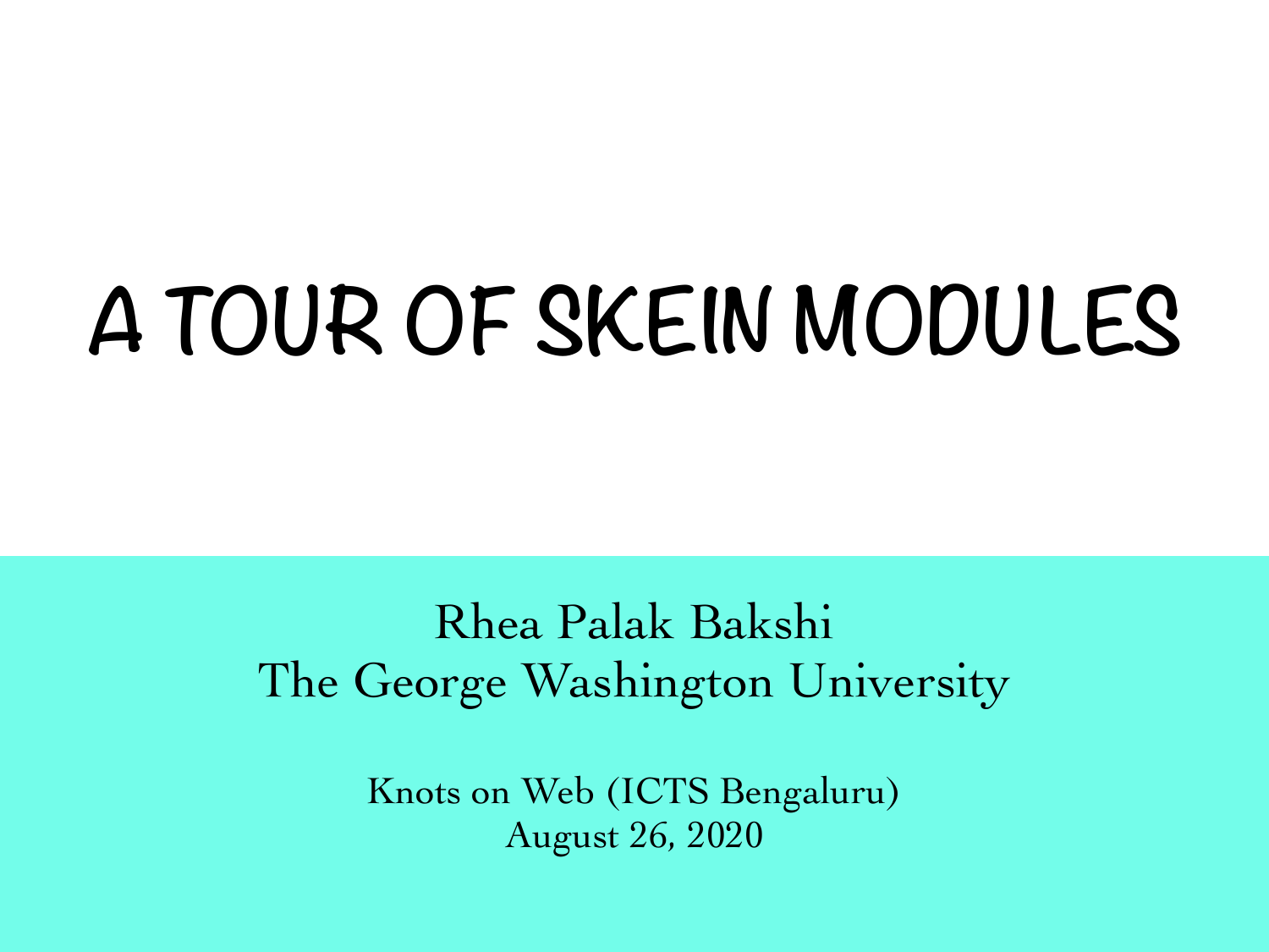# A TOUR OF SKEIN MODULES

Rhea Palak Bakshi
The George Washington University

Knots on Web (ICTS Bengaluru)
August 26, 2020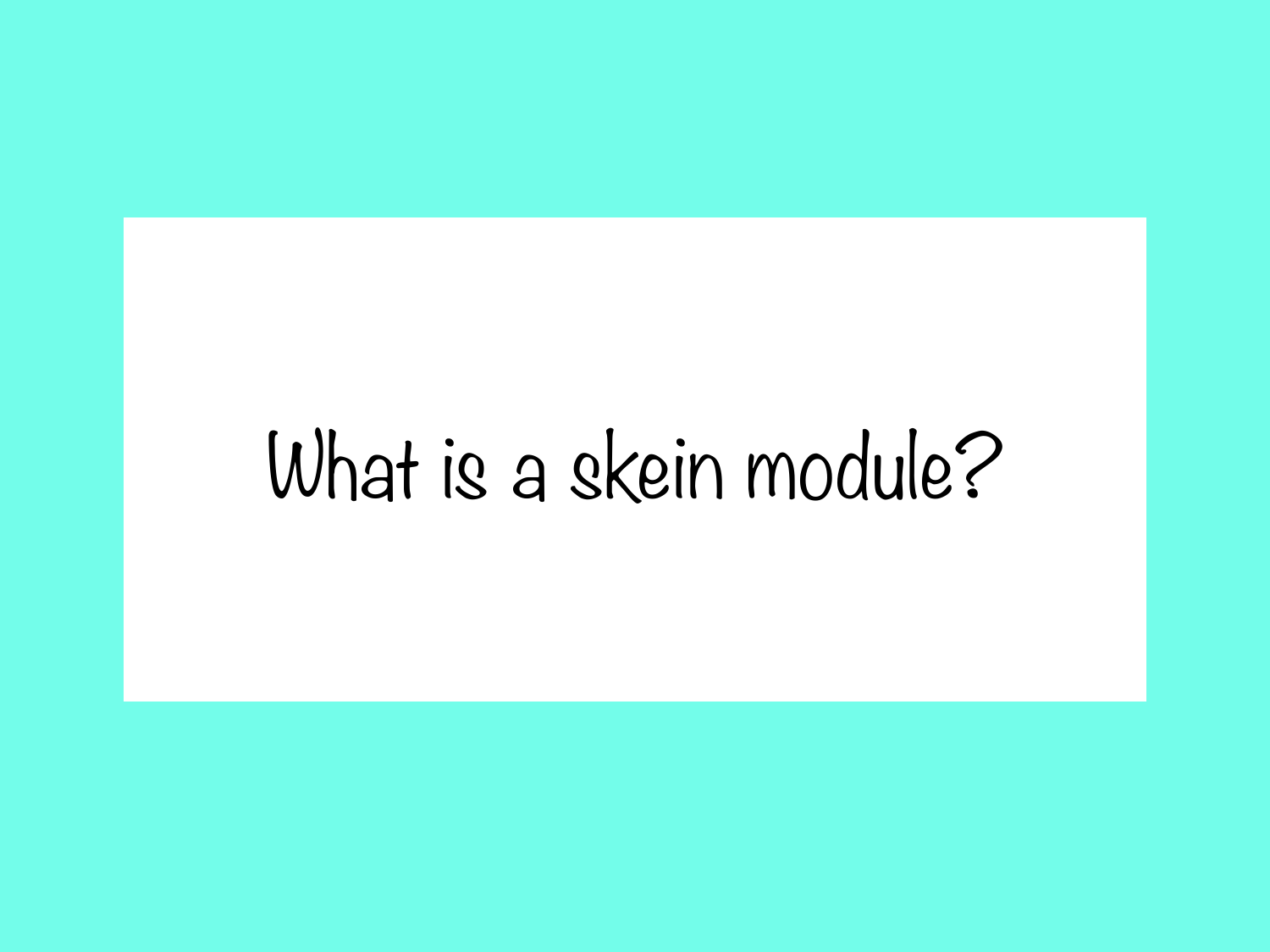# What is a skein module?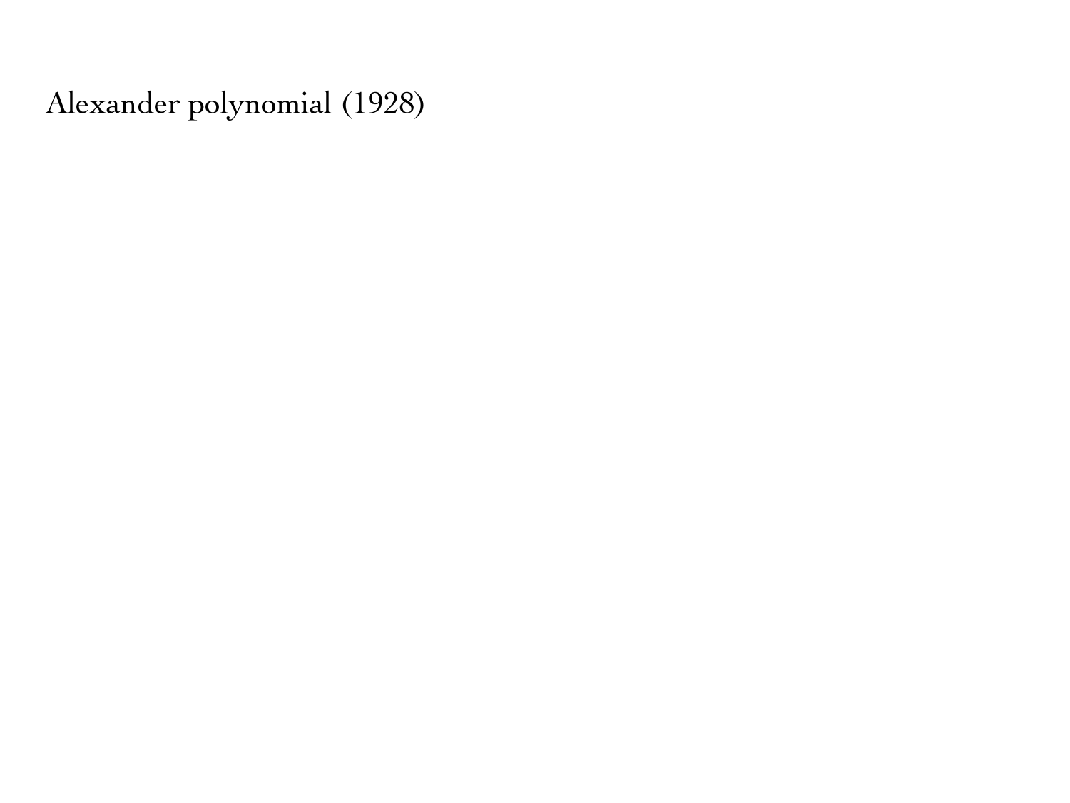Alexander polynomial (1928)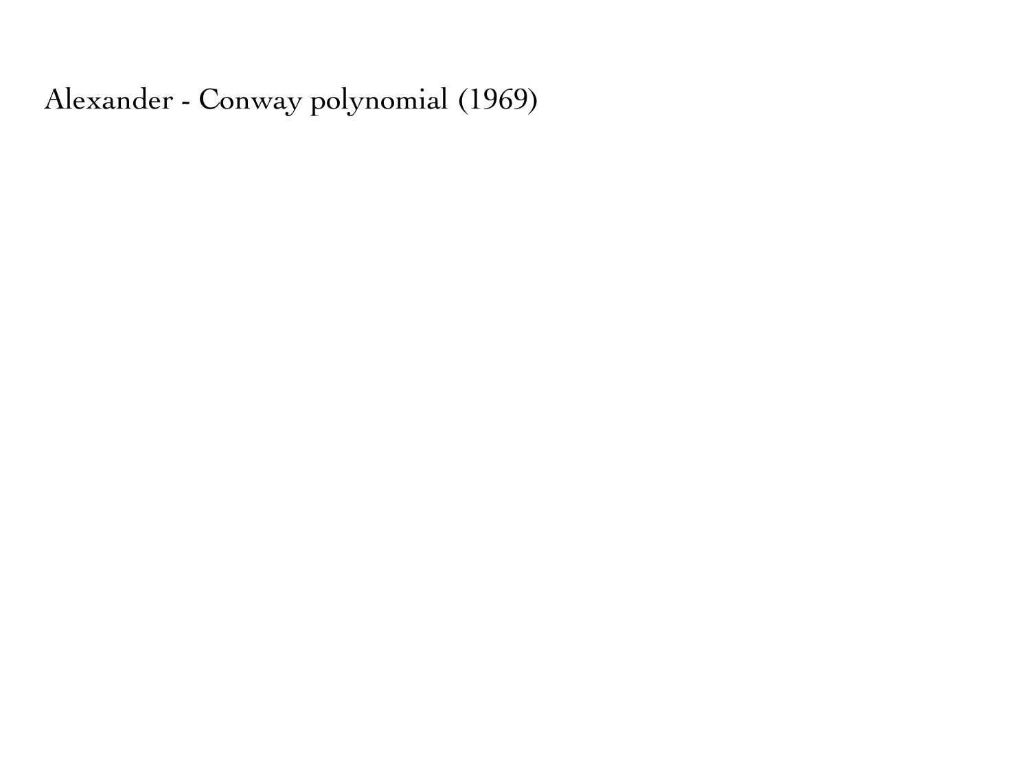Alexander - Conway polynomial (1969)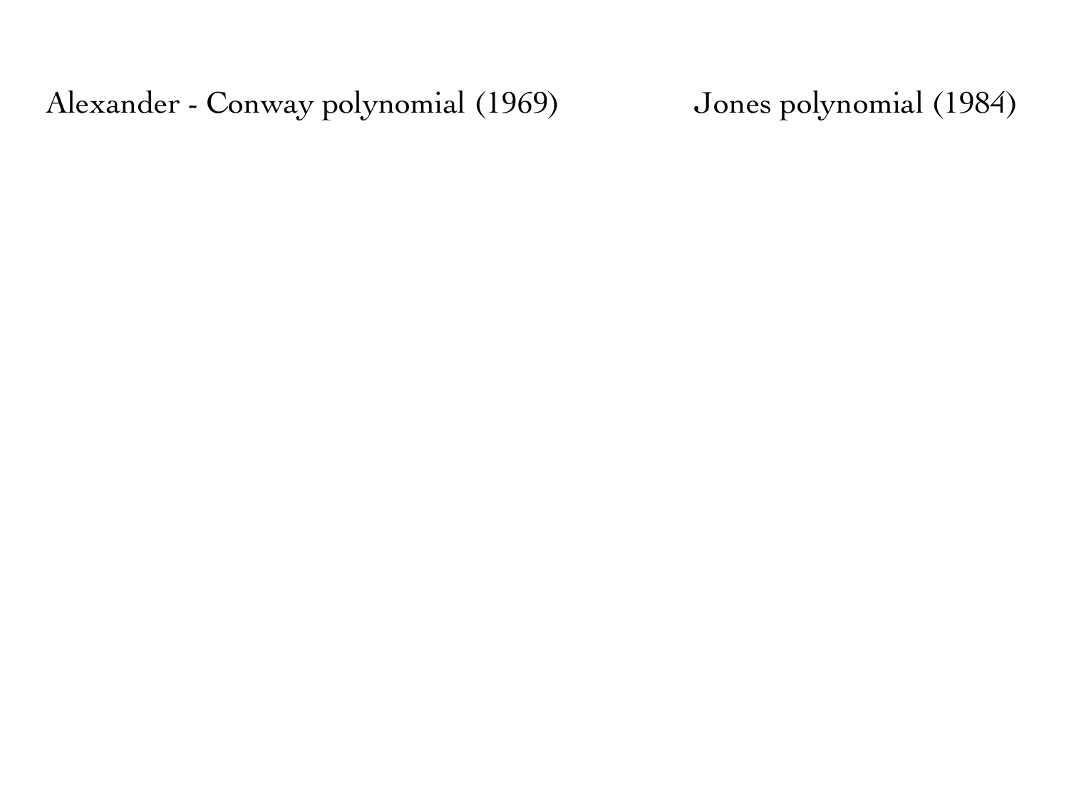Alexander - Conway polynomial (1969)

Jones polynomial (1984)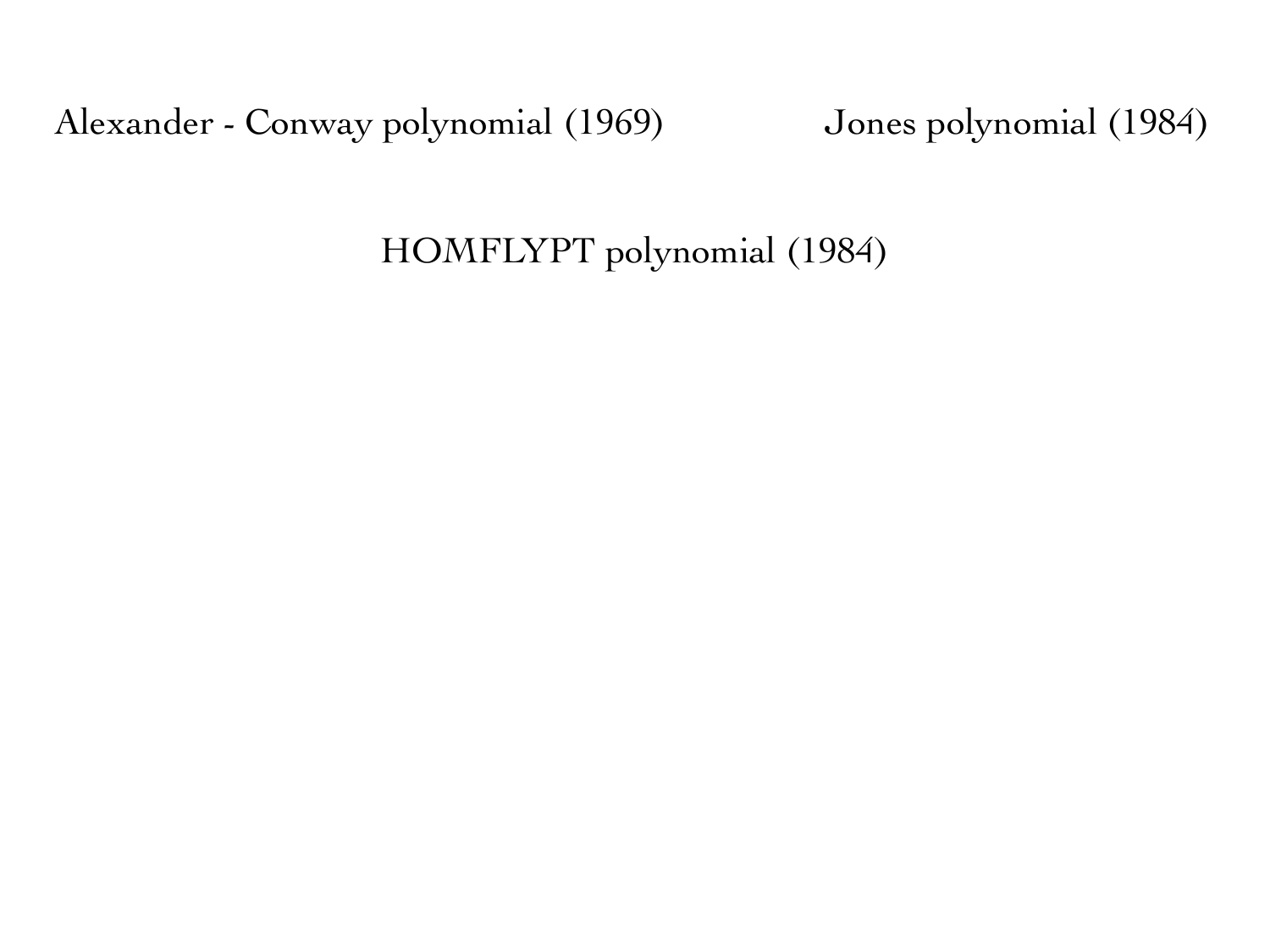Alexander - Conway polynomial (1969)

Jones polynomial (1984)

HOMFLYPT polynomial (1984)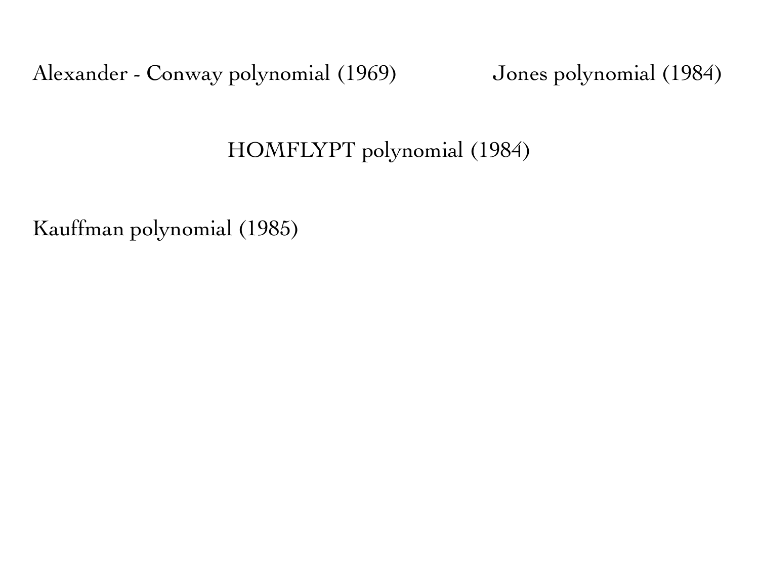Alexander - Conway polynomial (1969)

Jones polynomial (1984)

HOMFLYPT polynomial (1984)

Kauffman polynomial (1985)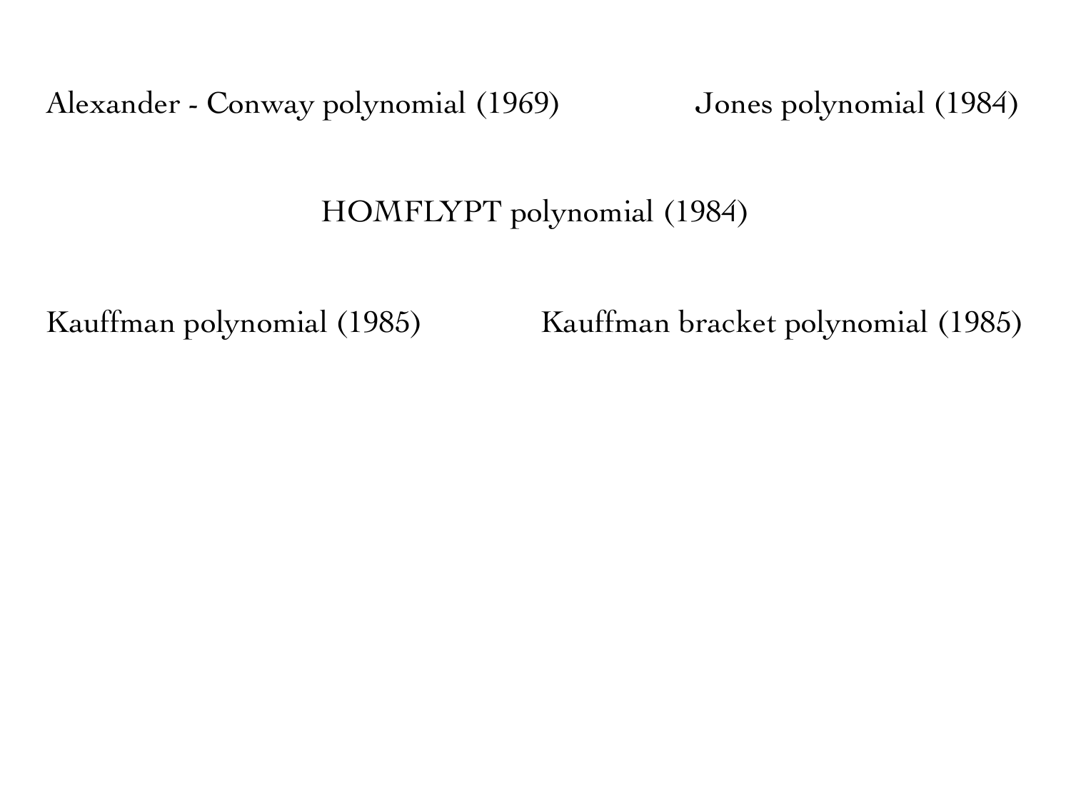Alexander - Conway polynomial (1969)

Jones polynomial (1984)

HOMFLYPT polynomial (1984)

Kauffman polynomial (1985)

Kauffman bracket polynomial (1985)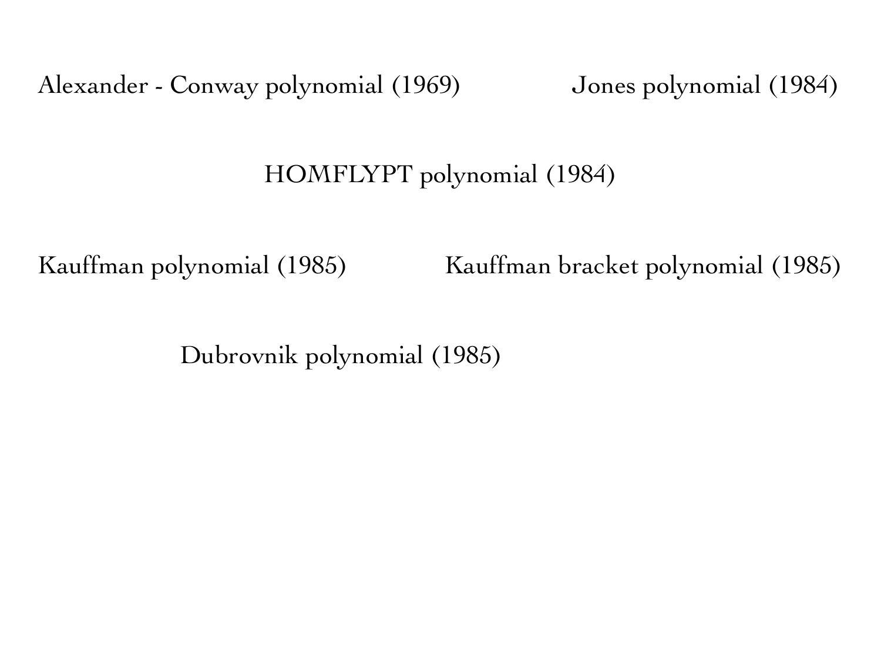Alexander - Conway polynomial (1969)

Jones polynomial (1984)

HOMFLYPT polynomial (1984)

Kauffman polynomial (1985)

Kauffman bracket polynomial (1985)

Dubrovnik polynomial (1985)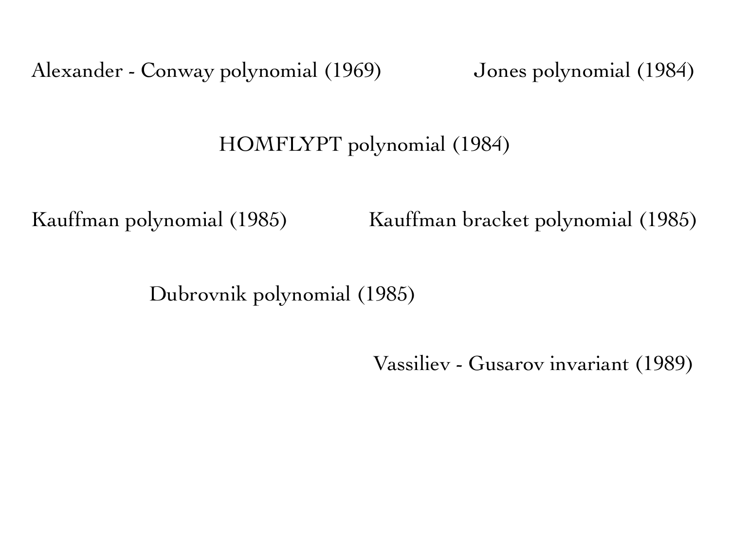Alexander - Conway polynomial (1969)

Jones polynomial (1984)

HOMFLYPT polynomial (1984)

Kauffman polynomial (1985)

Kauffman bracket polynomial (1985)

Dubrovnik polynomial (1985)

Vassiliev - Gusarov invariant (1989)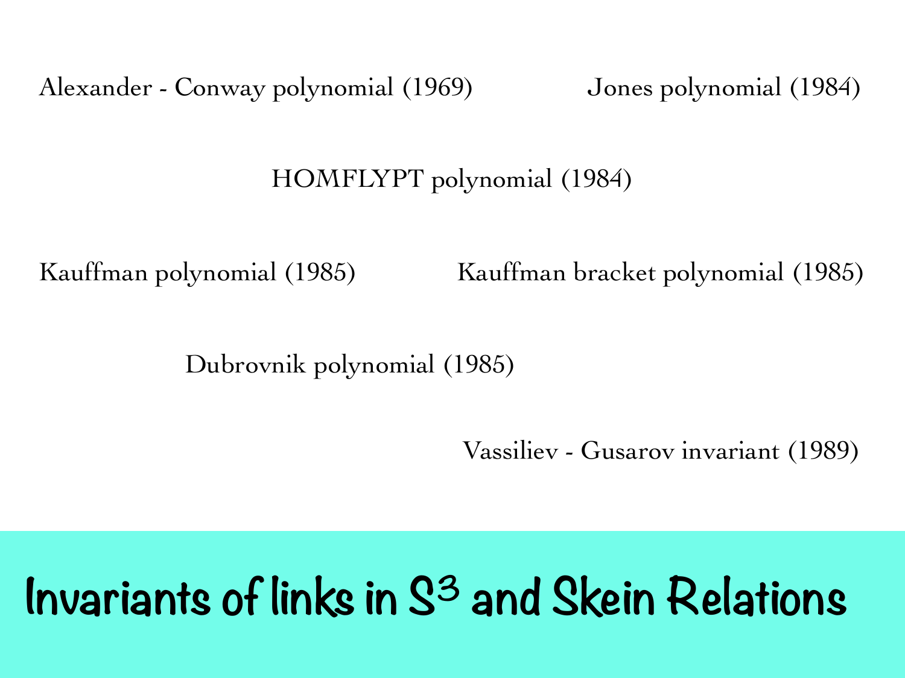Alexander - Conway polynomial (1969)

Jones polynomial (1984)

HOMFLYPT polynomial (1984)

Kauffman polynomial (1985)

Kauffman bracket polynomial (1985)

Dubrovnik polynomial (1985)

Vassiliev - Gusarov invariant (1989)

# Invariants of links in $S^3$ and Skein Relations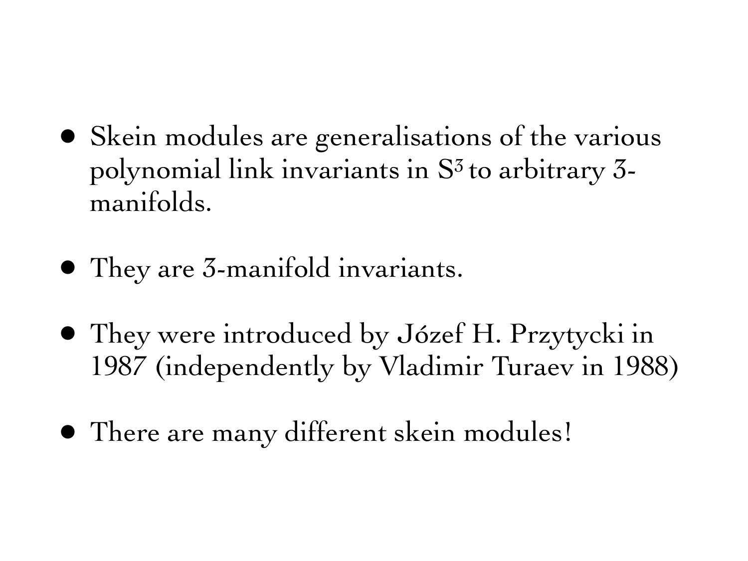- Skein modules are generalisations of the various polynomial link invariants in $S^3$ to arbitrary 3-manifolds.
- They are 3-manifold invariants.
- They were introduced by Józef H. Przytycki in 1987 (independently by Vladimir Turaev in 1988)
- There are many different skein modules!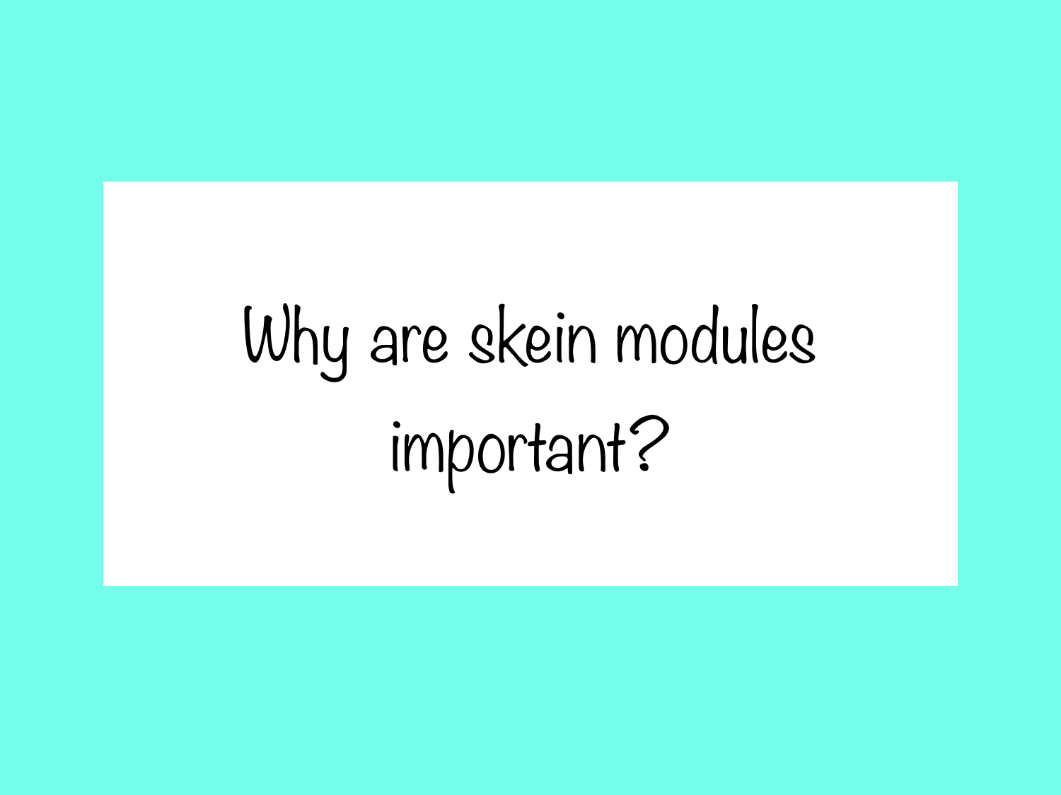# Why are skein modules important?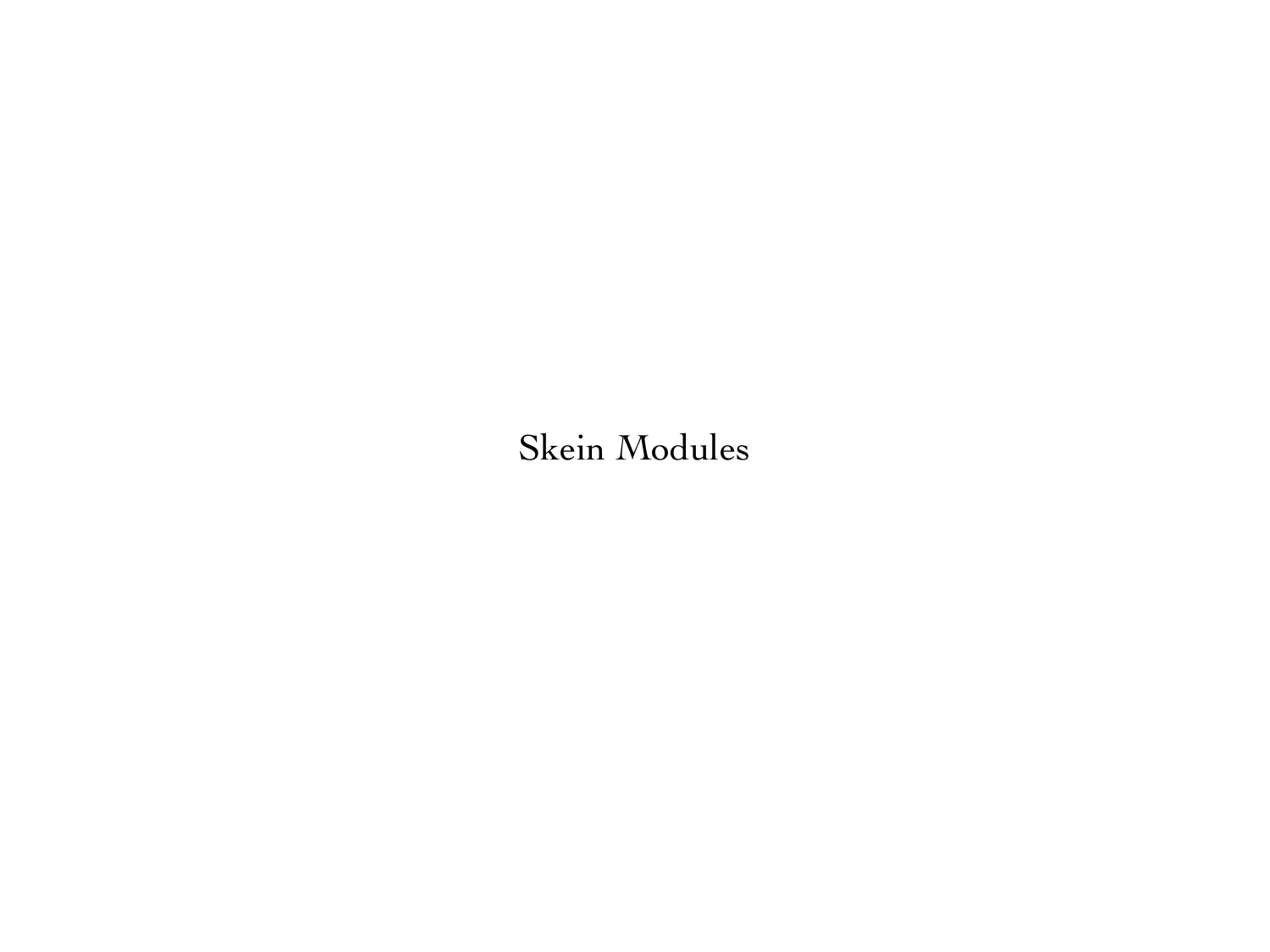# Skein Modules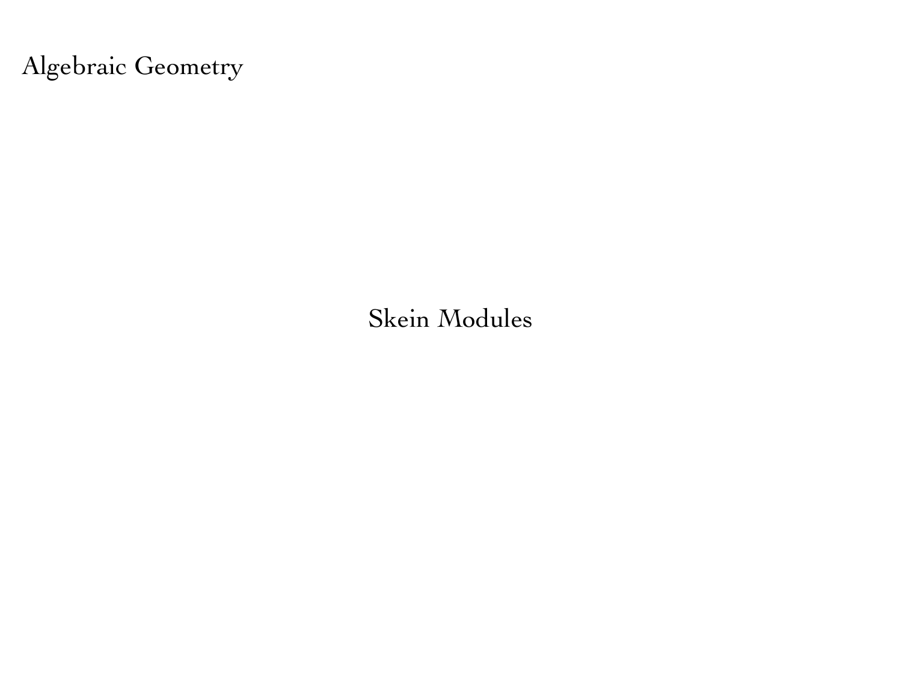Algebraic Geometry

# Skein Modules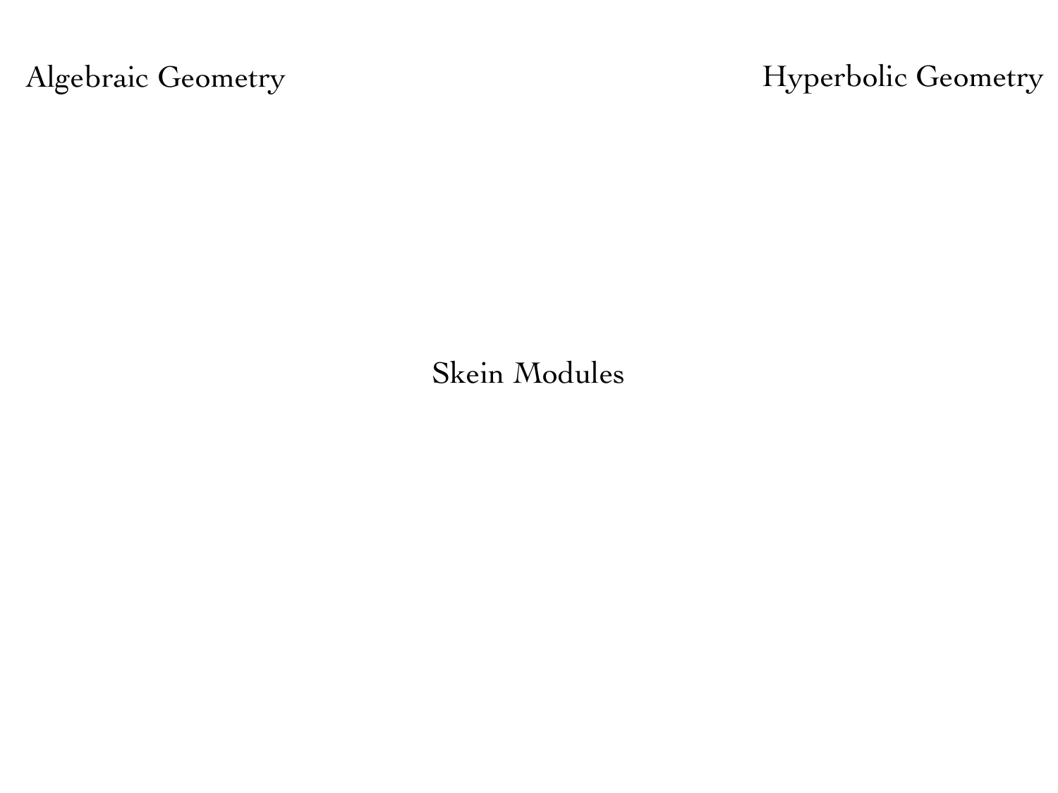Algebraic Geometry

Hyperbolic Geometry

Skein Modules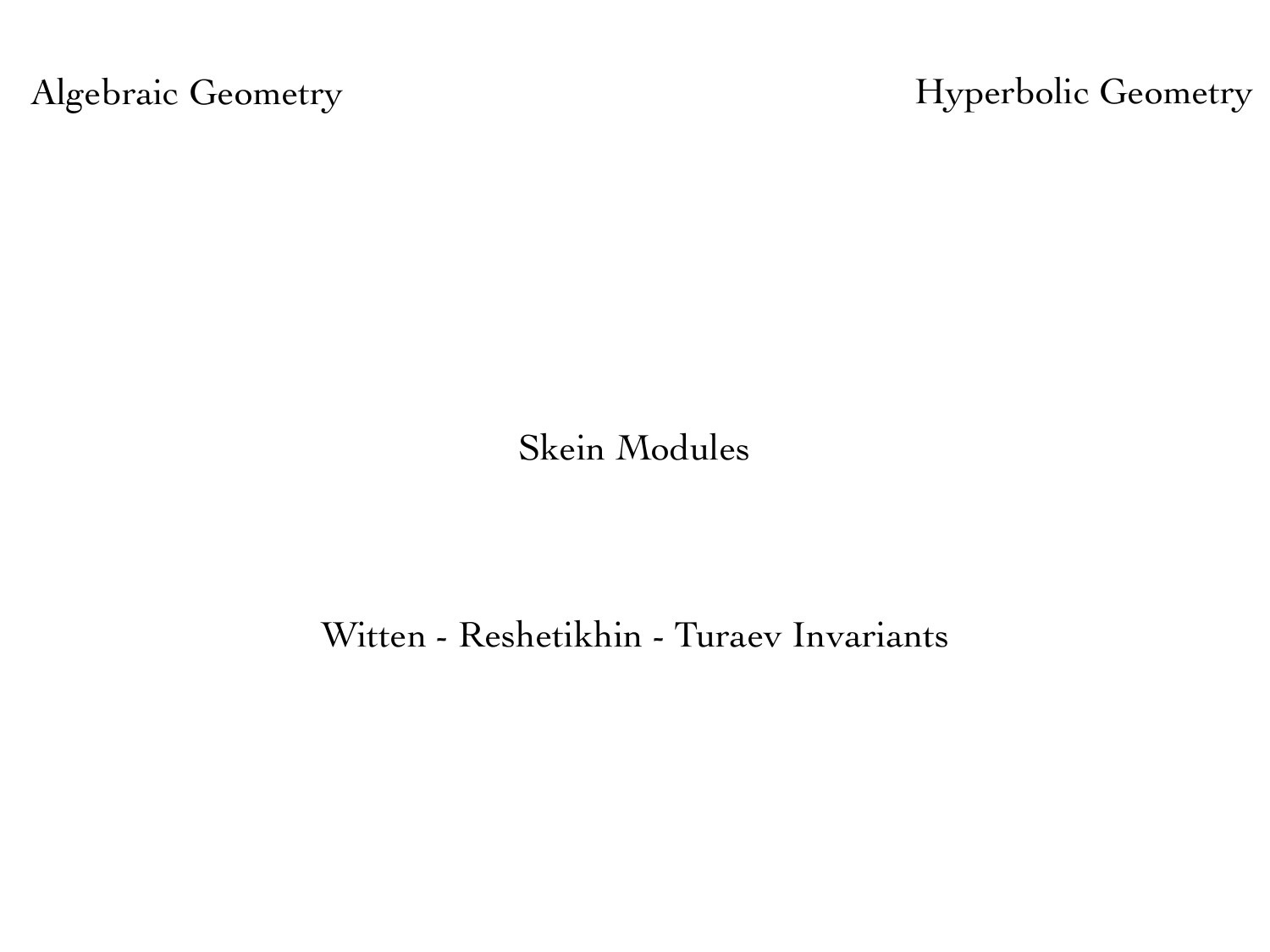Algebraic Geometry

Hyperbolic Geometry

Skein Modules

Witten - Reshetikhin - Turaev Invariants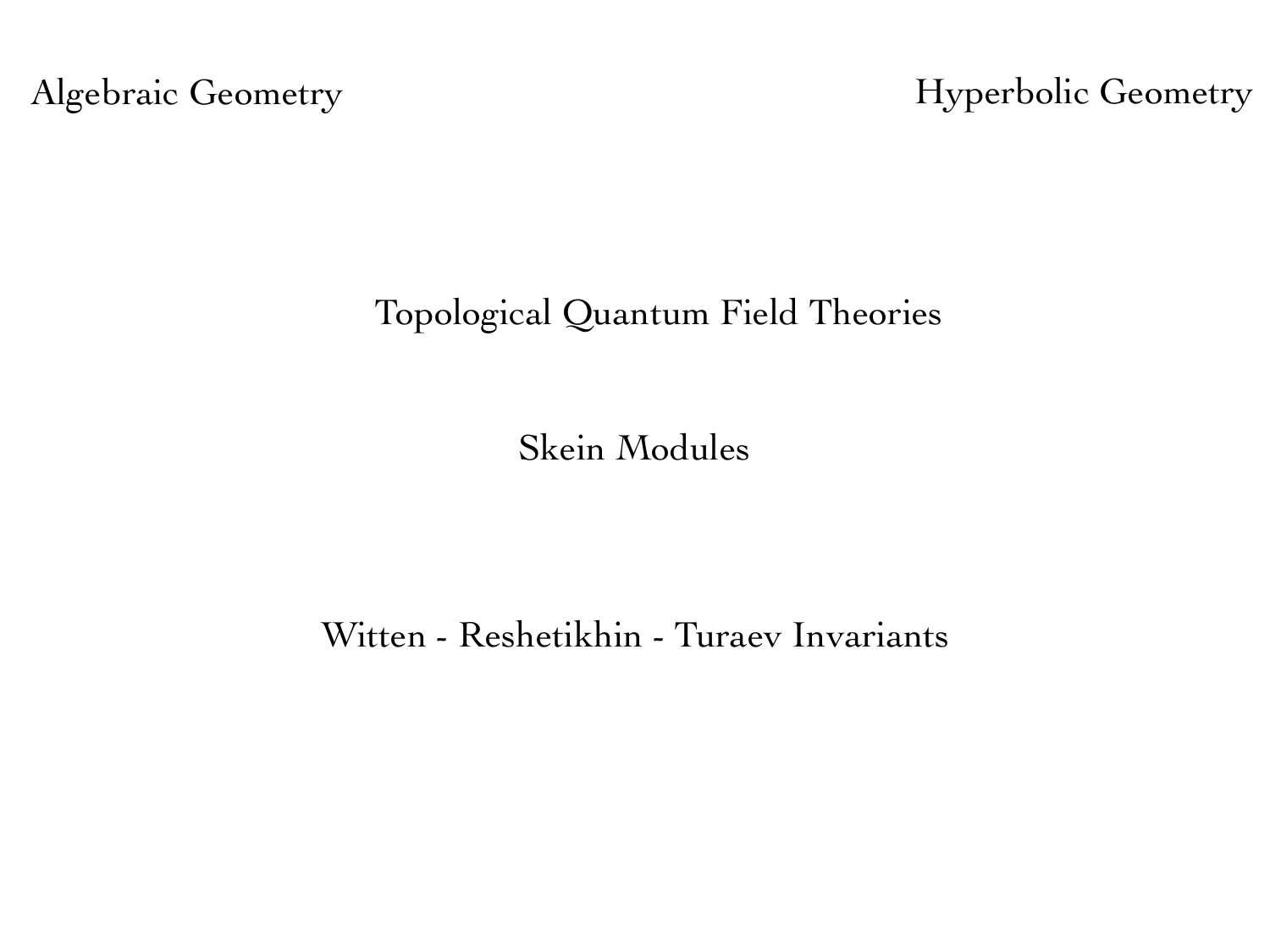Algebraic Geometry

Hyperbolic Geometry

Topological Quantum Field Theories

Skein Modules

Witten - Reshetikhin - Turaev Invariants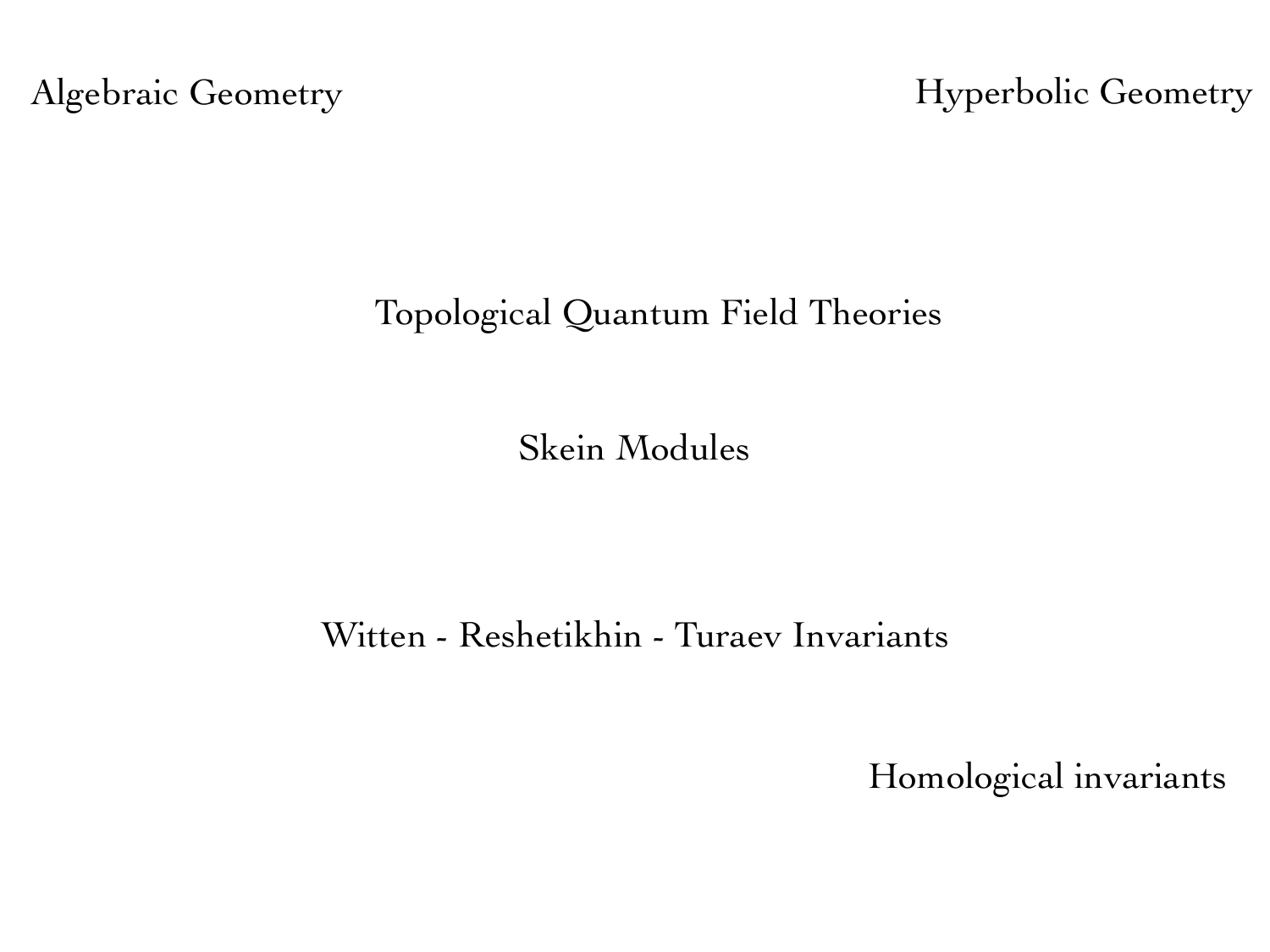Algebraic Geometry

Hyperbolic Geometry

Topological Quantum Field Theories

Skein Modules

Witten - Reshetikhin - Turaev Invariants

Homological invariants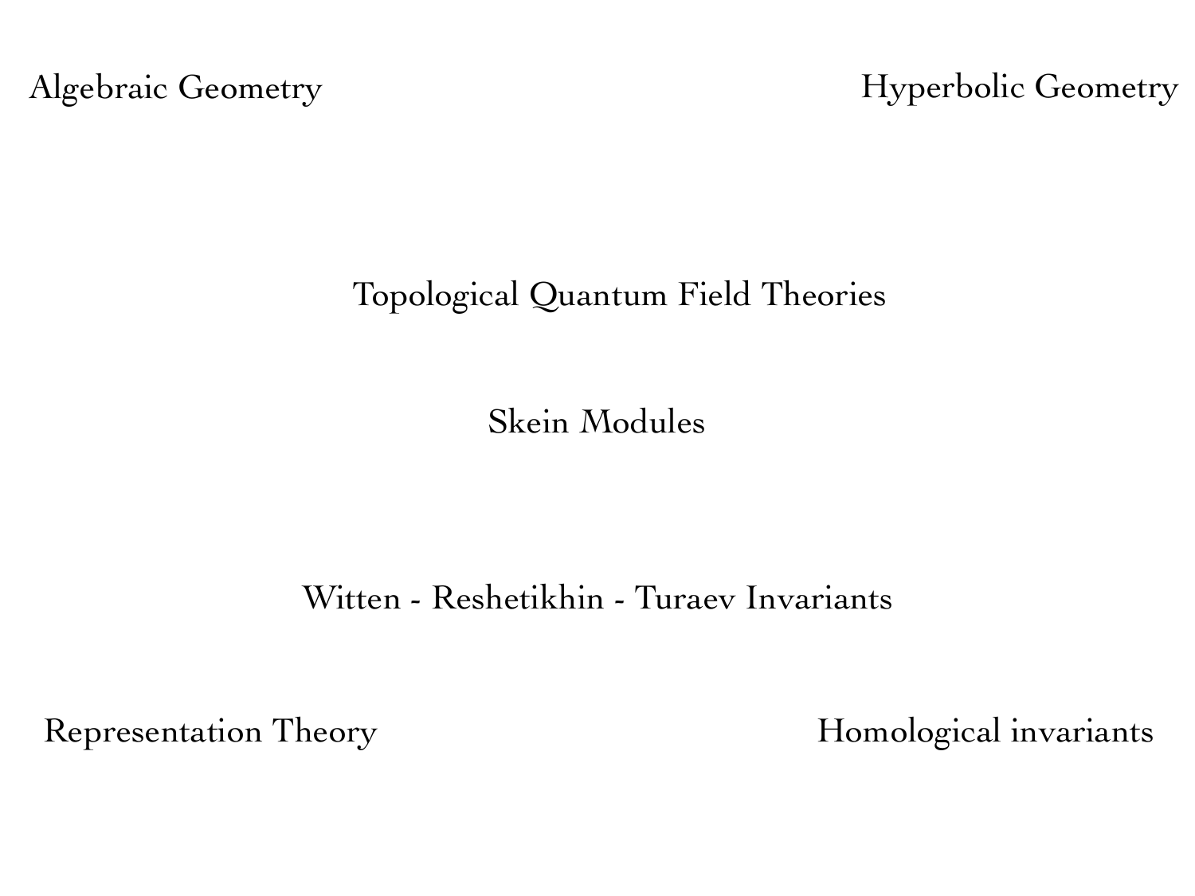Algebraic Geometry

Hyperbolic Geometry

Topological Quantum Field Theories

Skein Modules

Witten - Reshetikhin - Turaev Invariants

Representation Theory

Homological invariants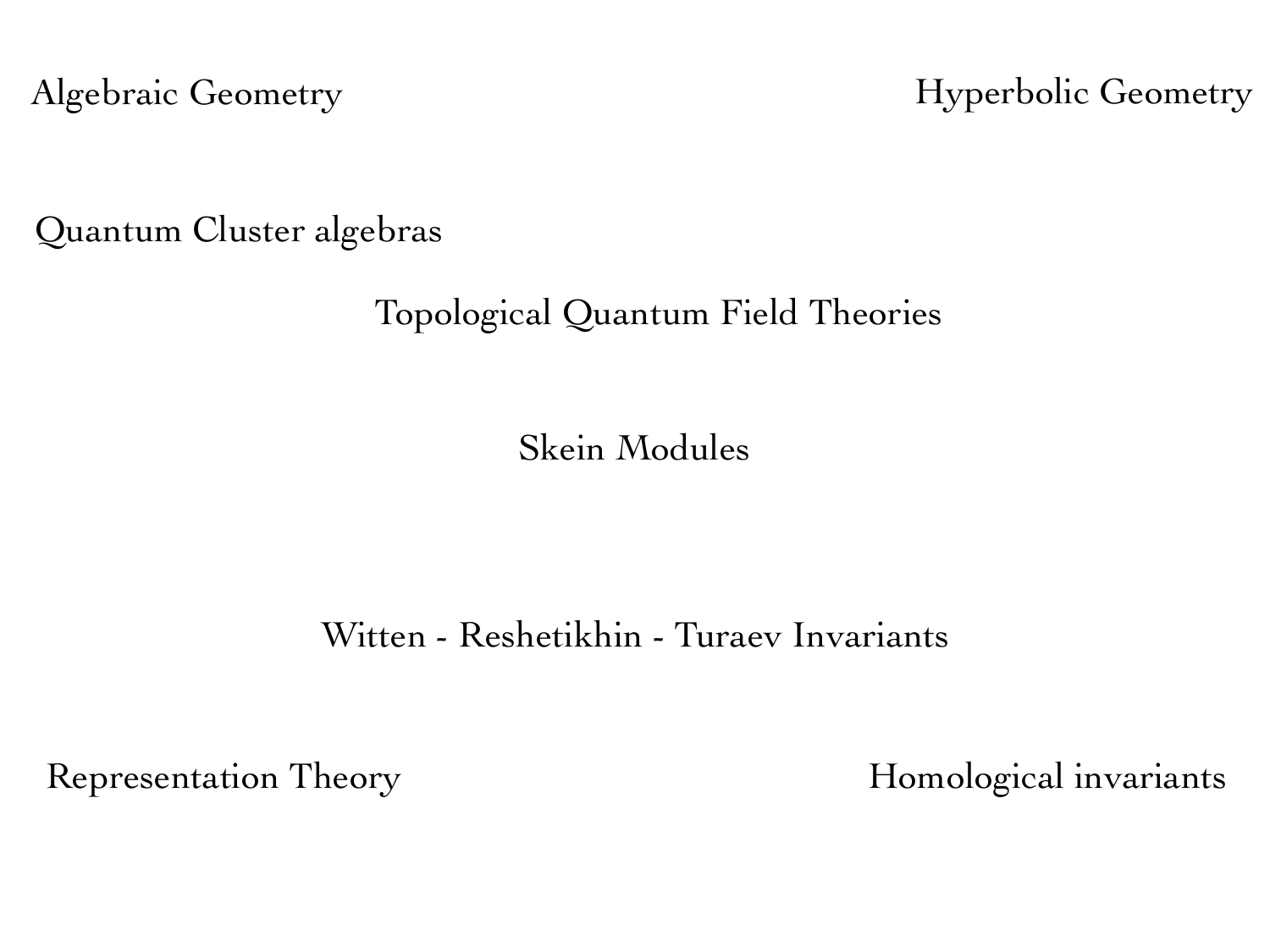Algebraic Geometry

Hyperbolic Geometry

Quantum Cluster algebras

Topological Quantum Field Theories

Skein Modules

Witten - Reshetikhin - Turaev Invariants

Representation Theory

Homological invariants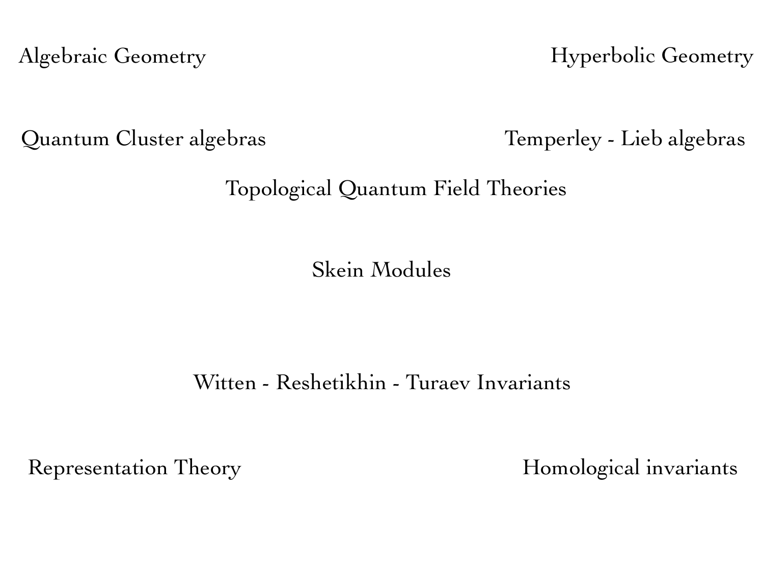Algebraic Geometry

Hyperbolic Geometry

Quantum Cluster algebras

Temperley - Lieb algebras

Topological Quantum Field Theories

Skein Modules

Witten - Reshetikhin - Turaev Invariants

Representation Theory

Homological invariants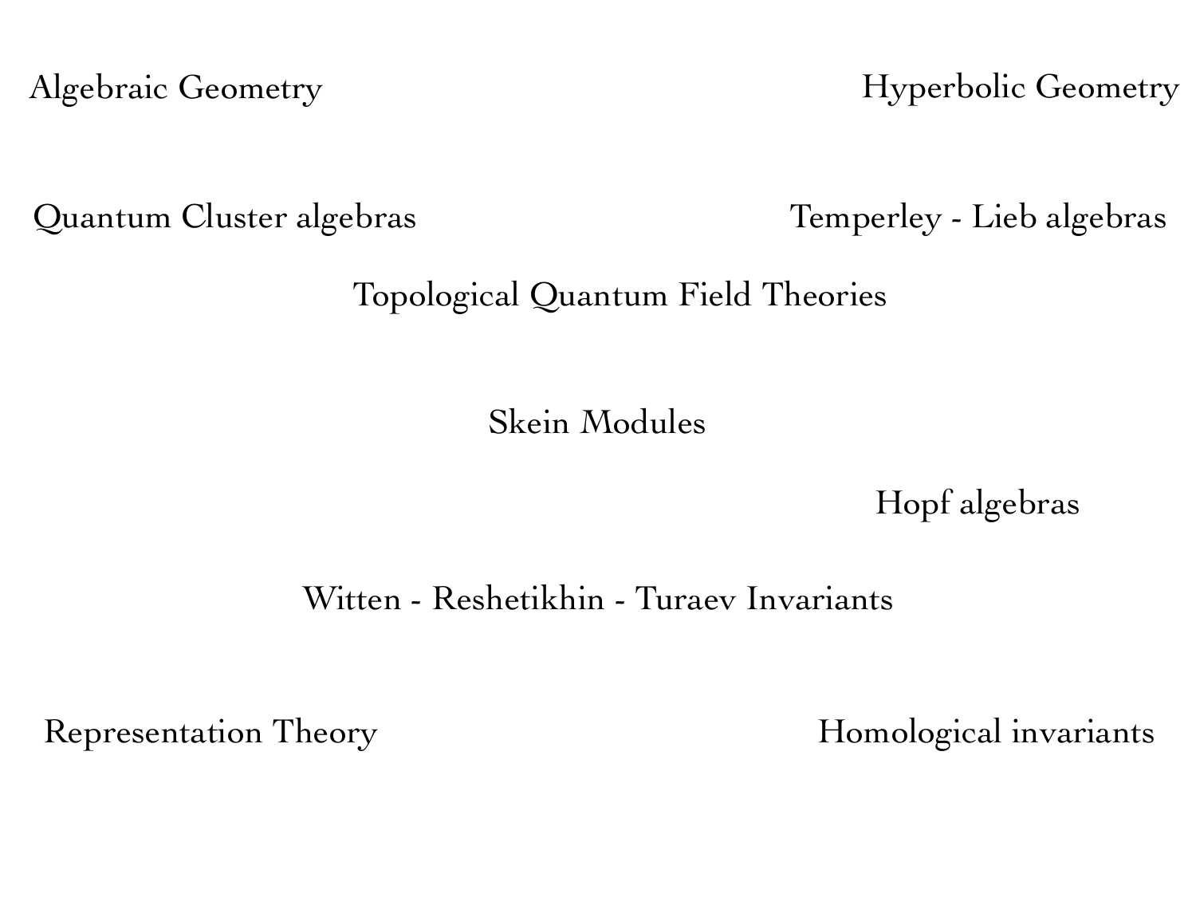Algebraic Geometry

Hyperbolic Geometry

Quantum Cluster algebras

Temperley - Lieb algebras

Topological Quantum Field Theories

Skein Modules

Hopf algebras

Witten - Reshetikhin - Turaev Invariants

Representation Theory

Homological invariants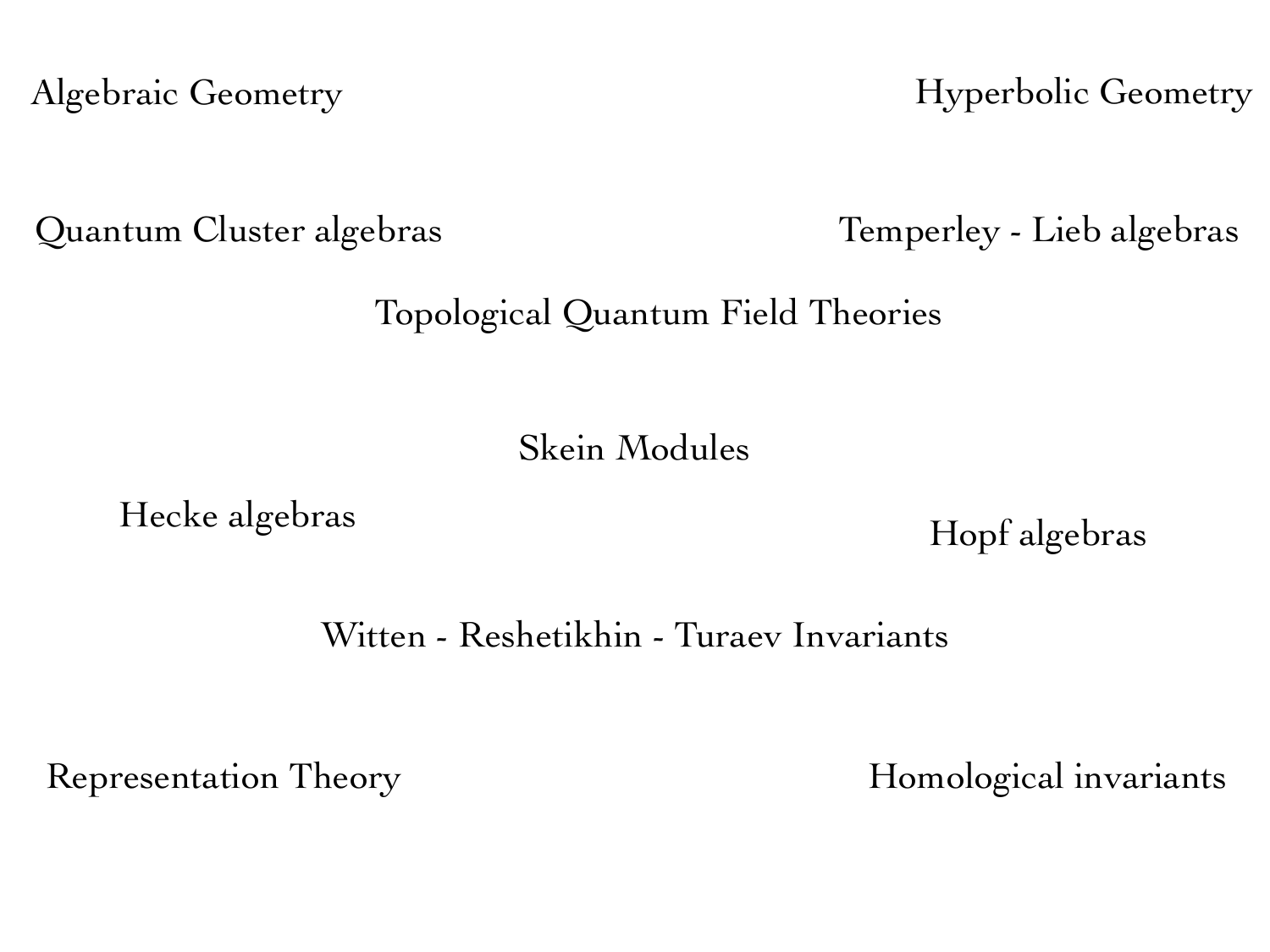Algebraic Geometry

Hyperbolic Geometry

Quantum Cluster algebras

Temperley - Lieb algebras

Topological Quantum Field Theories

Skein Modules

Hecke algebras

Hopf algebras

Witten - Reshetikhin - Turaev Invariants

Representation Theory

Homological invariants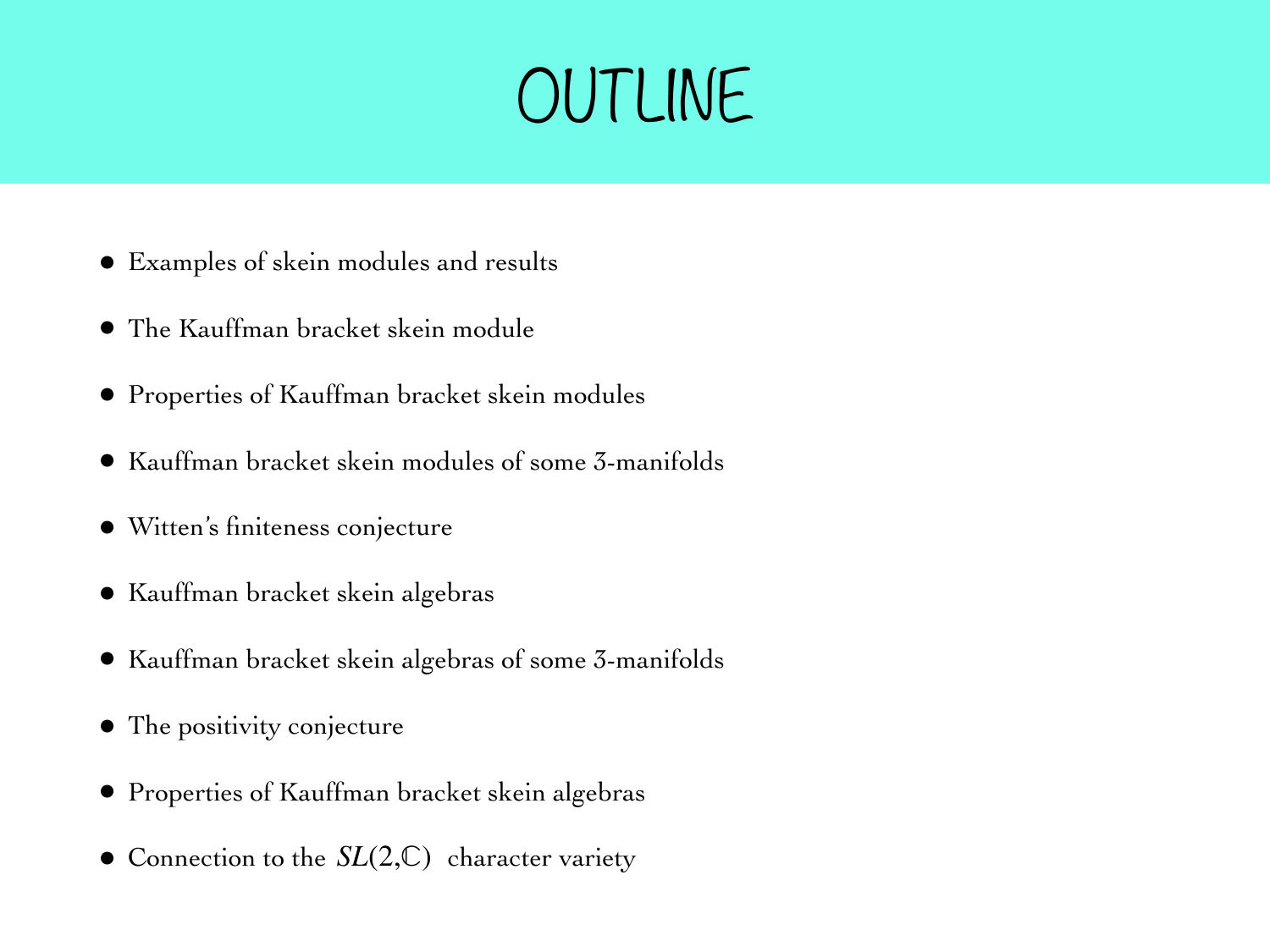# OUTLINE

- Examples of skein modules and results
- The Kauffman bracket skein module
- Properties of Kauffman bracket skein modules
- Kauffman bracket skein modules of some 3-manifolds
- Witten's finiteness conjecture
- Kauffman bracket skein algebras
- Kauffman bracket skein algebras of some 3-manifolds
- The positivity conjecture
- Properties of Kauffman bracket skein algebras
- Connection to the $SL(2,\mathbb{C})$ character variety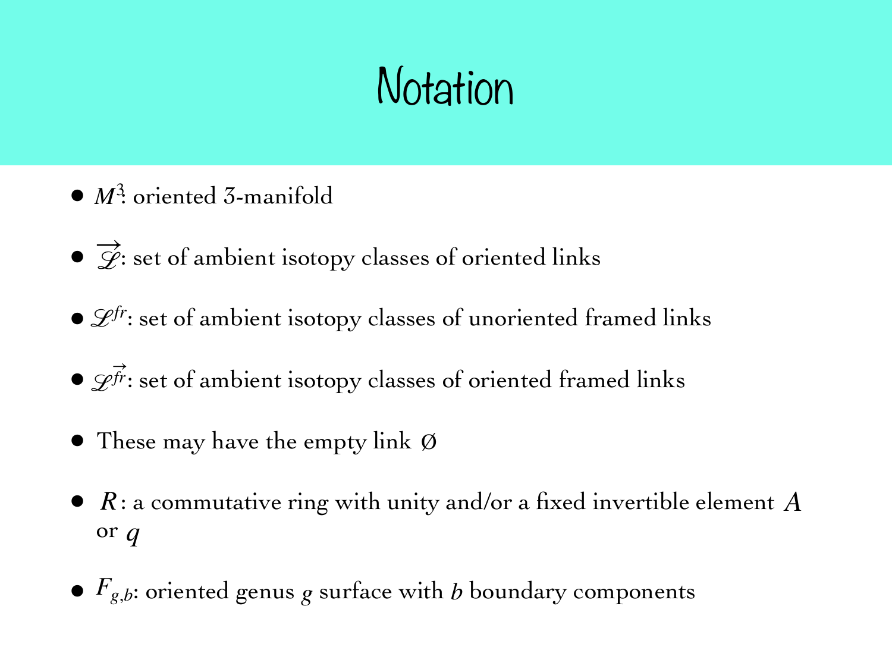# Notation

- $M^3$: oriented 3-manifold
- $\overrightarrow{\mathscr{L}}$: set of ambient isotopy classes of oriented links
- $\mathscr{L}^{fr}$: set of ambient isotopy classes of unoriented framed links
- $\mathscr{L}^{\vec{fr}}$: set of ambient isotopy classes of oriented framed links
- These may have the empty link Ø
- $R$: a commutative ring with unity and/or a fixed invertible element $A$ or $q$
- $F_{g,b}$: oriented genus $g$ surface with $b$ boundary components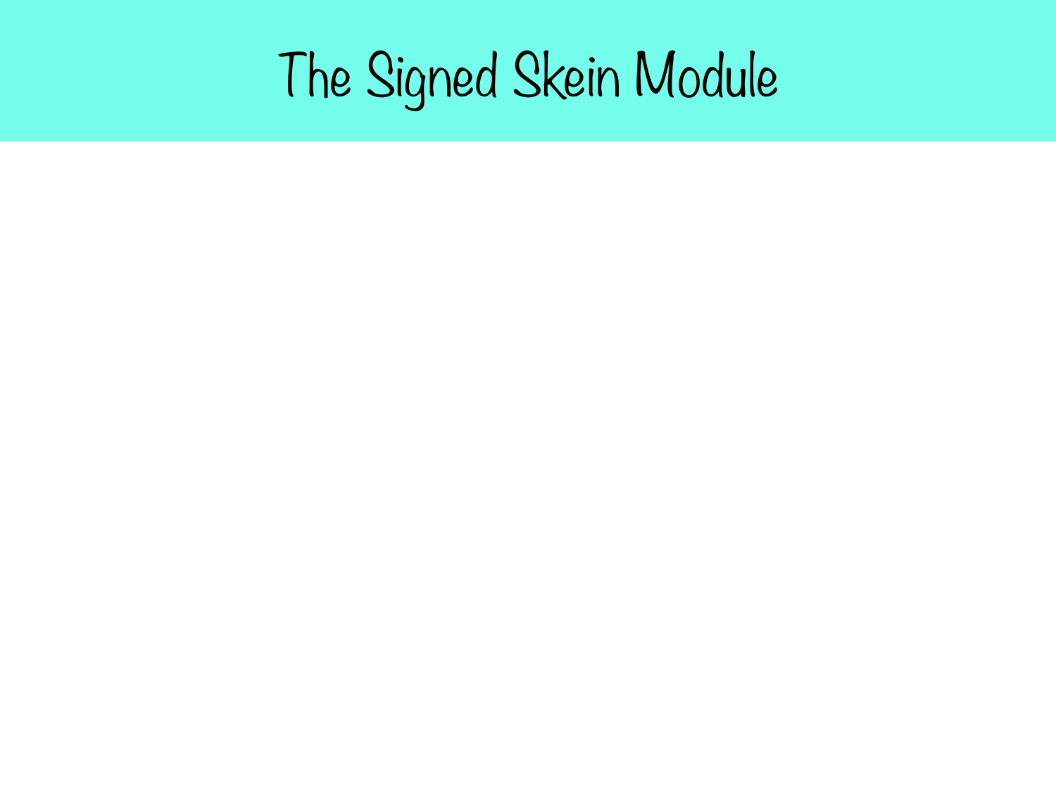# The Signed Skein Module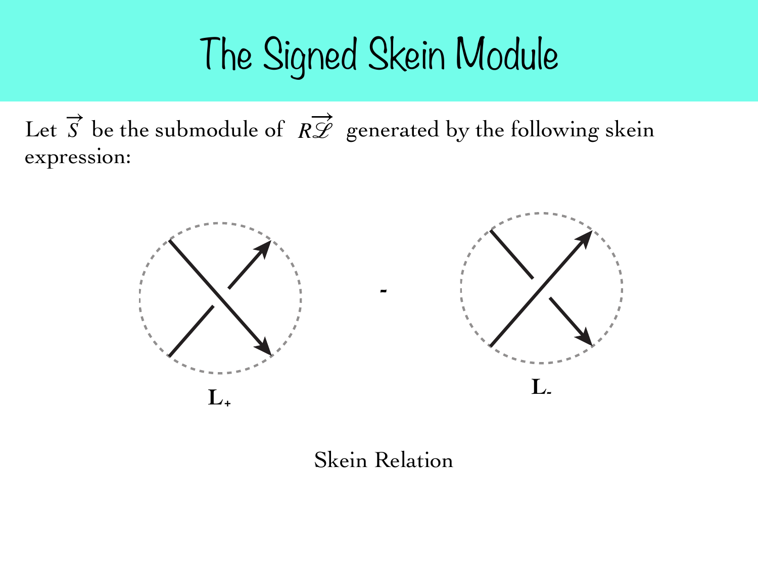# The Signed Skein Module

Let $\overrightarrow{S}$ be the submodule of $R\overrightarrow{\mathscr{L}}$ generated by the following skein expression:

$L_+$ - $L_-$

Skein Relation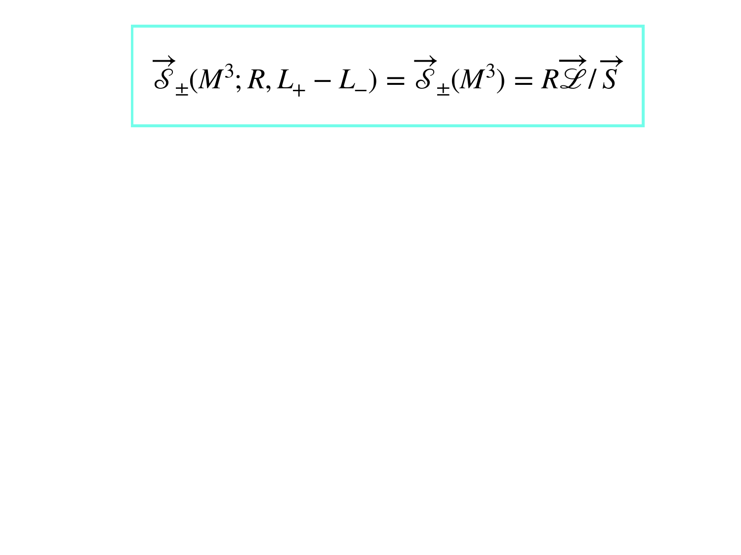$$\overrightarrow{\mathcal{S}}_{\pm}(M^3; R, L_+ - L_-) = \overrightarrow{\mathcal{S}}_{\pm}(M^3) = R\overrightarrow{\mathcal{L}}/\overrightarrow{S}$$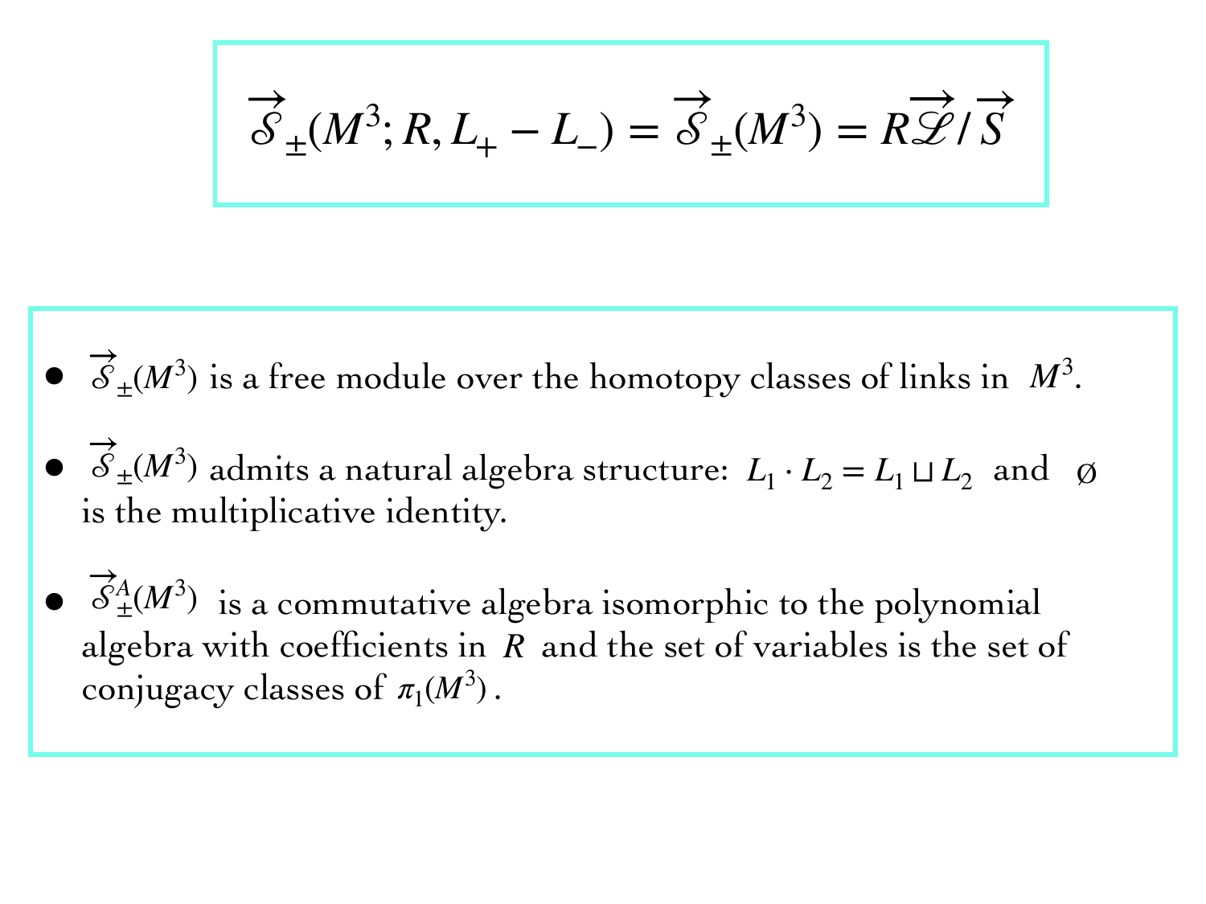$$\overrightarrow{\mathcal{S}}_{\pm}(M^3; R, L_+ - L_-) = \overrightarrow{\mathcal{S}}_{\pm}(M^3) = R\overrightarrow{\mathcal{L}}/\overrightarrow{S}$$

- $\overrightarrow{\mathcal{S}}_{\pm}(M^3)$ is a free module over the homotopy classes of links in $M^3$.
- $\overrightarrow{\mathcal{S}}_{\pm}(M^3)$ admits a natural algebra structure: $L_1 \cdot L_2 = L_1 \sqcup L_2$ and $\emptyset$ is the multiplicative identity.
- $\overrightarrow{\mathcal{S}}^{A}_{\pm}(M^3)$ is a commutative algebra isomorphic to the polynomial algebra with coefficients in $R$ and the set of variables is the set of conjugacy classes of $\pi_1(M^3)$.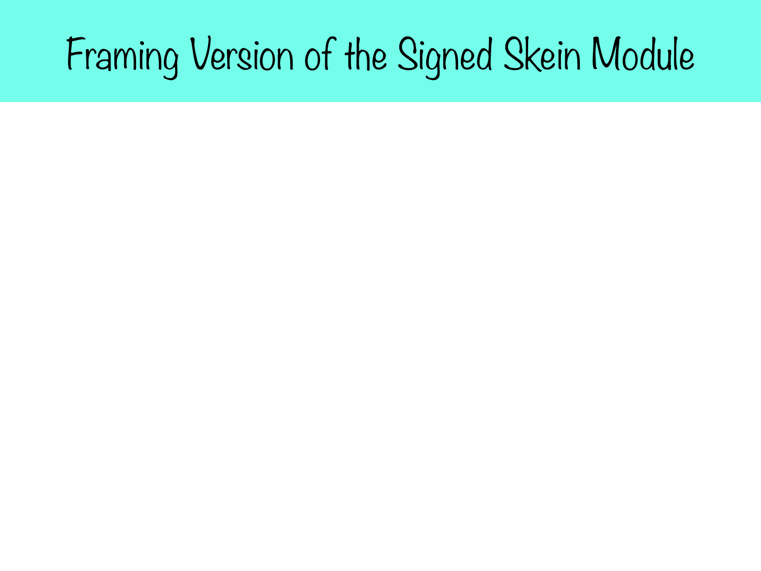# Framing Version of the Signed Skein Module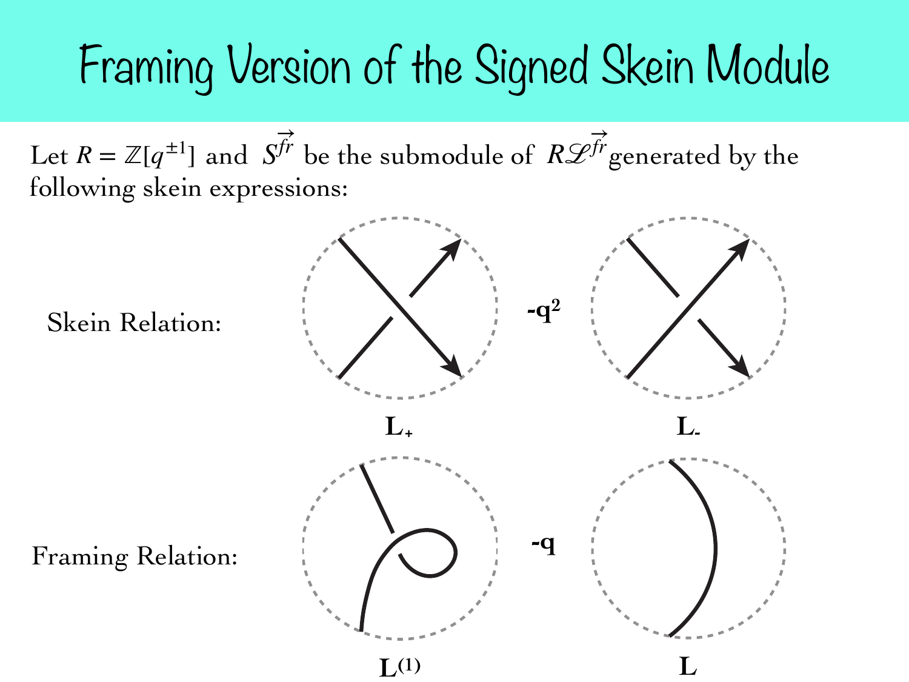# Framing Version of the Signed Skein Module

Let $R = \mathbb{Z}[q^{\pm 1}]$ and $S^{\vec{fr}}$ be the submodule of $R\mathscr{L}^{\vec{fr}}$ generated by the following skein expressions:

Skein Relation: $L_+ - q^2 L_-$

Framing Relation: $L^{(1)} - q L$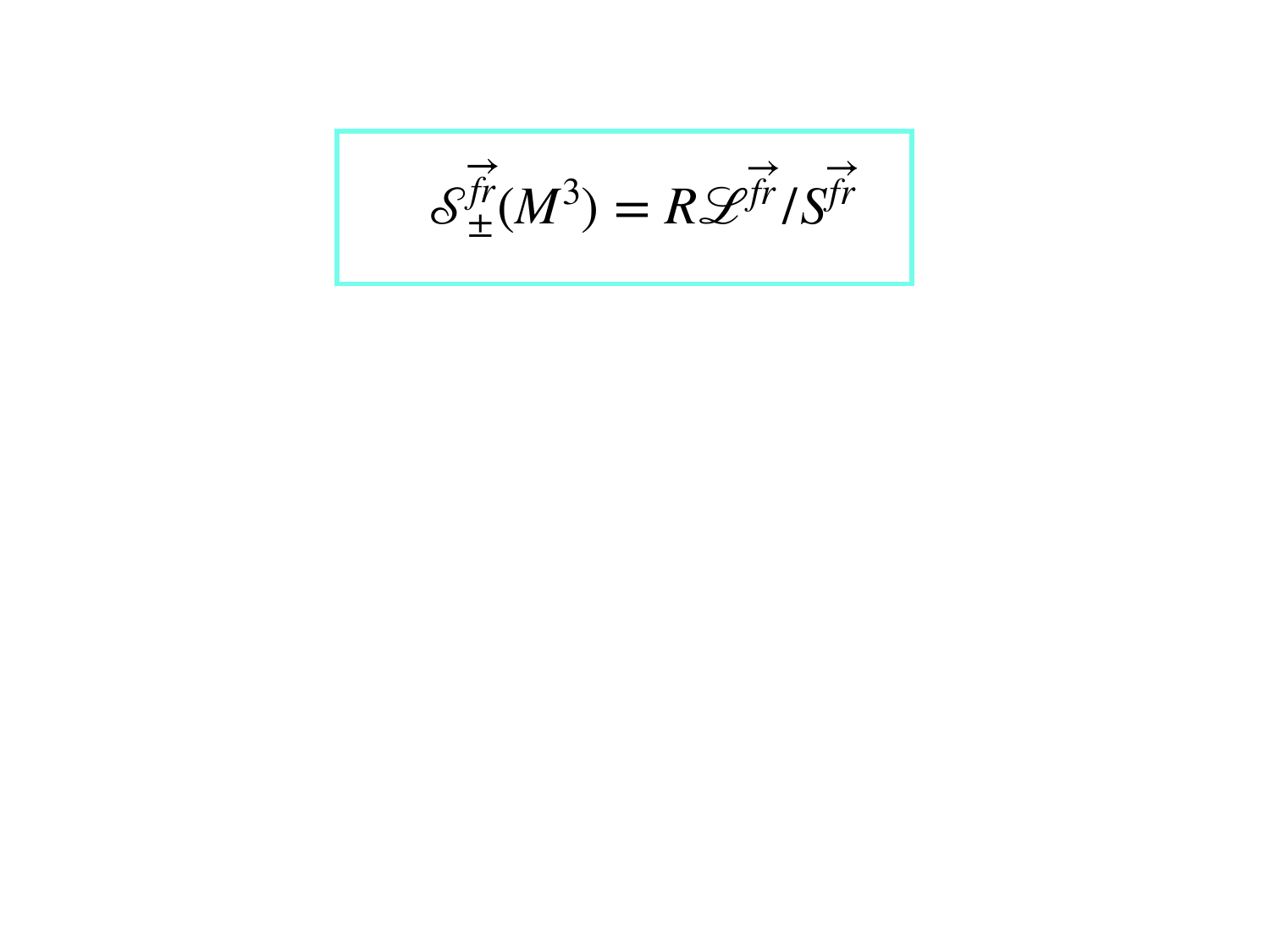$$\mathcal{S}_{\pm}^{\overrightarrow{fr}}(M^3) = R\mathcal{L}^{\overrightarrow{fr}}/S^{\overrightarrow{fr}}$$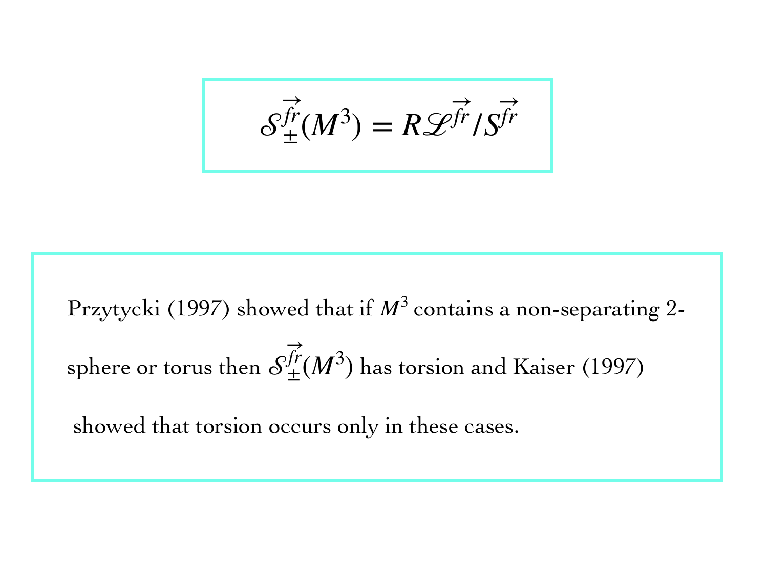$$\mathcal{S}_{\pm}^{\overrightarrow{fr}}(M^3) = R\mathcal{L}^{\overrightarrow{fr}}/S^{\overrightarrow{fr}}$$

Przytycki (1997) showed that if $M^3$ contains a non-separating 2-sphere or torus then $\mathcal{S}_{\pm}^{\overrightarrow{fr}}(M^3)$ has torsion and Kaiser (1997) showed that torsion occurs only in these cases.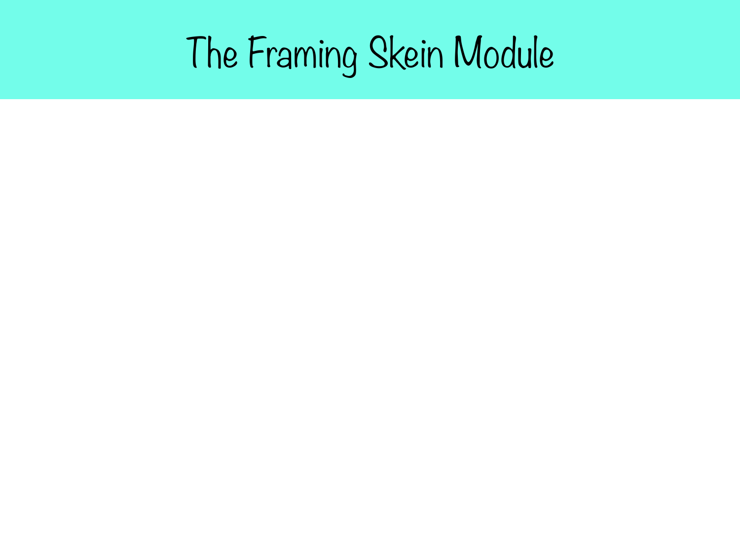# The Framing Skein Module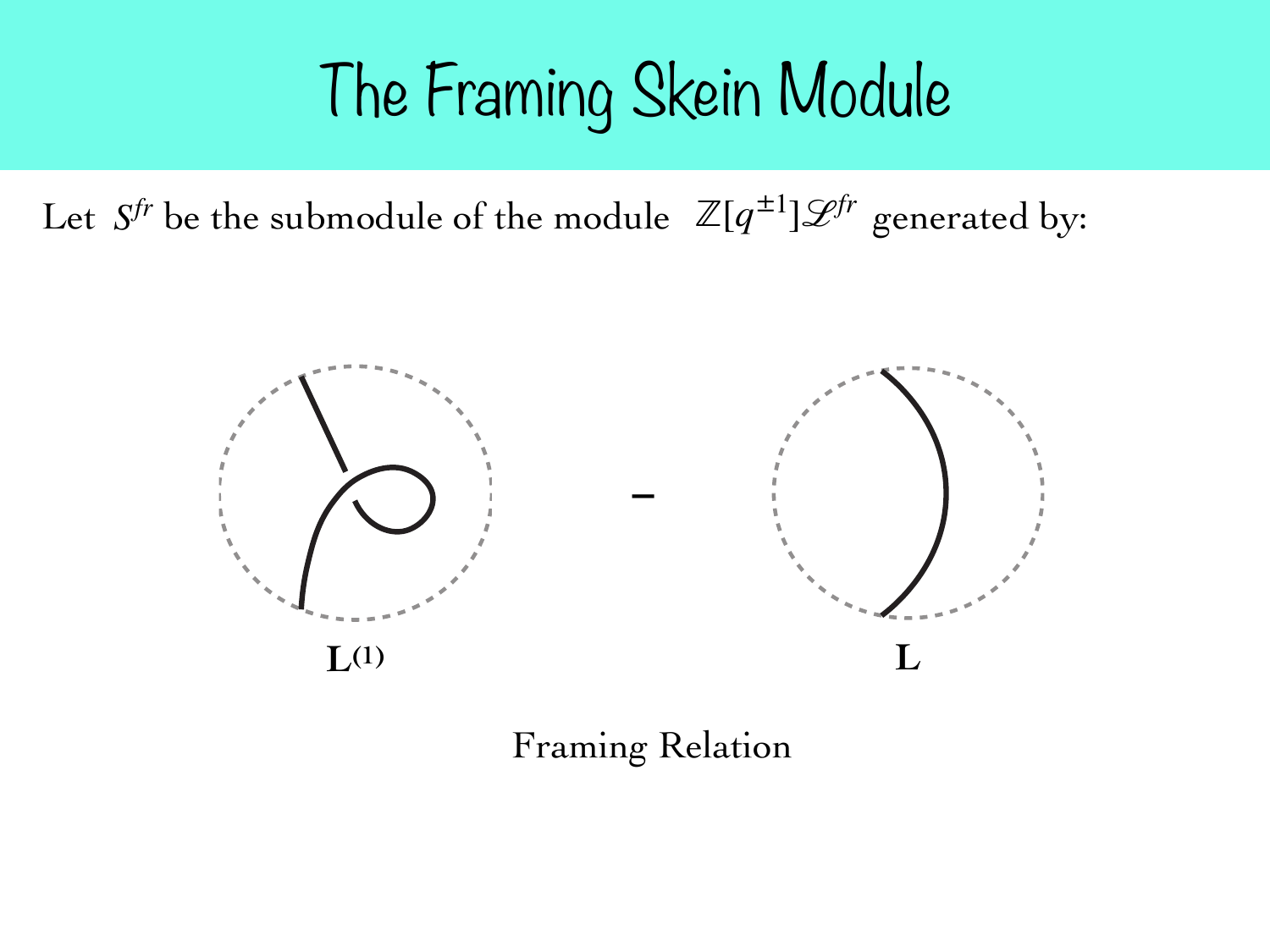# The Framing Skein Module

Let $S^{fr}$ be the submodule of the module $\mathbb{Z}[q^{\pm 1}]\mathscr{L}^{fr}$ generated by:

$\mathbf{L^{(1)}}$ – $\mathbf{L}$

Framing Relation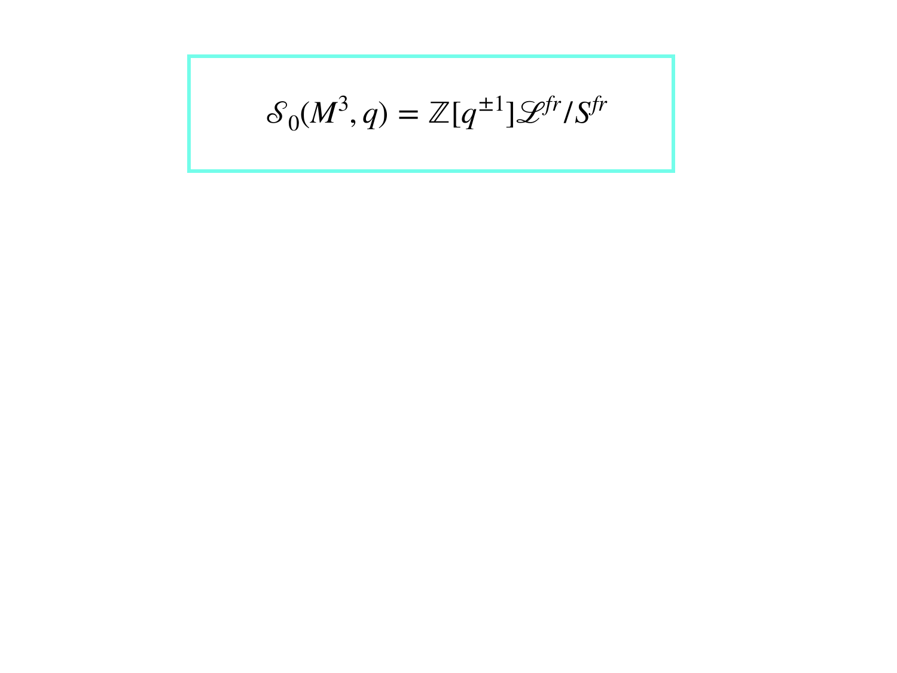$$\mathcal{S}_0(M^3, q) = \mathbb{Z}[q^{\pm 1}]\mathcal{L}^{fr}/S^{fr}$$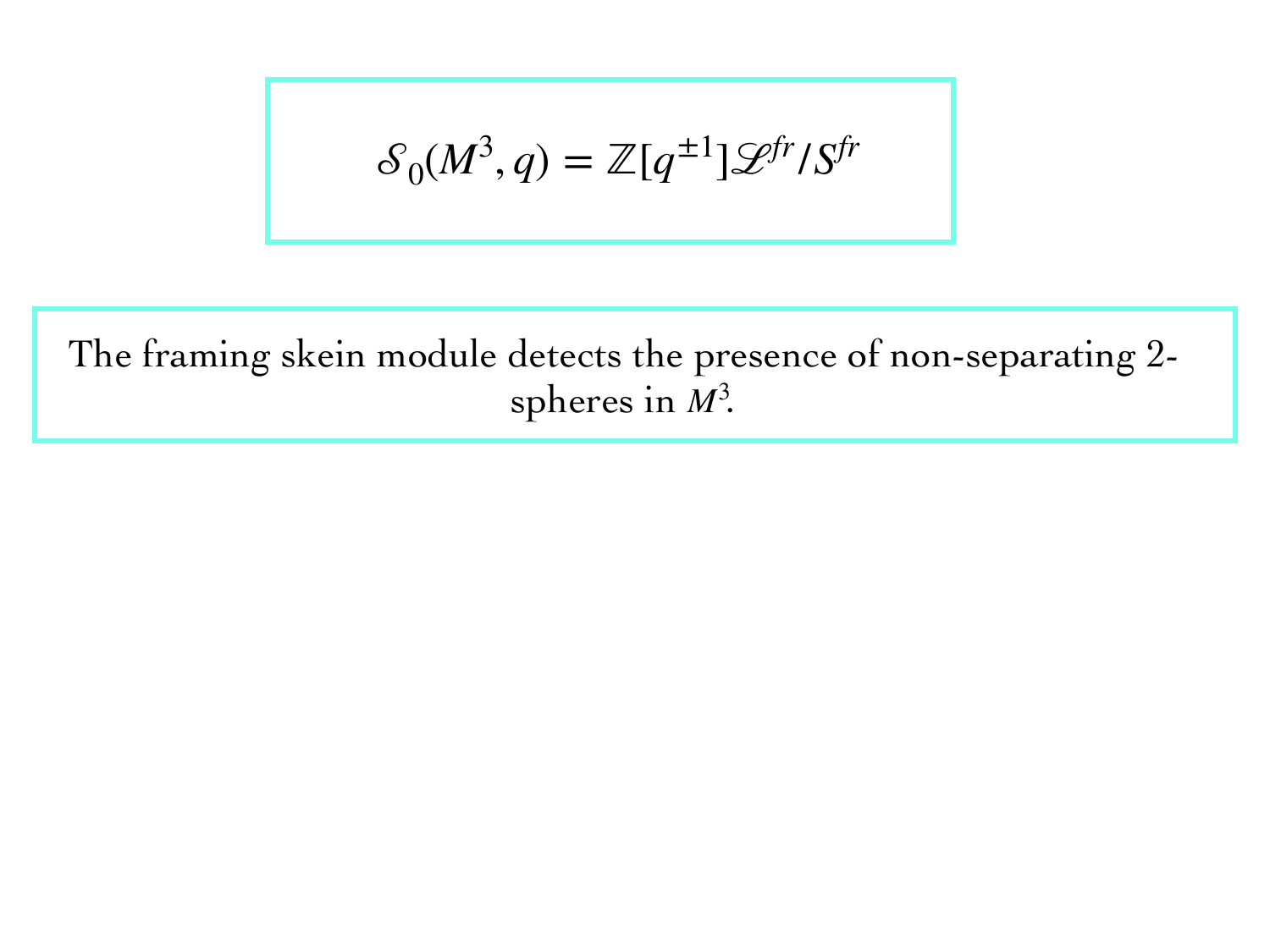$$\mathcal{S}_0(M^3, q) = \mathbb{Z}[q^{\pm 1}]\mathcal{L}^{fr}/S^{fr}$$

The framing skein module detects the presence of non-separating 2-spheres in $M^3$.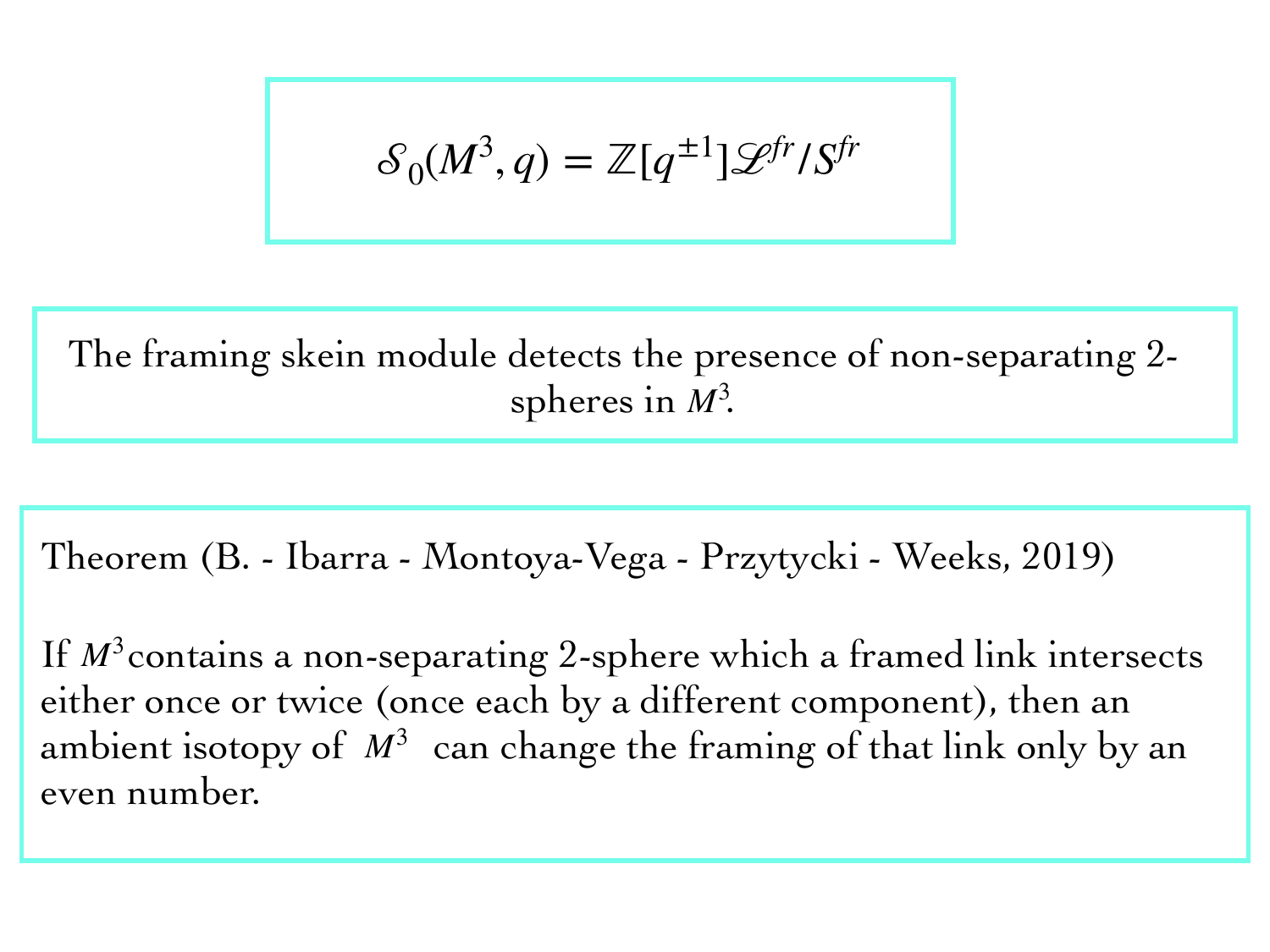$$\mathcal{S}_0(M^3, q) = \mathbb{Z}[q^{\pm 1}]\mathcal{L}^{fr}/S^{fr}$$

The framing skein module detects the presence of non-separating 2-spheres in $M^3$.

Theorem (B. - Ibarra - Montoya-Vega - Przytycki - Weeks, 2019)

If $M^3$ contains a non-separating 2-sphere which a framed link intersects either once or twice (once each by a different component), then an ambient isotopy of $M^3$ can change the framing of that link only by an even number.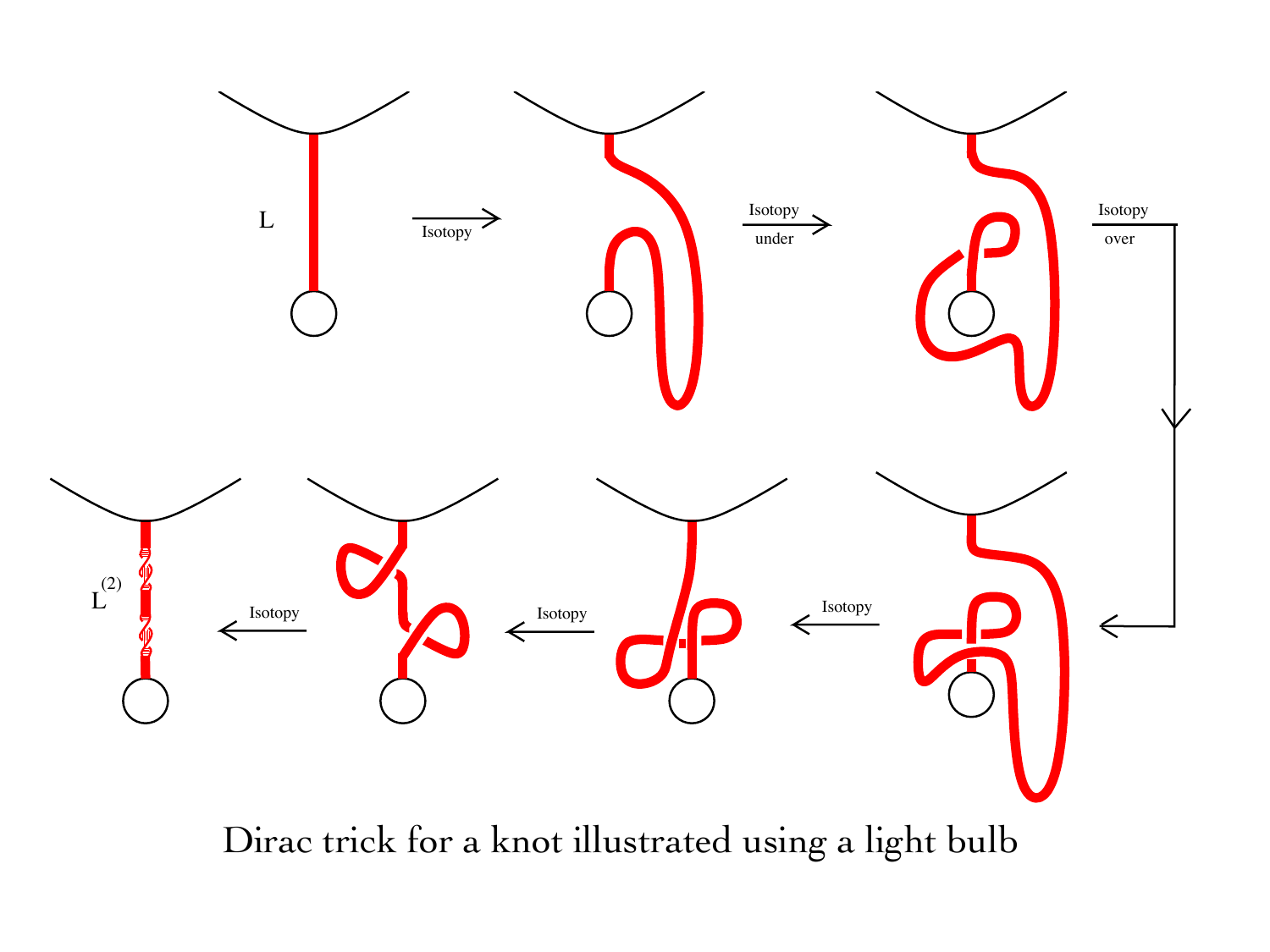Dirac trick for a knot illustrated using a light bulb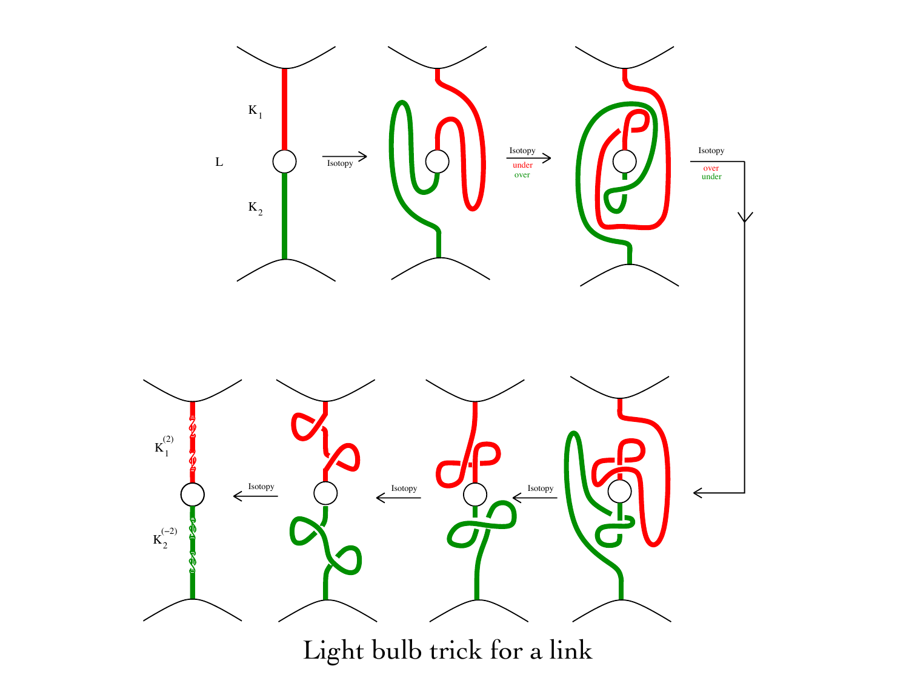L

$K_1$

$K_2$

Isotopy

Isotopy

under

over

Isotopy

over

under

Isotopy

Isotopy

Isotopy

$K_1^{(2)}$

$K_2^{(-2)}$

Light bulb trick for a link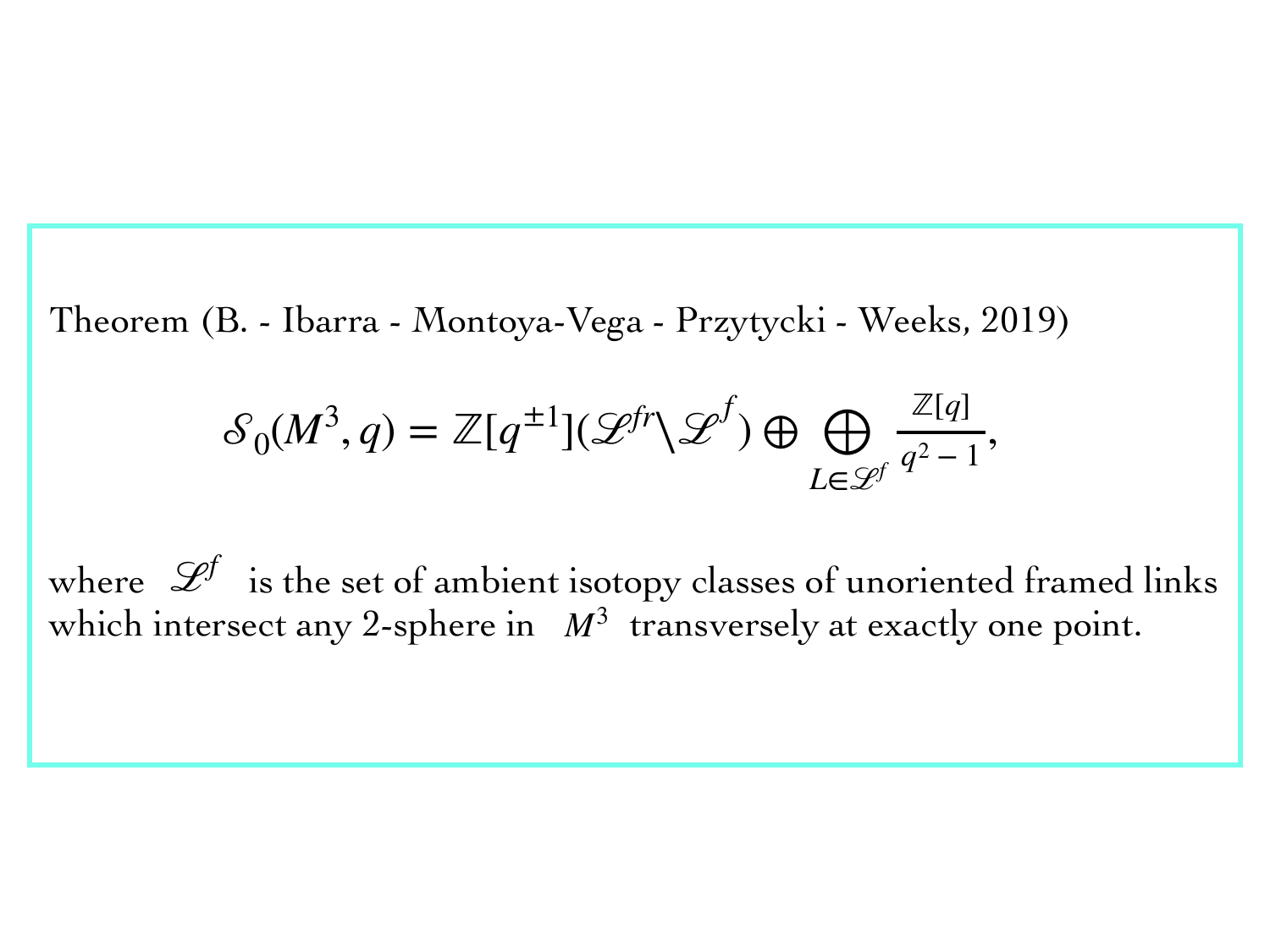Theorem (B. - Ibarra - Montoya-Vega - Przytycki - Weeks, 2019)

$$\mathcal{S}_0(M^3, q) = \mathbb{Z}[q^{\pm 1}](\mathscr{L}^{fr} \backslash \mathscr{L}^f) \oplus \bigoplus_{L \in \mathscr{L}^f} \frac{\mathbb{Z}[q]}{q^2 - 1},$$

where $\mathscr{L}^f$ is the set of ambient isotopy classes of unoriented framed links which intersect any 2-sphere in $M^3$ transversely at exactly one point.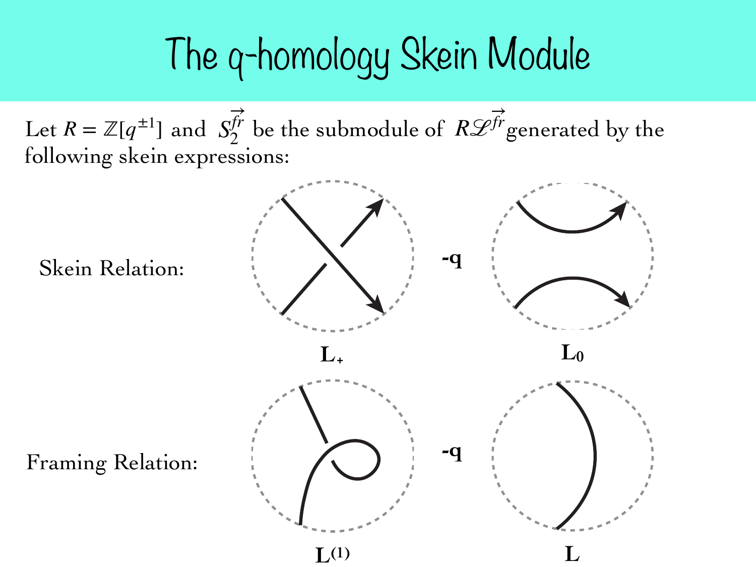# The q-homology Skein Module

Let $R = \mathbb{Z}[q^{\pm 1}]$ and $S_2^{\vec{fr}}$ be the submodule of $R\mathscr{L}^{\vec{fr}}$ generated by the following skein expressions:

Skein Relation: $L_+ - q\, L_0$

Framing Relation: $L^{(1)} - q\, L$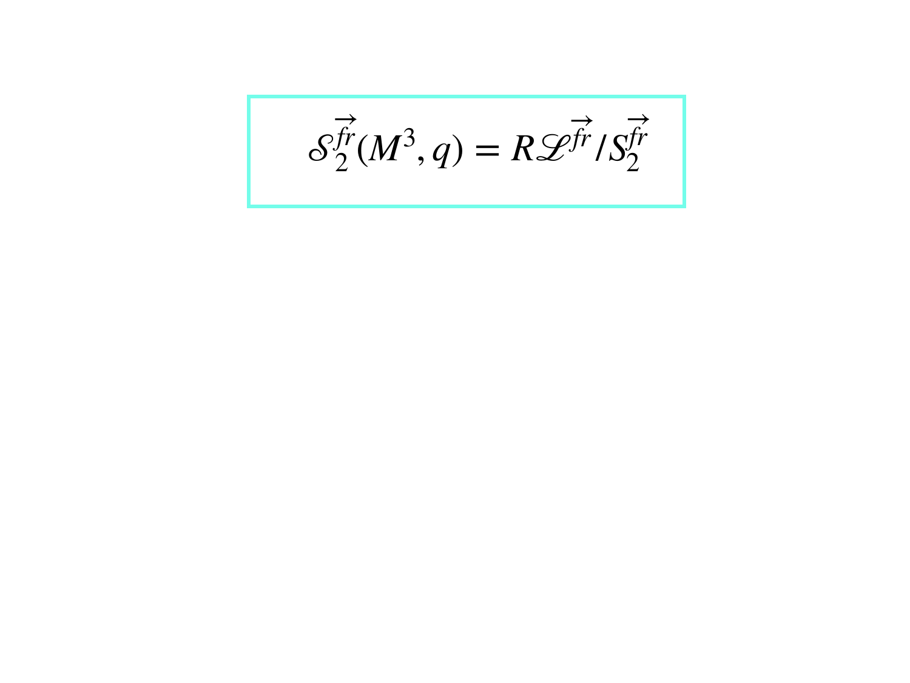$$\mathcal{S}_2^{\overrightarrow{fr}}(M^3, q) = R\mathscr{L}^{\overrightarrow{fr}} / S_2^{\overrightarrow{fr}}$$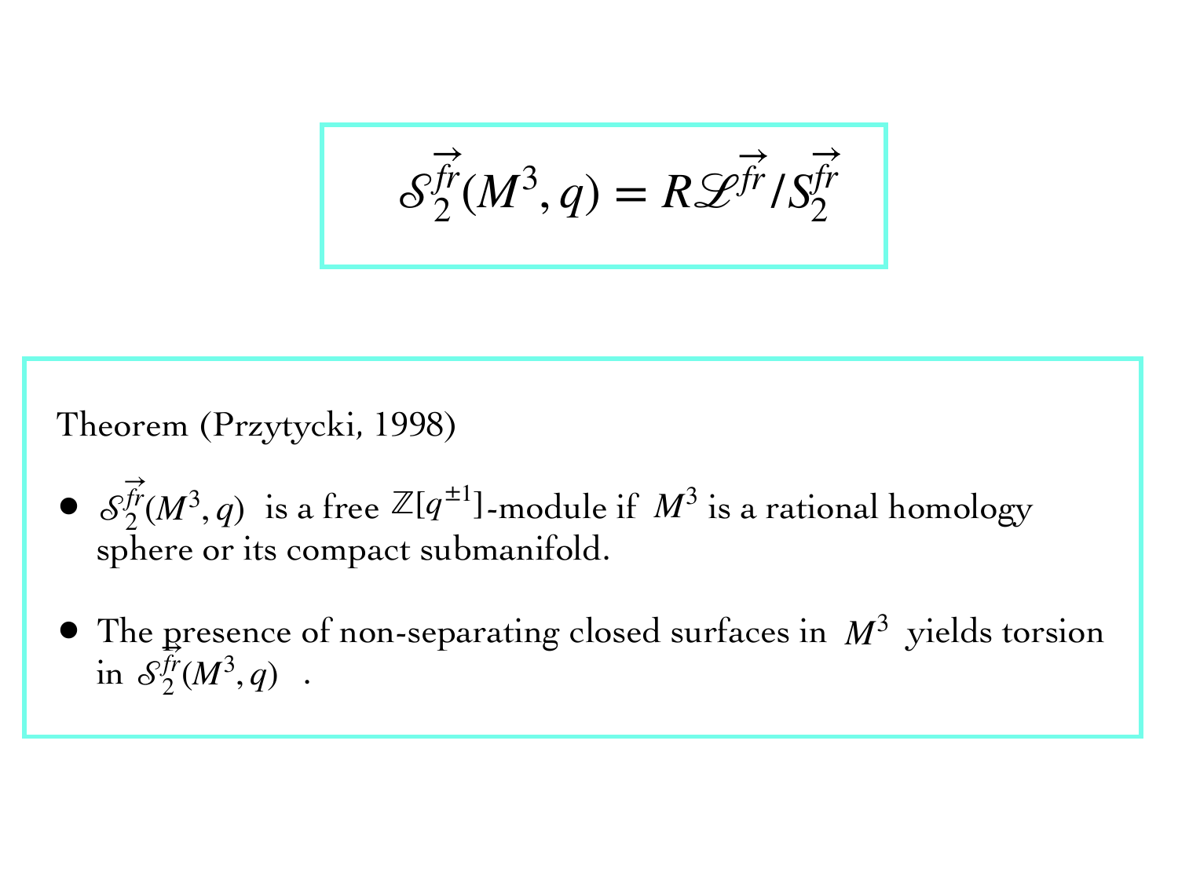$$\mathcal{S}_2^{\overrightarrow{fr}}(M^3, q) = R\mathcal{L}^{\overrightarrow{fr}} / S_2^{\overrightarrow{fr}}$$

Theorem (Przytycki, 1998)

- $\mathcal{S}_2^{\overrightarrow{fr}}(M^3, q)$ is a free $\mathbb{Z}[q^{\pm 1}]$-module if $M^3$ is a rational homology sphere or its compact submanifold.
- The presence of non-separating closed surfaces in $M^3$ yields torsion in $\mathcal{S}_2^{\overrightarrow{fr}}(M^3, q)$.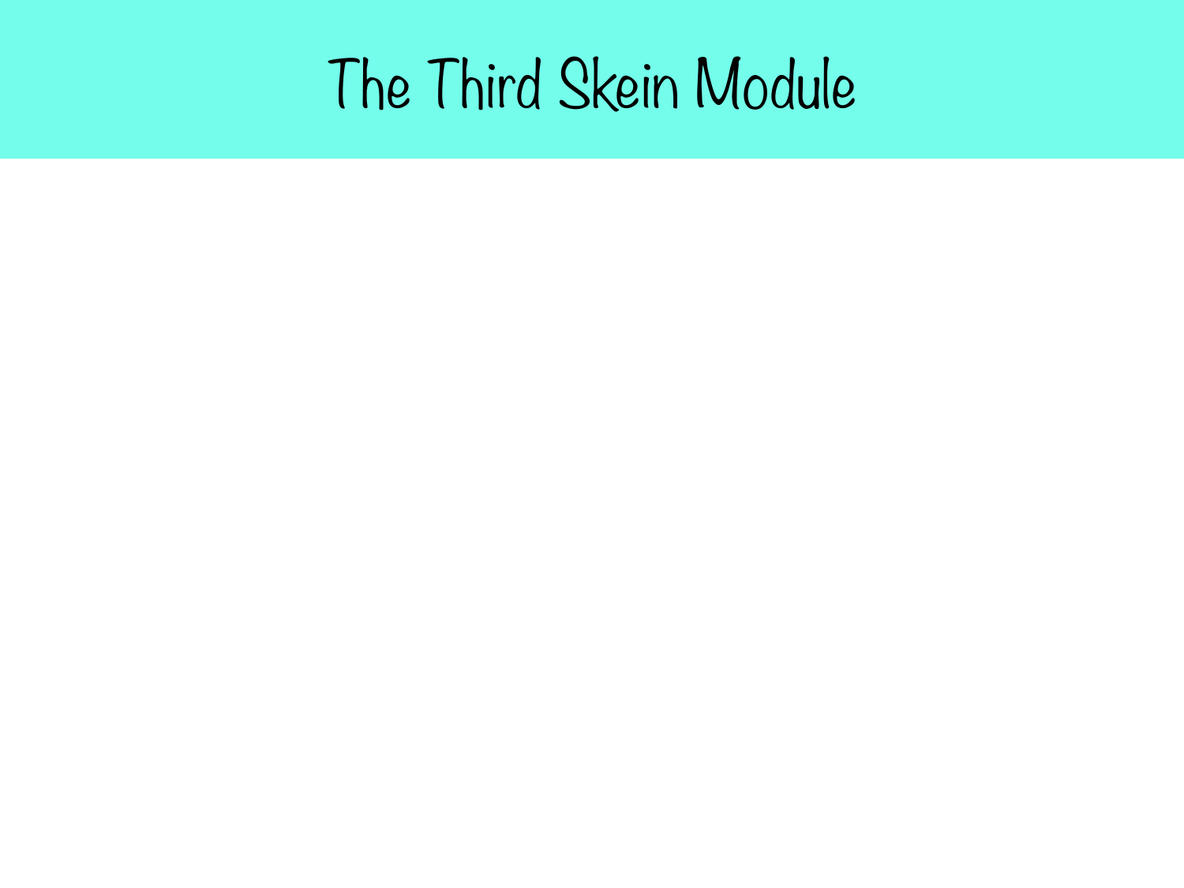# The Third Skein Module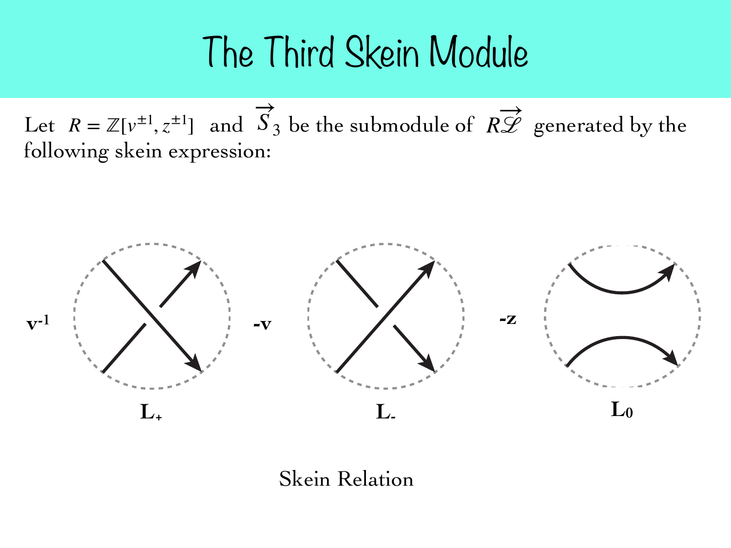# The Third Skein Module

Let $R = \mathbb{Z}[v^{\pm 1}, z^{\pm 1}]$ and $\overrightarrow{S}_3$ be the submodule of $R\overrightarrow{\mathscr{L}}$ generated by the following skein expression:

$$v^{-1} L_+ - v L_- - z L_0$$

Skein Relation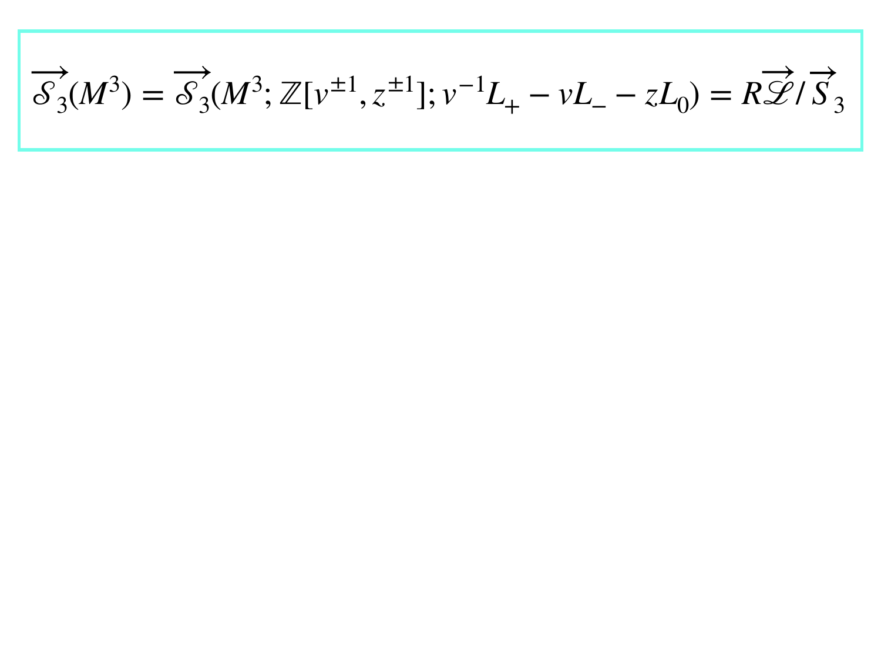$$\overrightarrow{\mathcal{S}_3}(M^3) = \overrightarrow{\mathcal{S}_3}(M^3; \mathbb{Z}[v^{\pm 1}, z^{\pm 1}]; v^{-1}L_+ - vL_- - zL_0) = R\overrightarrow{\mathcal{L}} / \overrightarrow{S}_3$$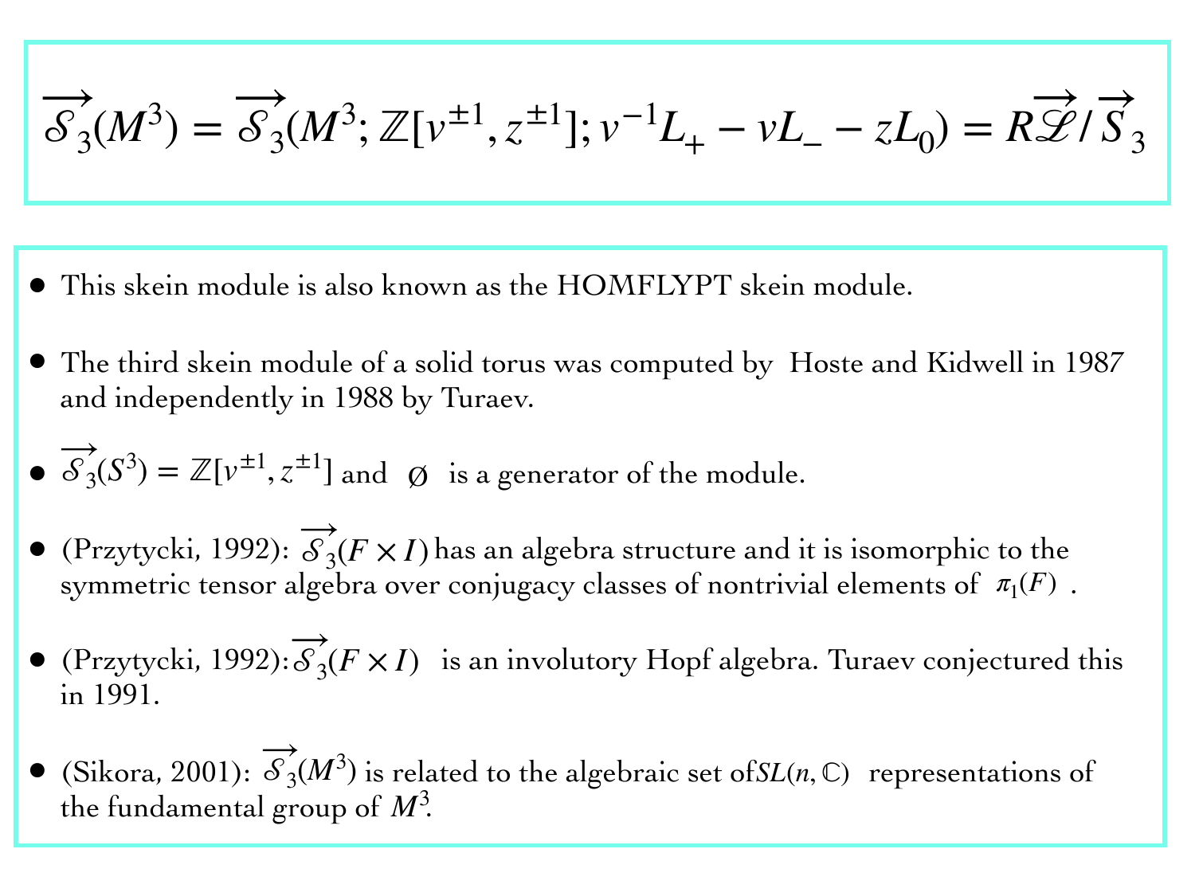$$\overrightarrow{\mathcal{S}_3}(M^3) = \overrightarrow{\mathcal{S}_3}(M^3; \mathbb{Z}[v^{\pm 1}, z^{\pm 1}]; v^{-1}L_+ - vL_- - zL_0) = R\overrightarrow{\mathcal{L}}/\overrightarrow{S}_3$$

- This skein module is also known as the HOMFLYPT skein module.
- The third skein module of a solid torus was computed by Hoste and Kidwell in 1987 and independently in 1988 by Turaev.
- $\overrightarrow{\mathcal{S}_3}(S^3) = \mathbb{Z}[v^{\pm 1}, z^{\pm 1}]$ and $\emptyset$ is a generator of the module.
- (Przytycki, 1992): $\overrightarrow{\mathcal{S}_3}(F \times I)$ has an algebra structure and it is isomorphic to the symmetric tensor algebra over conjugacy classes of nontrivial elements of $\pi_1(F)$.
- (Przytycki, 1992): $\overrightarrow{\mathcal{S}_3}(F \times I)$ is an involutory Hopf algebra. Turaev conjectured this in 1991.
- (Sikora, 2001): $\overrightarrow{\mathcal{S}_3}(M^3)$ is related to the algebraic set of $SL(n, \mathbb{C})$ representations of the fundamental group of $M^3$.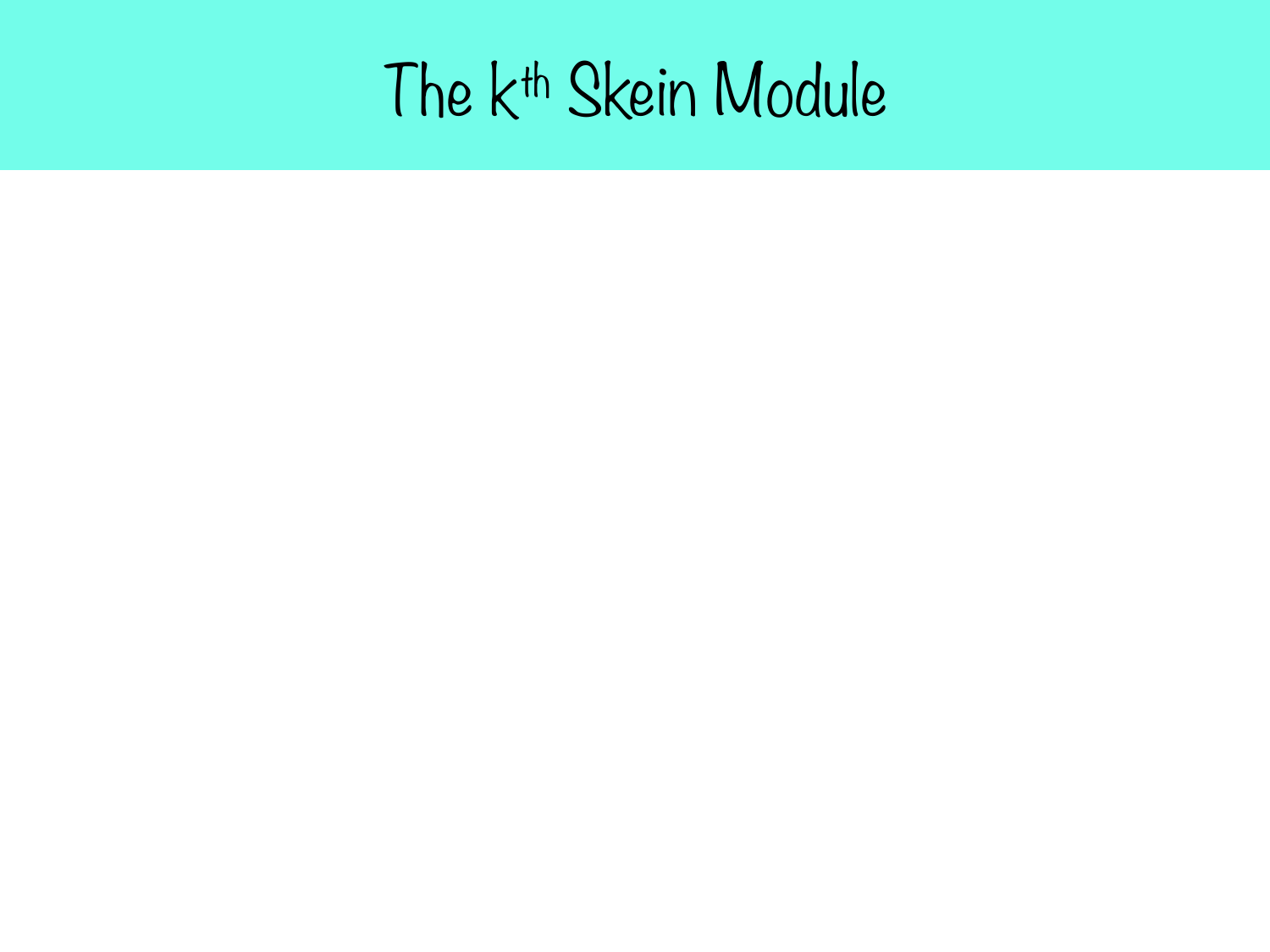# The $k^{th}$ Skein Module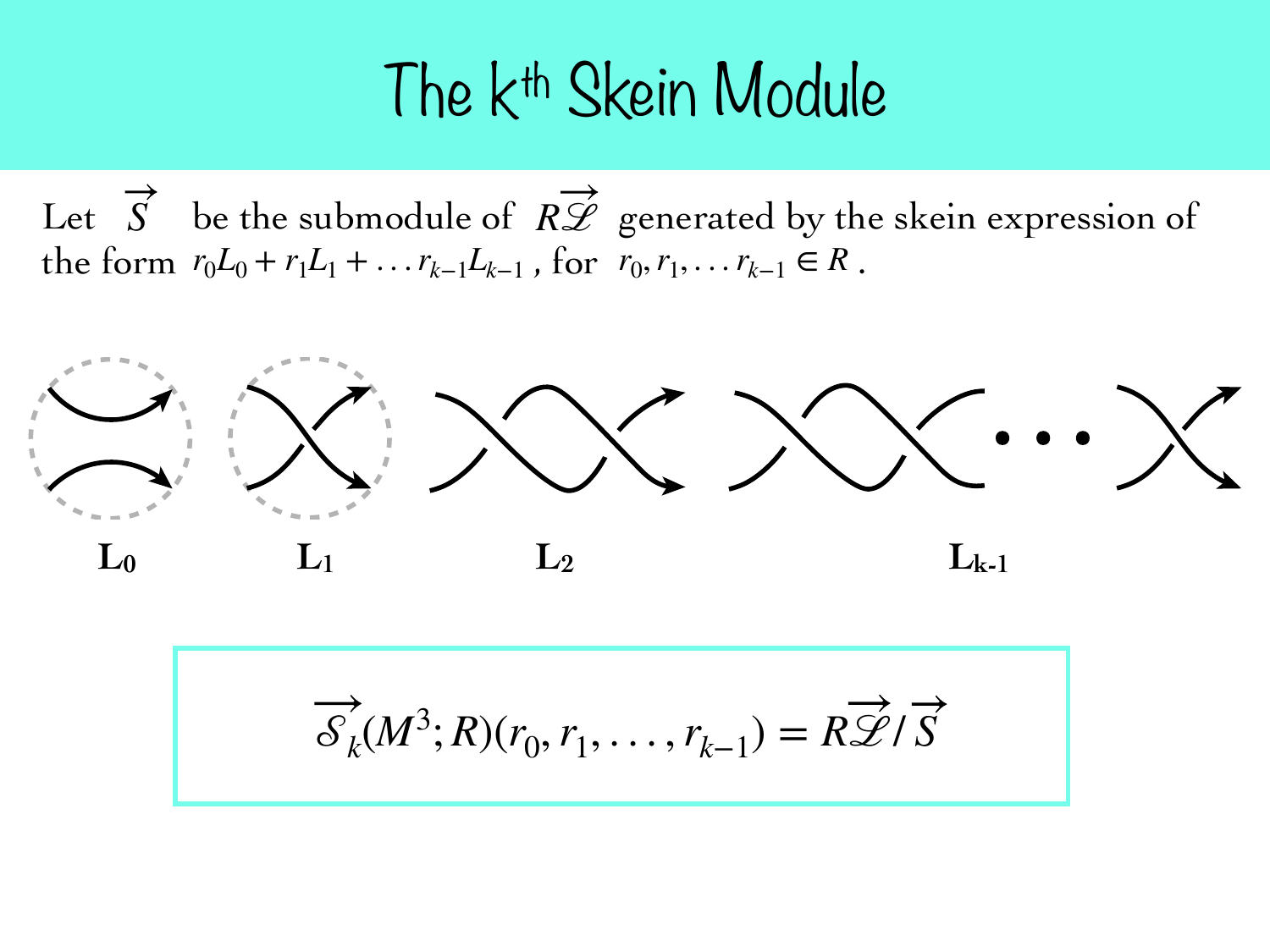# The k^th Skein Module

Let $\overrightarrow{S}$ be the submodule of $R\overrightarrow{\mathscr{L}}$ generated by the skein expression of the form $r_0 L_0 + r_1 L_1 + \ldots r_{k-1} L_{k-1}$, for $r_0, r_1, \ldots r_{k-1} \in R$.

**L0** **L1** **L2** **Lk-1**

$$\overrightarrow{\mathcal{S}}_k(M^3; R)(r_0, r_1, \ldots, r_{k-1}) = R\overrightarrow{\mathscr{L}} / \overrightarrow{S}$$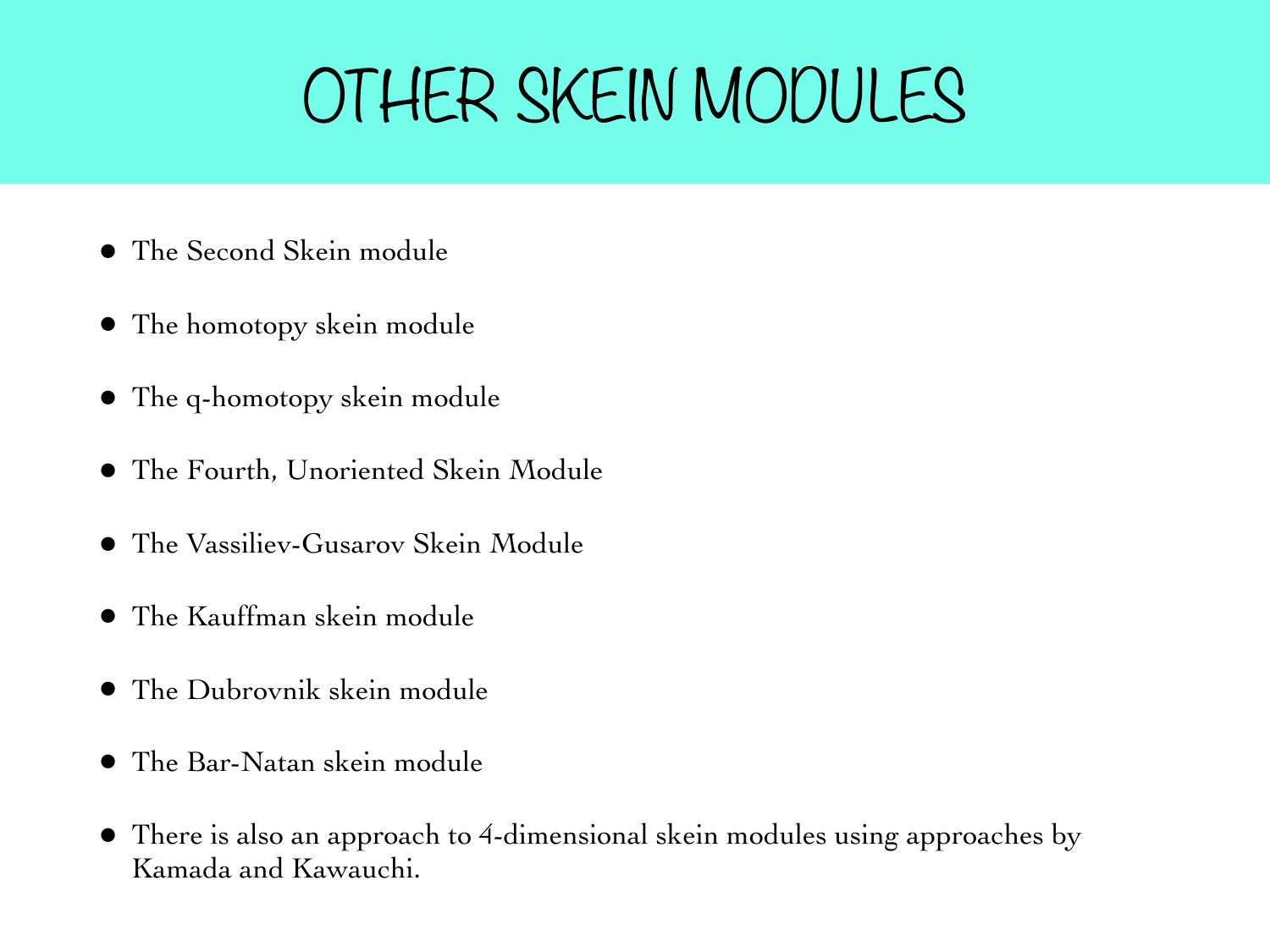# OTHER SKEIN MODULES

- The Second Skein module
- The homotopy skein module
- The q-homotopy skein module
- The Fourth, Unoriented Skein Module
- The Vassiliev-Gusarov Skein Module
- The Kauffman skein module
- The Dubrovnik skein module
- The Bar-Natan skein module
- There is also an approach to 4-dimensional skein modules using approaches by Kamada and Kawauchi.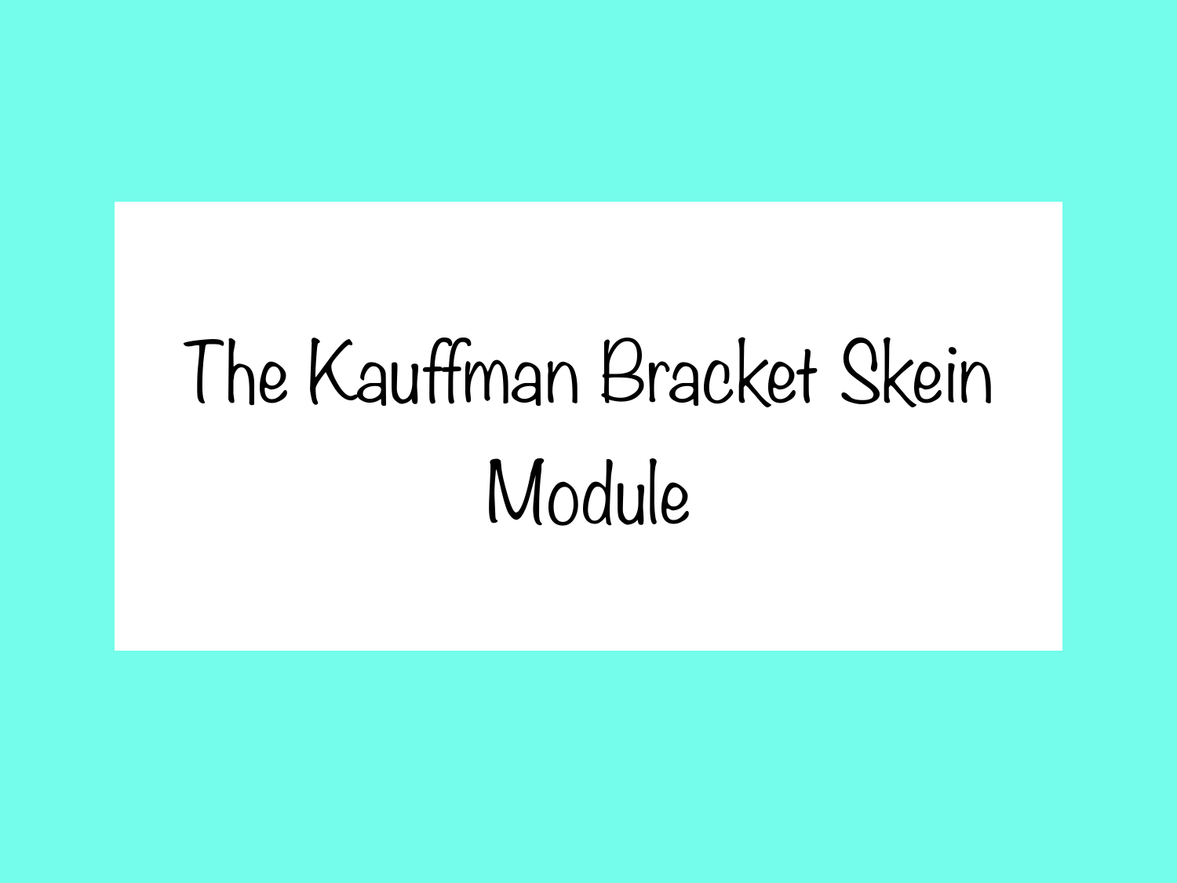# The Kauffman Bracket Skein Module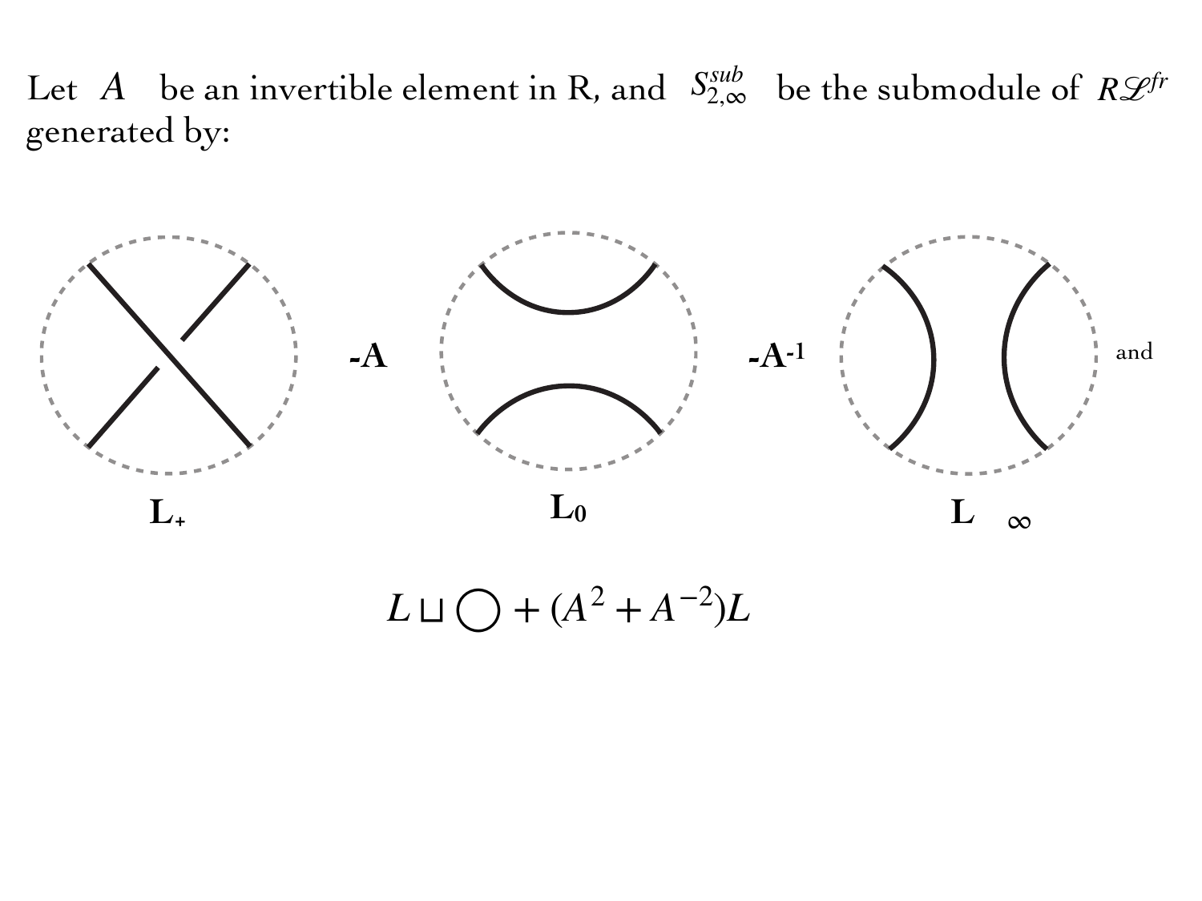Let $A$ be an invertible element in R, and $S_{2,\infty}^{sub}$ be the submodule of $R\mathcal{L}^{fr}$ generated by:

$L_+$ **-A** $L_0$ **-A**$^{-1}$ $L_\infty$ and

$$L \sqcup \bigcirc + (A^2 + A^{-2})L$$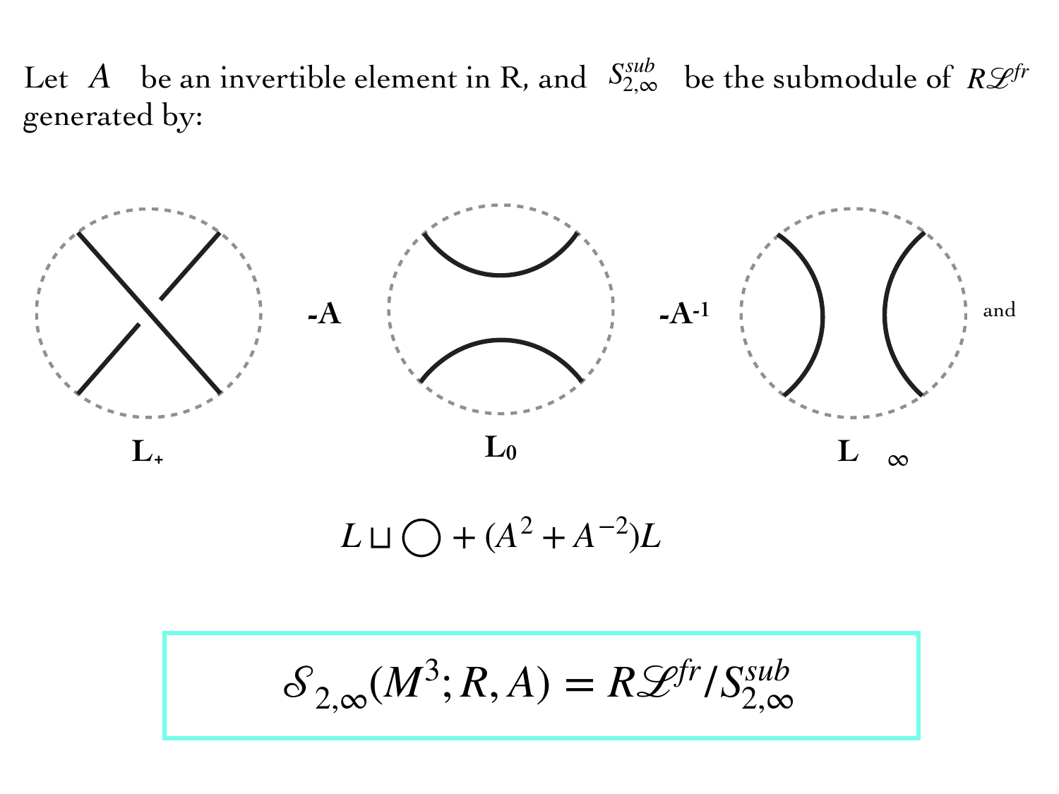Let $A$ be an invertible element in R, and $S_{2,\infty}^{sub}$ be the submodule of $R\mathcal{L}^{fr}$ generated by:

$L_+$ **-A** $L_0$ **-A**$^{-1}$ $L_\infty$ and

$$L \sqcup \bigcirc + (A^2 + A^{-2})L$$

$$\mathcal{S}_{2,\infty}(M^3; R, A) = R\mathcal{L}^{fr} / S_{2,\infty}^{sub}$$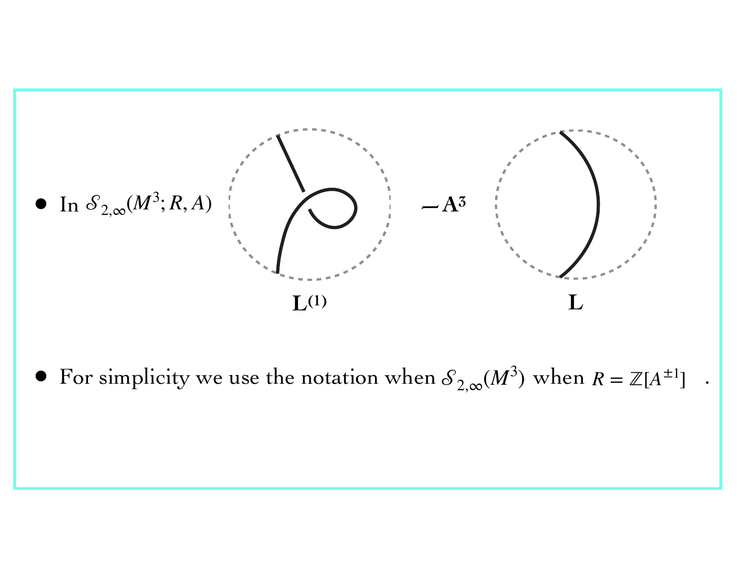- In $\mathcal{S}_{2,\infty}(M^3; R, A)$ $\quad \mathbf{L^{(1)}} - \mathbf{A^3} \; \mathbf{L}$

- For simplicity we use the notation when $\mathcal{S}_{2,\infty}(M^3)$ when $R = \mathbb{Z}[A^{\pm 1}]$ .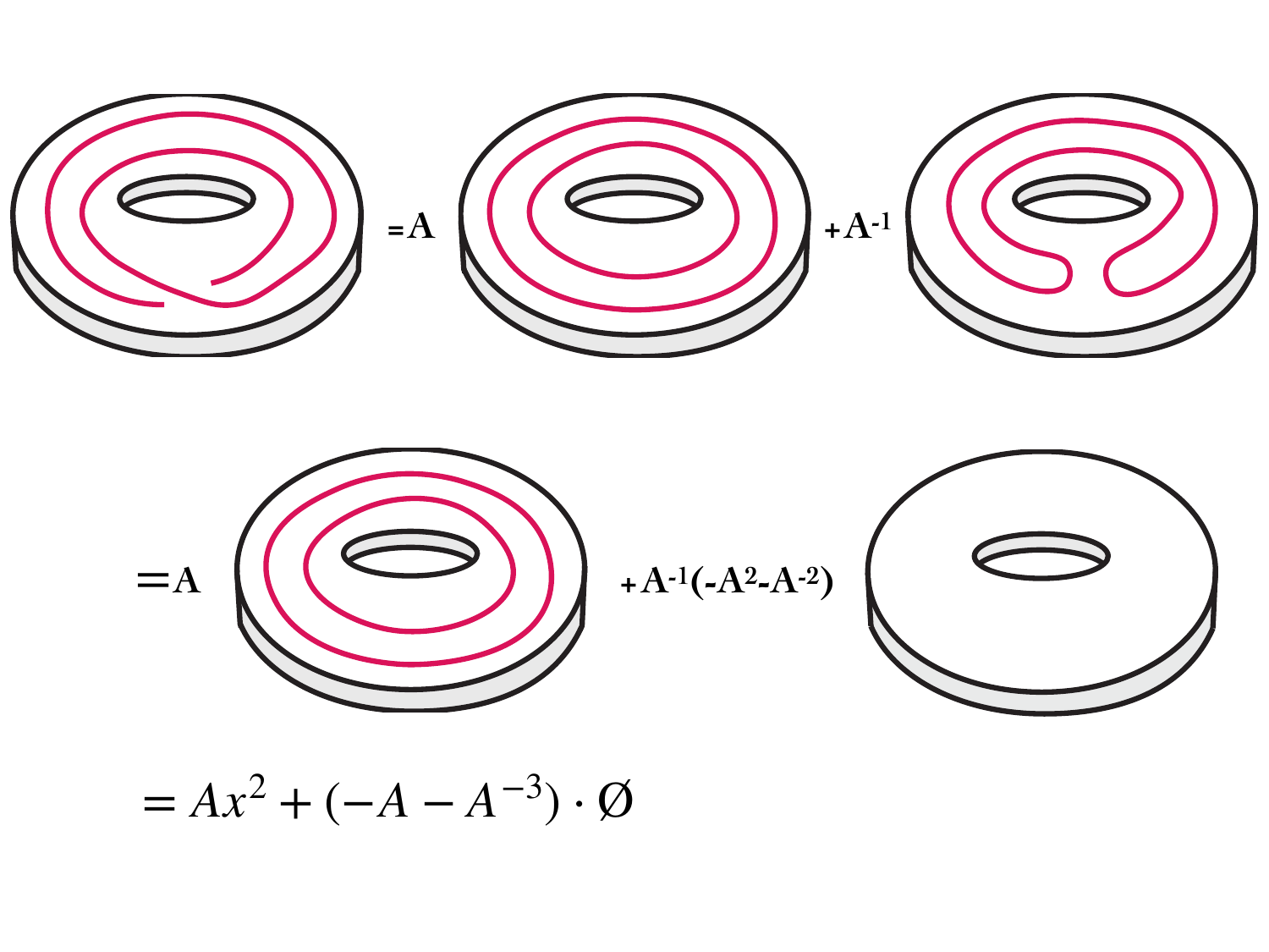$= A$ $+ A^{-1}$

$= A$ $+ A^{-1}(-A^2 - A^{-2})$

$$= Ax^2 + (-A - A^{-3}) \cdot \emptyset$$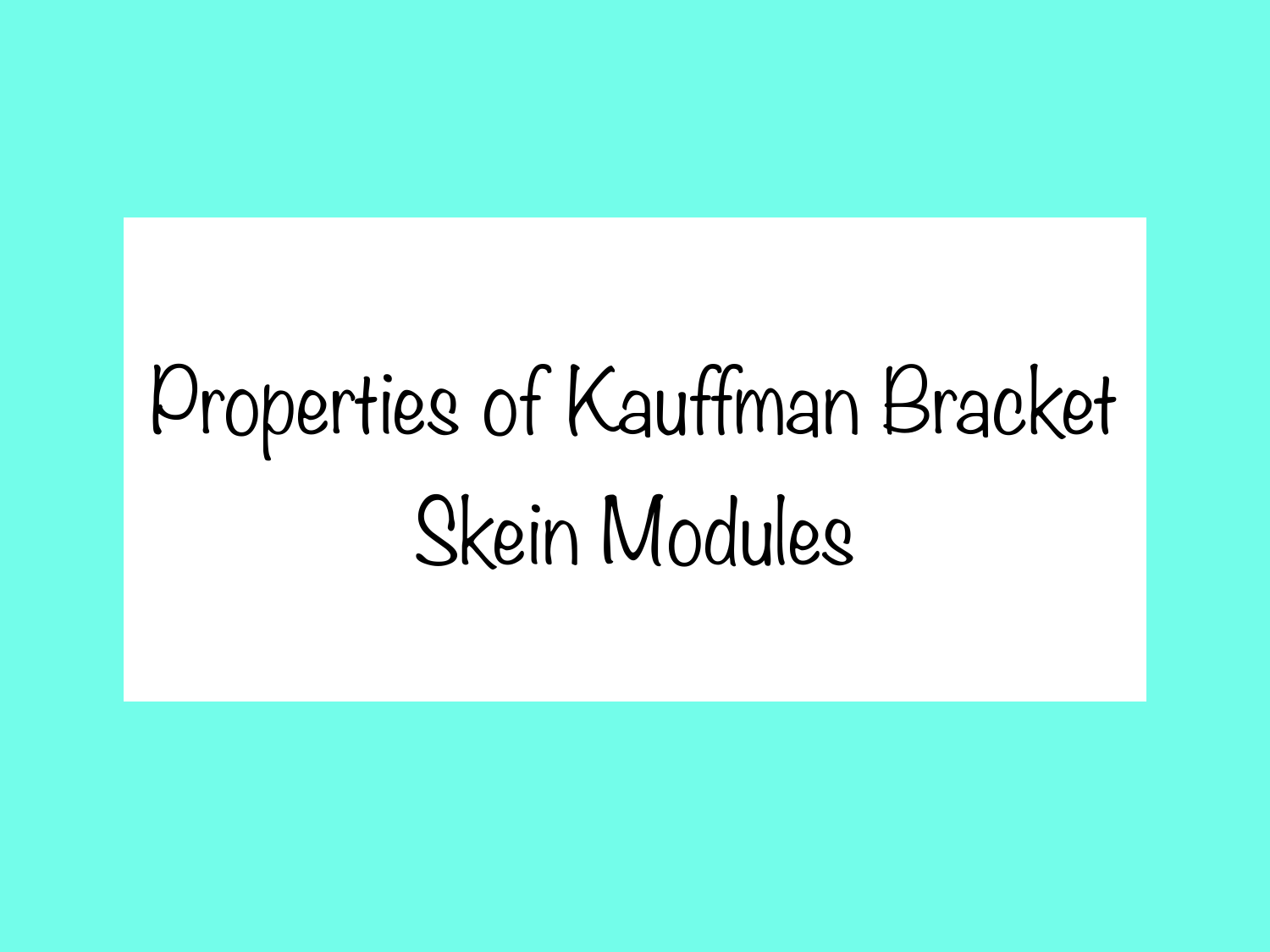# Properties of Kauffman Bracket Skein Modules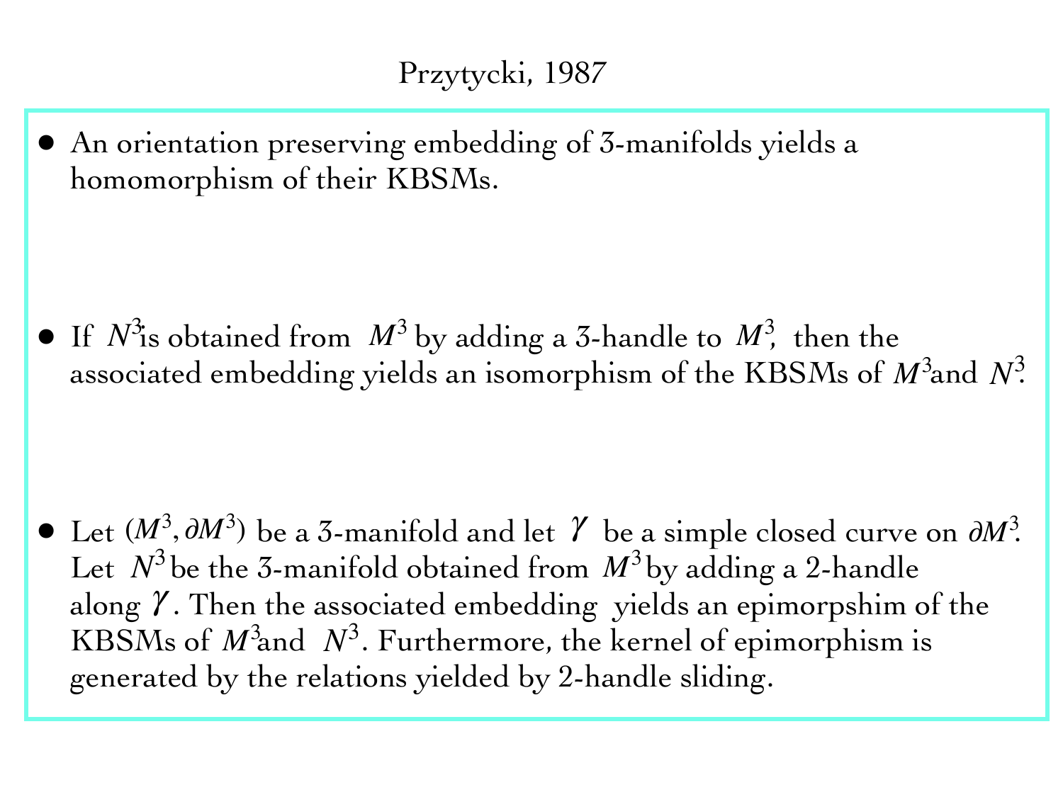# Przytycki, 1987

- An orientation preserving embedding of 3-manifolds yields a homomorphism of their KBSMs.

- If $N^3$ is obtained from $M^3$ by adding a 3-handle to $M^3$, then the associated embedding yields an isomorphism of the KBSMs of $M^3$ and $N^3$.

- Let $(M^3, \partial M^3)$ be a 3-manifold and let $\gamma$ be a simple closed curve on $\partial M^3$. Let $N^3$ be the 3-manifold obtained from $M^3$ by adding a 2-handle along $\gamma$. Then the associated embedding yields an epimorpshim of the KBSMs of $M^3$ and $N^3$. Furthermore, the kernel of epimorphism is generated by the relations yielded by 2-handle sliding.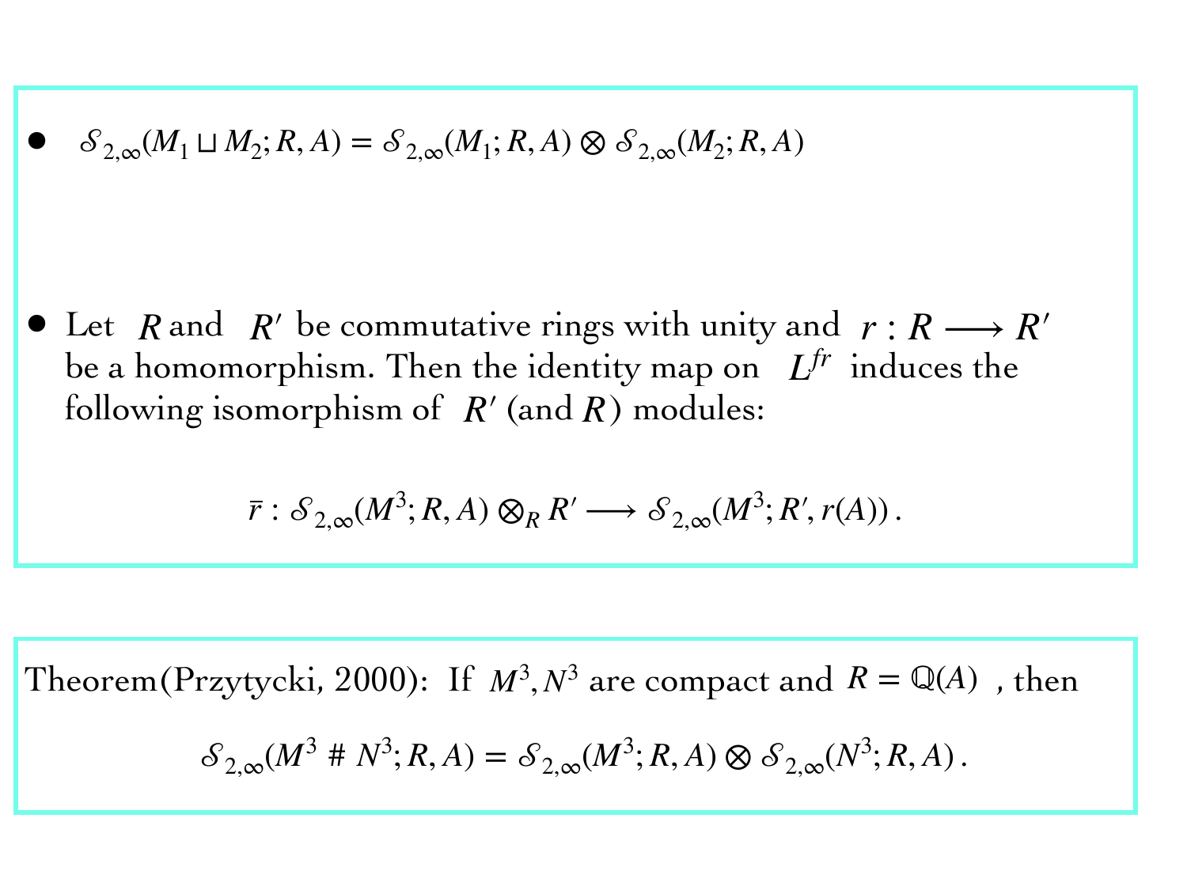- $\mathcal{S}_{2,\infty}(M_1 \sqcup M_2; R, A) = \mathcal{S}_{2,\infty}(M_1; R, A) \otimes \mathcal{S}_{2,\infty}(M_2; R, A)$

- Let $R$ and $R'$ be commutative rings with unity and $r : R \longrightarrow R'$ be a homomorphism. Then the identity map on $L^{fr}$ induces the following isomorphism of $R'$ (and $R$) modules:

$$\bar{r} : \mathcal{S}_{2,\infty}(M^3; R, A) \otimes_R R' \longrightarrow \mathcal{S}_{2,\infty}(M^3; R', r(A)) .$$

Theorem(Przytycki, 2000): If $M^3, N^3$ are compact and $R = \mathbb{Q}(A)$ , then

$$\mathcal{S}_{2,\infty}(M^3 \# N^3; R, A) = \mathcal{S}_{2,\infty}(M^3; R, A) \otimes \mathcal{S}_{2,\infty}(N^3; R, A) .$$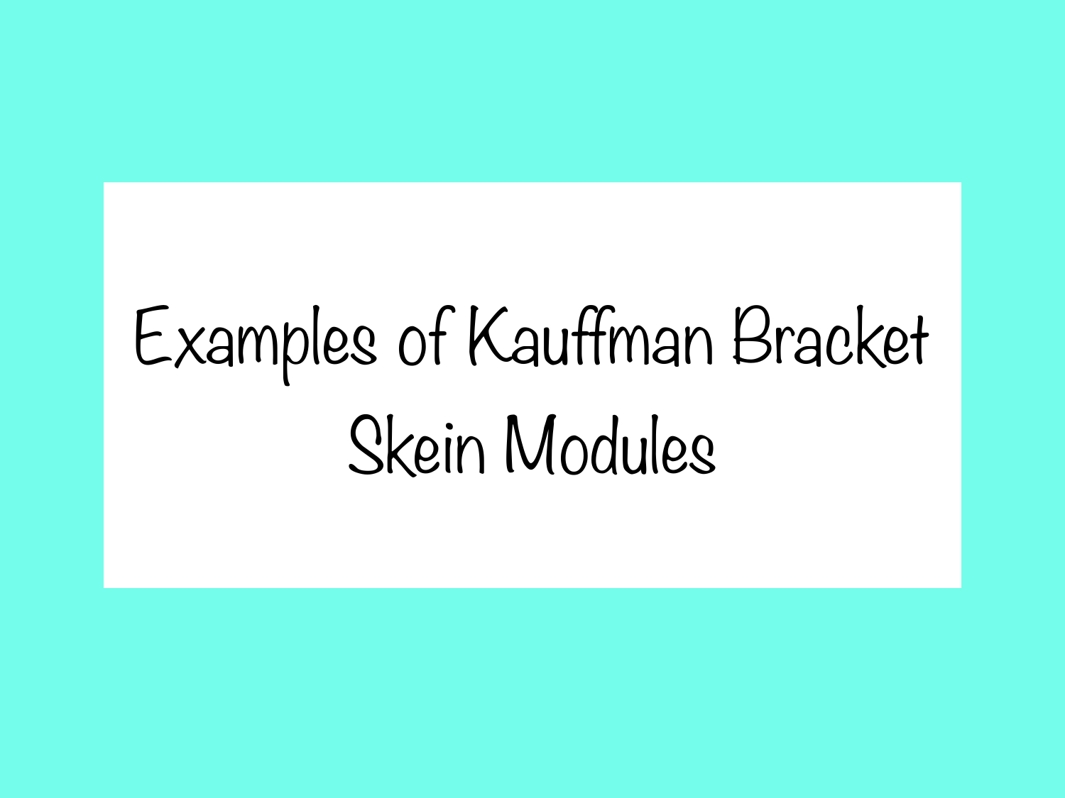# Examples of Kauffman Bracket Skein Modules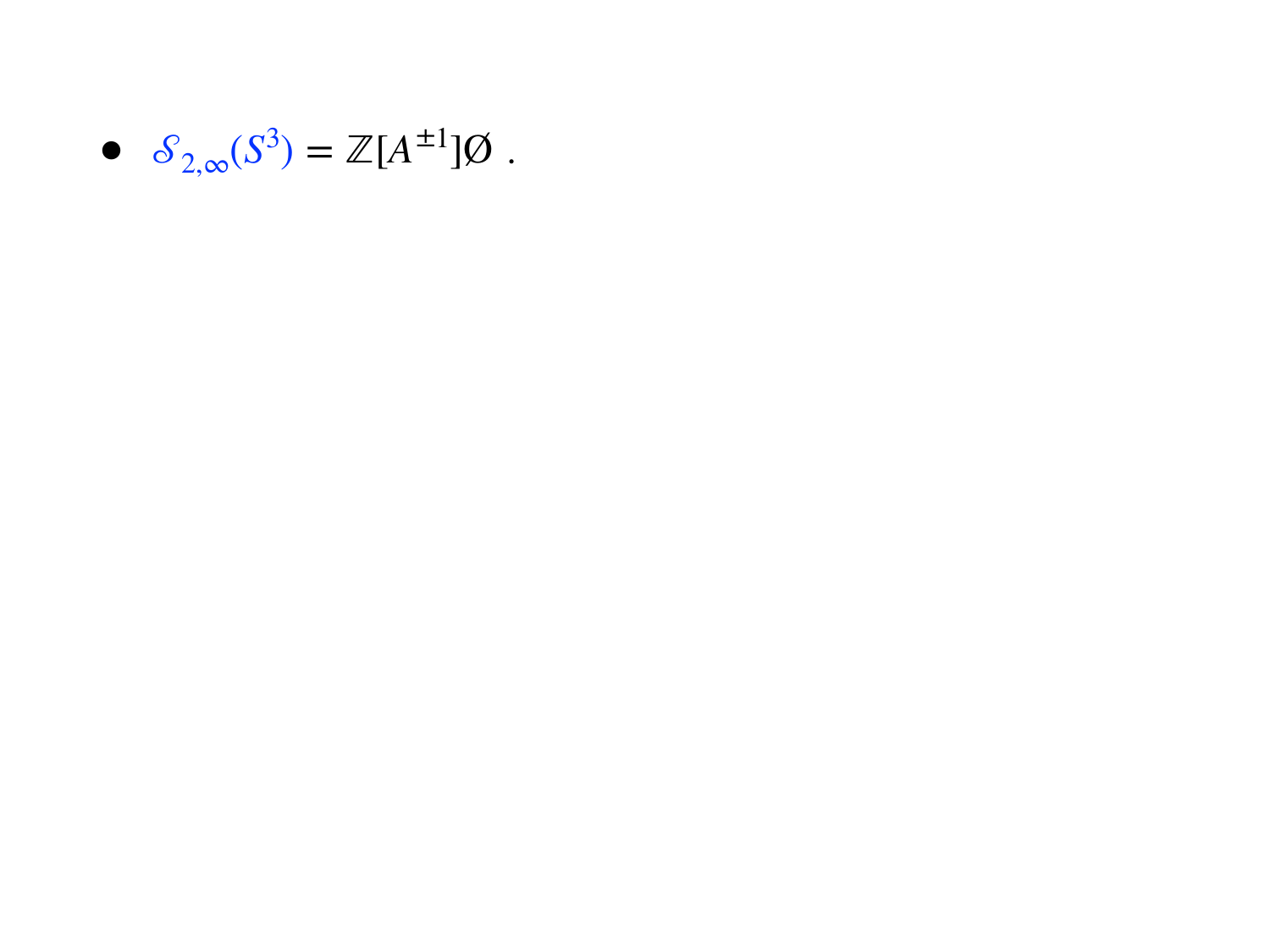- $\mathcal{S}_{2,\infty}(S^3) = \mathbb{Z}[A^{\pm 1}]\emptyset$ .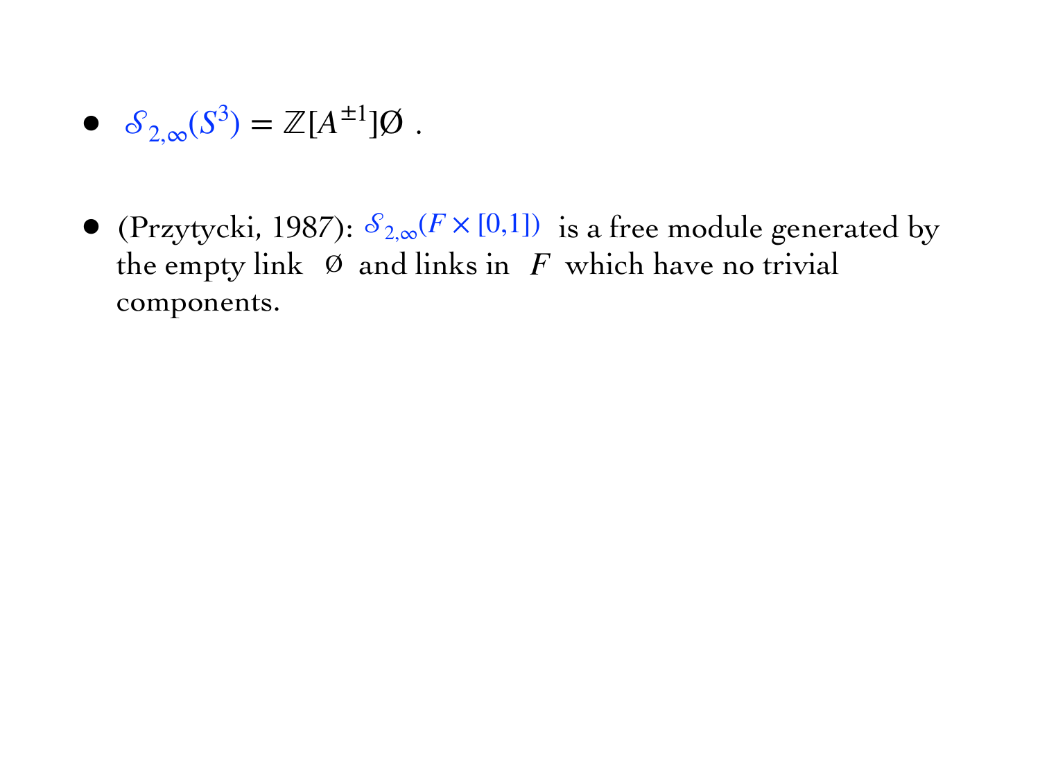- $\mathcal{S}_{2,\infty}(S^3) = \mathbb{Z}[A^{\pm 1}]\emptyset$ .

- (Przytycki, 1987): $\mathcal{S}_{2,\infty}(F \times [0,1])$ is a free module generated by the empty link $\emptyset$ and links in $F$ which have no trivial components.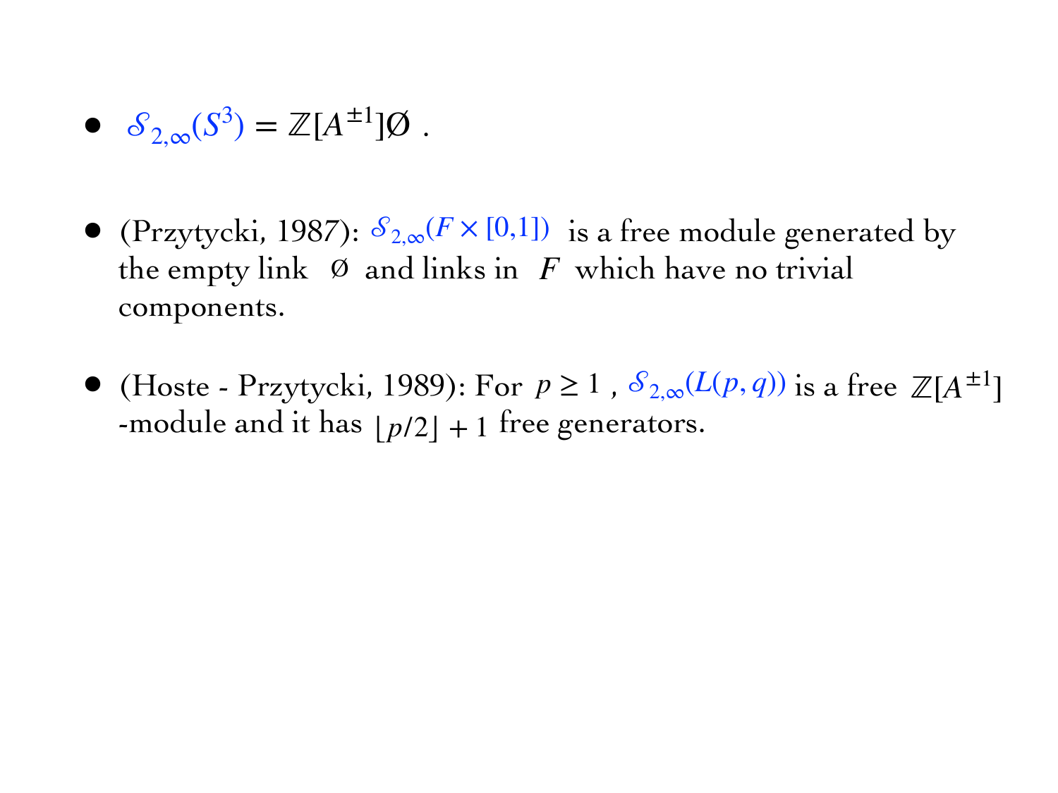- $\mathcal{S}_{2,\infty}(S^3) = \mathbb{Z}[A^{\pm 1}]\emptyset$ .

- (Przytycki, 1987): $\mathcal{S}_{2,\infty}(F \times [0,1])$ is a free module generated by the empty link $\emptyset$ and links in $F$ which have no trivial components.

- (Hoste - Przytycki, 1989): For $p \geq 1$ , $\mathcal{S}_{2,\infty}(L(p,q))$ is a free $\mathbb{Z}[A^{\pm 1}]$ -module and it has $\lfloor p/2 \rfloor + 1$ free generators.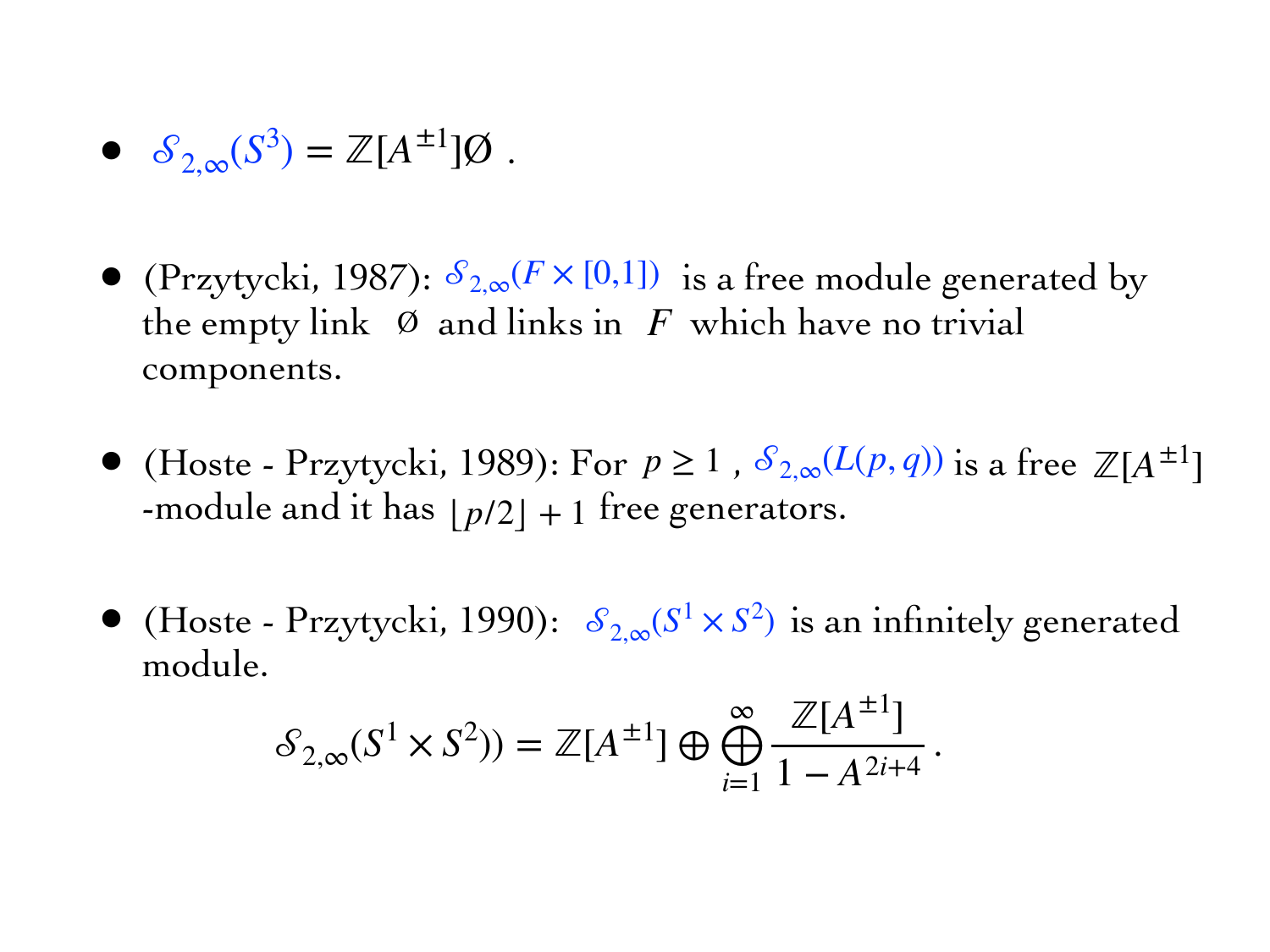- $\mathcal{S}_{2,\infty}(S^3) = \mathbb{Z}[A^{\pm 1}]\emptyset$ .

- (Przytycki, 1987): $\mathcal{S}_{2,\infty}(F \times [0,1])$ is a free module generated by the empty link $\emptyset$ and links in $F$ which have no trivial components.

- (Hoste - Przytycki, 1989): For $p \geq 1$ , $\mathcal{S}_{2,\infty}(L(p,q))$ is a free $\mathbb{Z}[A^{\pm 1}]$ -module and it has $\lfloor p/2 \rfloor + 1$ free generators.

- (Hoste - Przytycki, 1990): $\mathcal{S}_{2,\infty}(S^1 \times S^2)$ is an infinitely generated module.

$$\mathcal{S}_{2,\infty}(S^1 \times S^2)) = \mathbb{Z}[A^{\pm 1}] \oplus \bigoplus_{i=1}^{\infty} \frac{\mathbb{Z}[A^{\pm 1}]}{1 - A^{2i+4}} .$$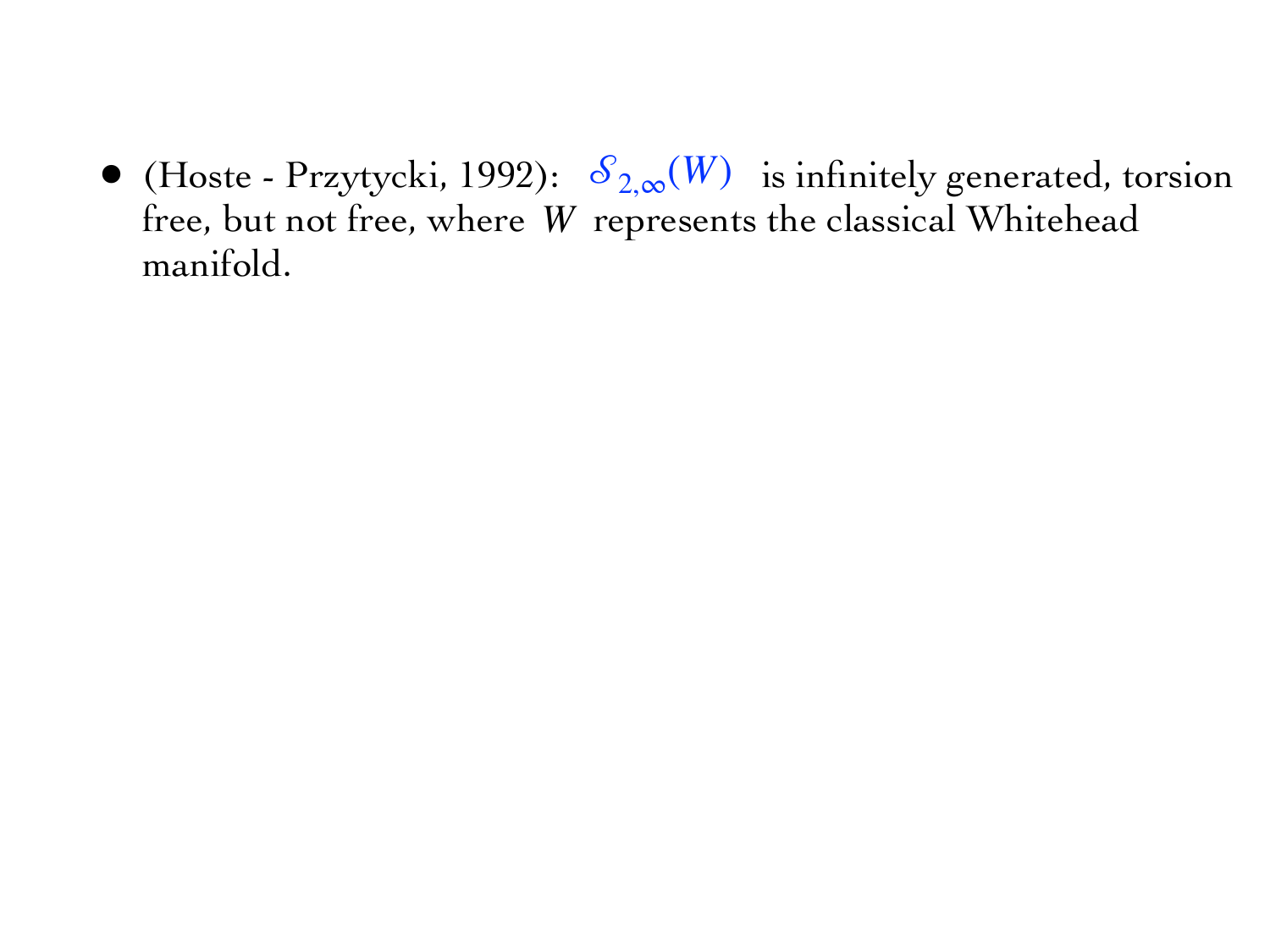- (Hoste - Przytycki, 1992): $\mathcal{S}_{2,\infty}(W)$ is infinitely generated, torsion free, but not free, where $W$ represents the classical Whitehead manifold.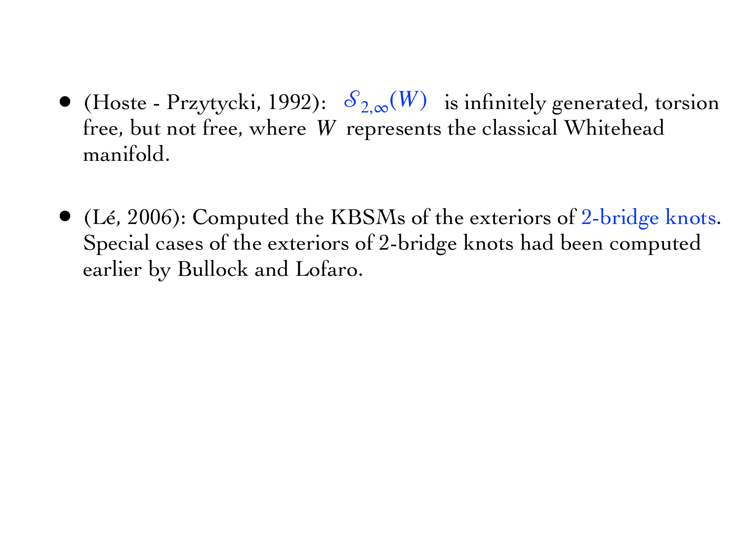- (Hoste - Przytycki, 1992): $\mathcal{S}_{2,\infty}(W)$ is infinitely generated, torsion free, but not free, where $W$ represents the classical Whitehead manifold.

- (Lé, 2006): Computed the KBSMs of the exteriors of 2-bridge knots. Special cases of the exteriors of 2-bridge knots had been computed earlier by Bullock and Lofaro.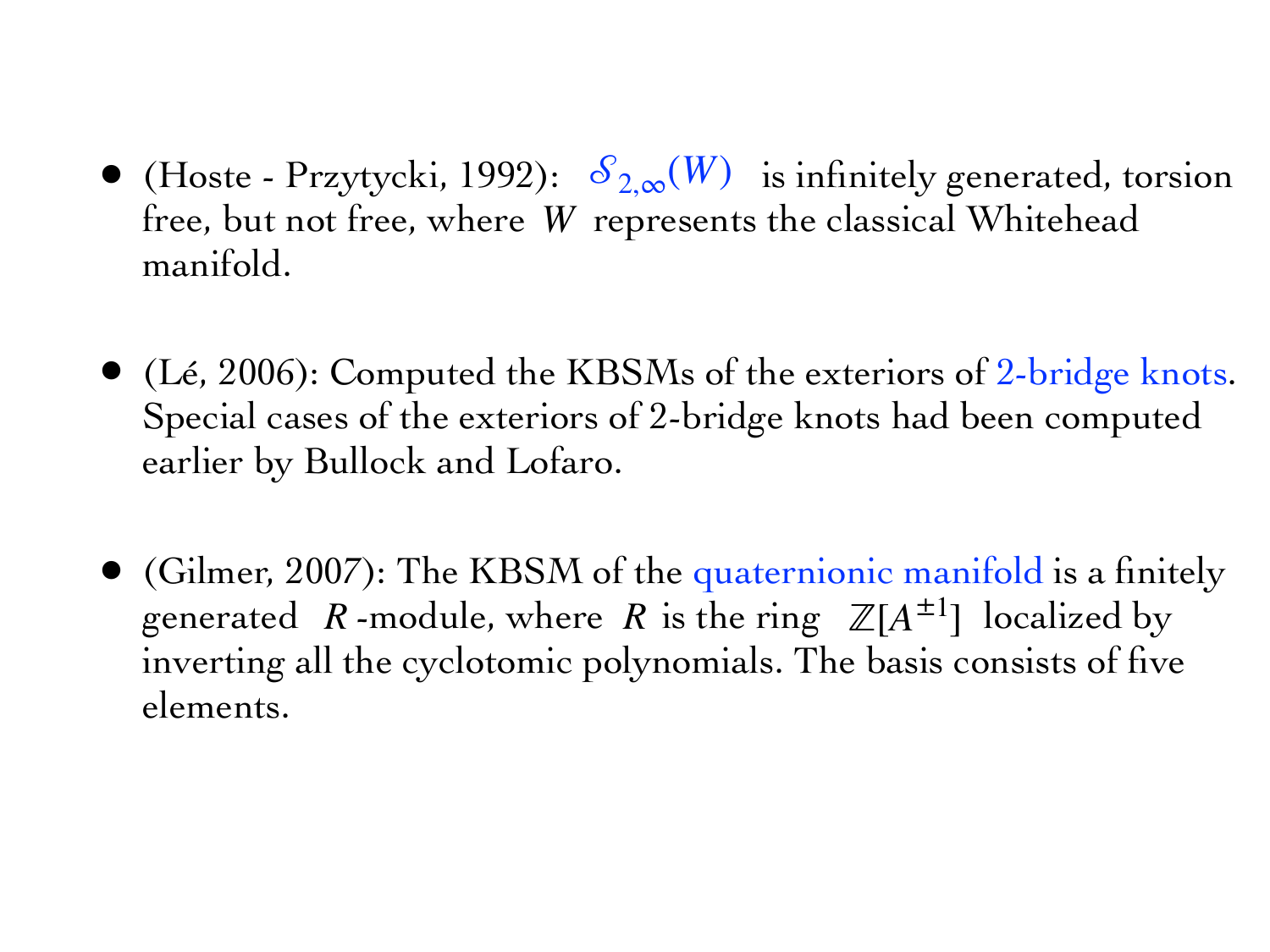- (Hoste - Przytycki, 1992): $\mathcal{S}_{2,\infty}(W)$ is infinitely generated, torsion free, but not free, where $W$ represents the classical Whitehead manifold.

- (Lé, 2006): Computed the KBSMs of the exteriors of 2-bridge knots. Special cases of the exteriors of 2-bridge knots had been computed earlier by Bullock and Lofaro.

- (Gilmer, 2007): The KBSM of the quaternionic manifold is a finitely generated $R$-module, where $R$ is the ring $\mathbb{Z}[A^{\pm 1}]$ localized by inverting all the cyclotomic polynomials. The basis consists of five elements.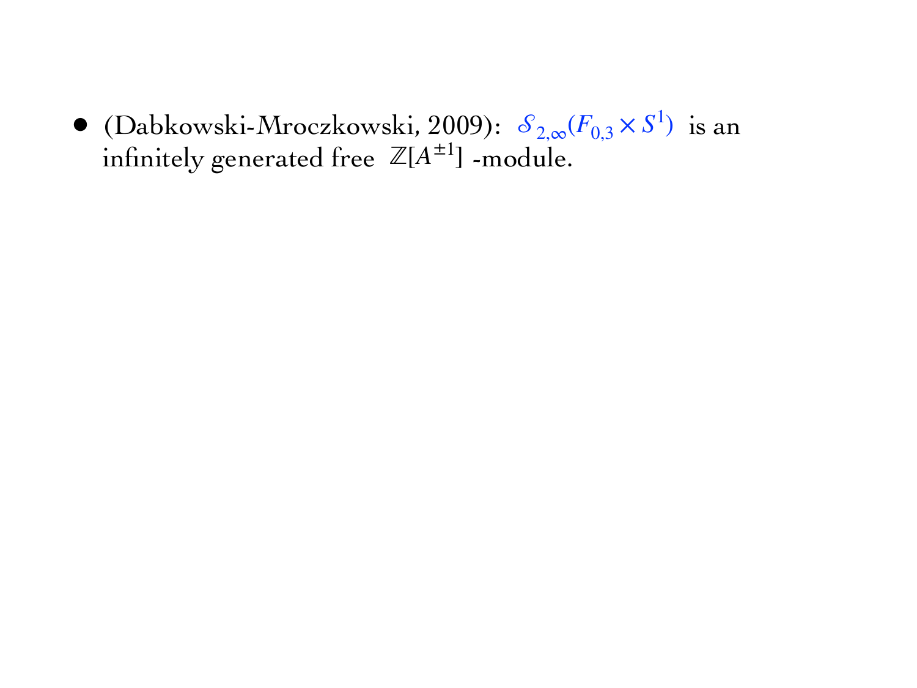- (Dabkowski-Mroczkowski, 2009): $\mathcal{S}_{2,\infty}(F_{0,3} \times S^1)$ is an infinitely generated free $\mathbb{Z}[A^{\pm 1}]$ -module.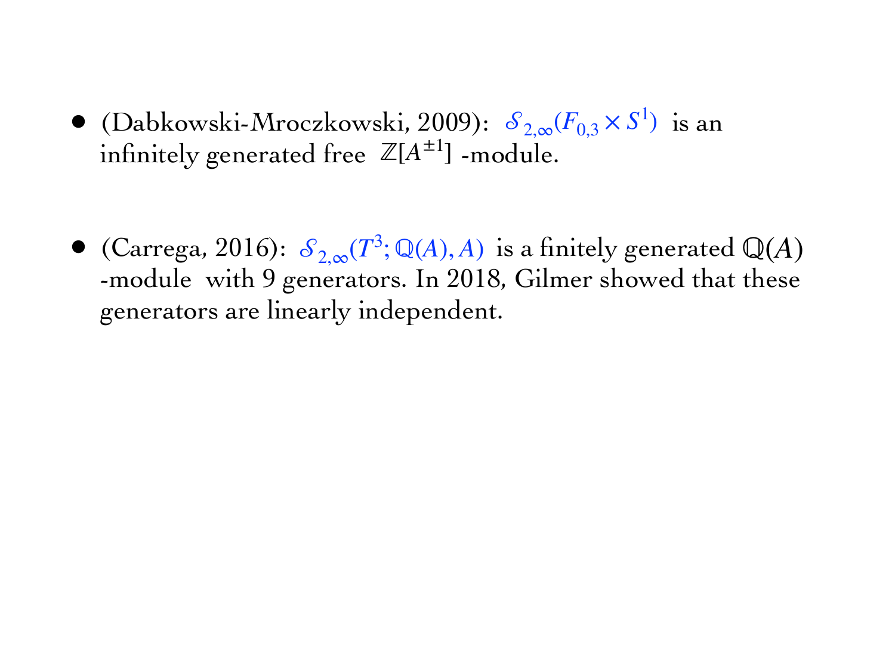- (Dabkowski-Mroczkowski, 2009): $\mathcal{S}_{2,\infty}(F_{0,3} \times S^1)$ is an infinitely generated free $\mathbb{Z}[A^{\pm 1}]$ -module.

- (Carrega, 2016): $\mathcal{S}_{2,\infty}(T^3; \mathbb{Q}(A), A)$ is a finitely generated $\mathbb{Q}(A)$ -module with 9 generators. In 2018, Gilmer showed that these generators are linearly independent.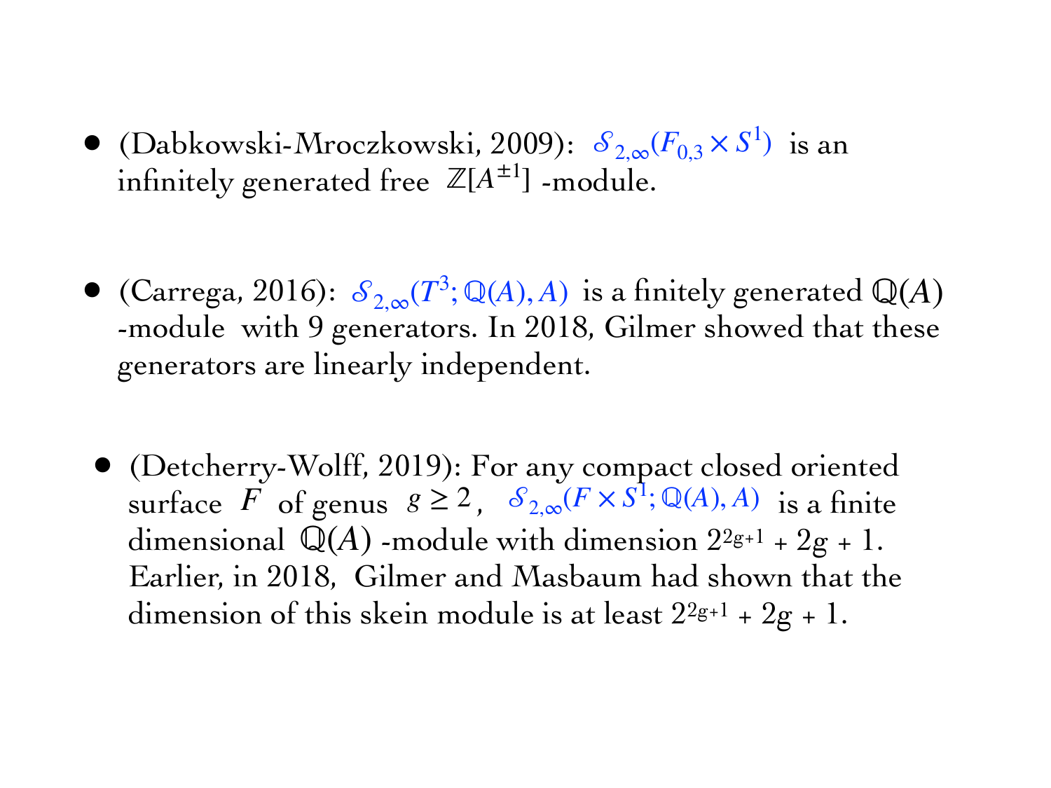- (Dabkowski-Mroczkowski, 2009): $\mathcal{S}_{2,\infty}(F_{0,3} \times S^1)$ is an infinitely generated free $\mathbb{Z}[A^{\pm 1}]$-module.

- (Carrega, 2016): $\mathcal{S}_{2,\infty}(T^3; \mathbb{Q}(A), A)$ is a finitely generated $\mathbb{Q}(A)$-module with 9 generators. In 2018, Gilmer showed that these generators are linearly independent.

- (Detcherry-Wolff, 2019): For any compact closed oriented surface $F$ of genus $g \geq 2$, $\mathcal{S}_{2,\infty}(F \times S^1; \mathbb{Q}(A), A)$ is a finite dimensional $\mathbb{Q}(A)$-module with dimension $2^{2g+1} + 2g + 1$. Earlier, in 2018, Gilmer and Masbaum had shown that the dimension of this skein module is at least $2^{2g+1} + 2g + 1$.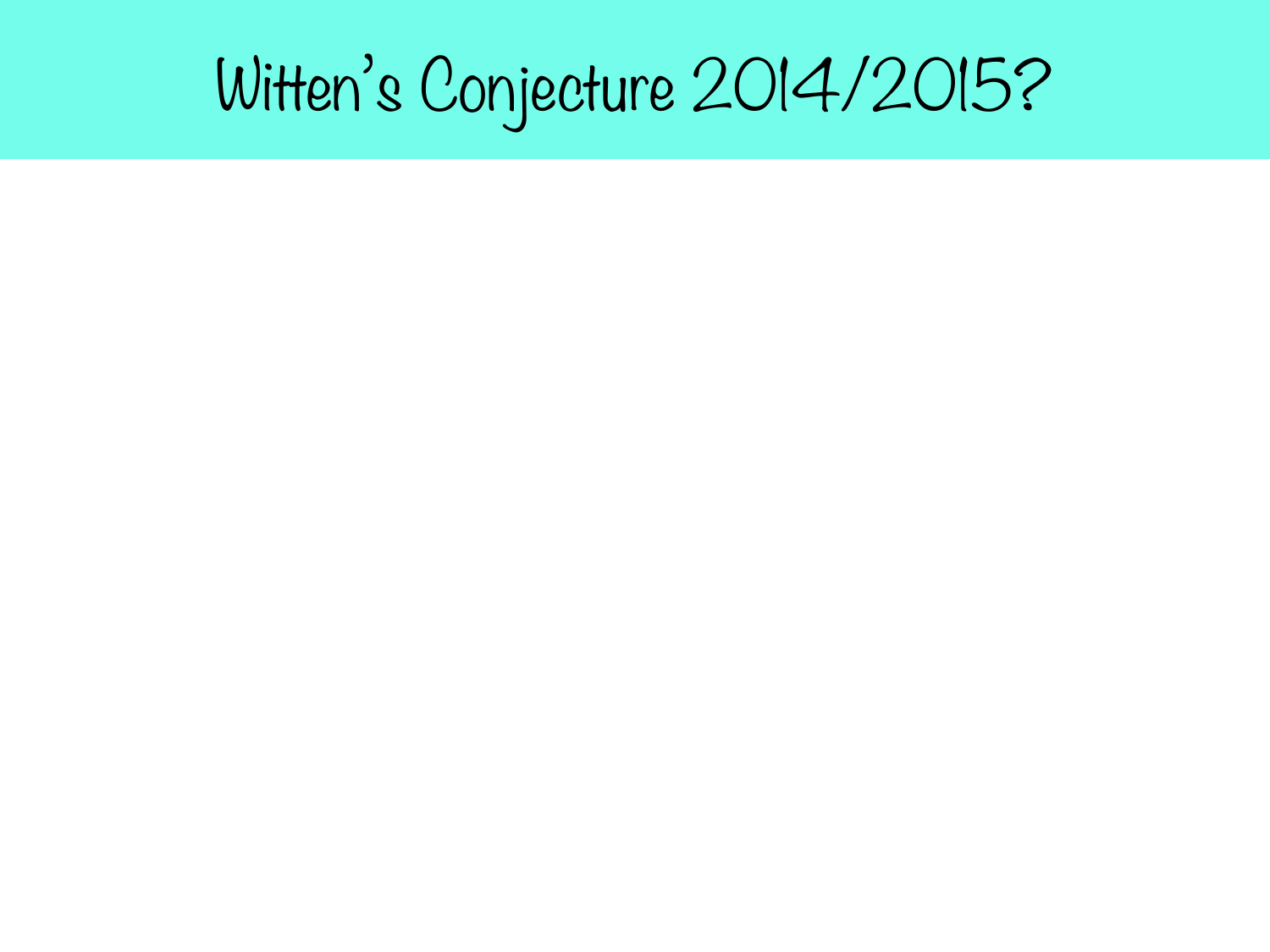# Witten's Conjecture 2014/2015?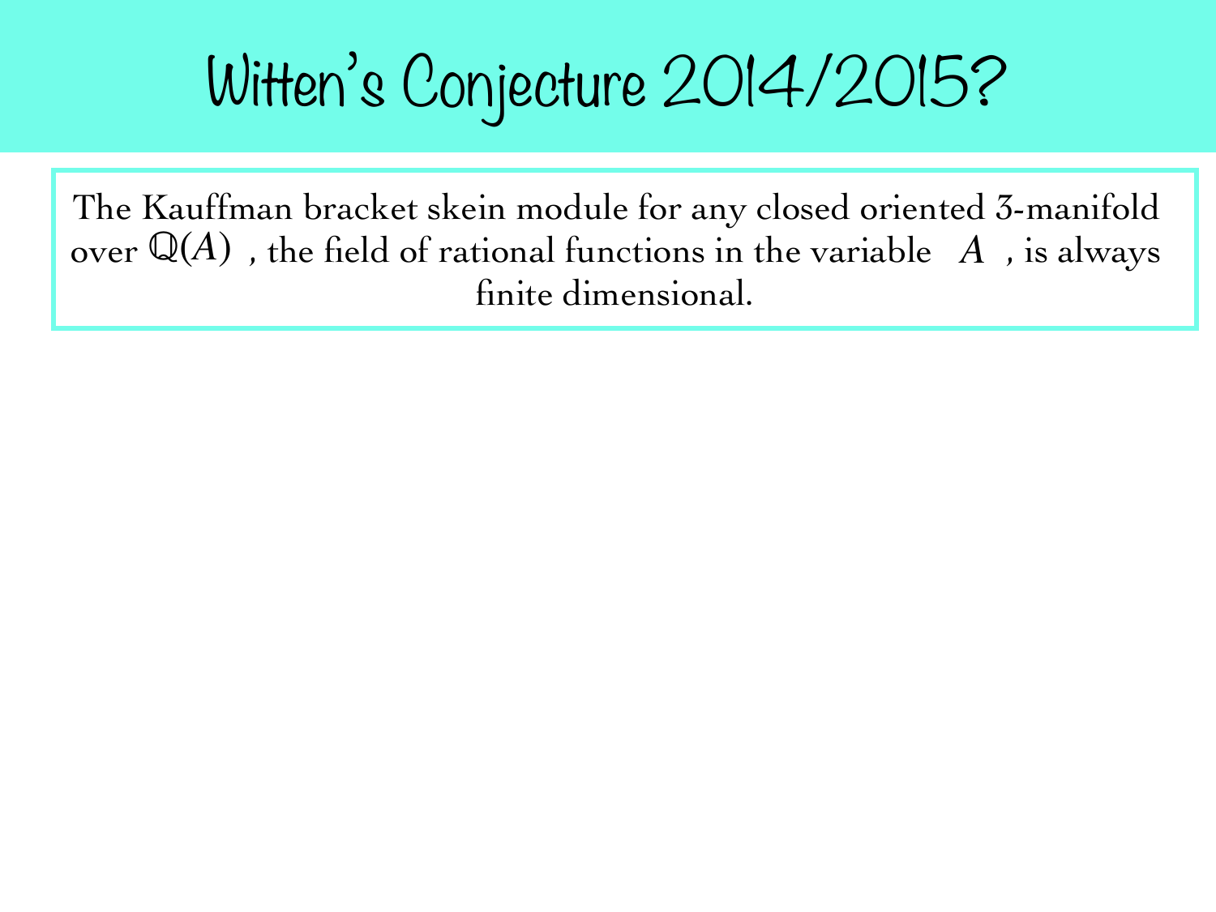# Witten's Conjecture 2014/2015?

The Kauffman bracket skein module for any closed oriented 3-manifold over $\mathbb{Q}(A)$, the field of rational functions in the variable $A$, is always finite dimensional.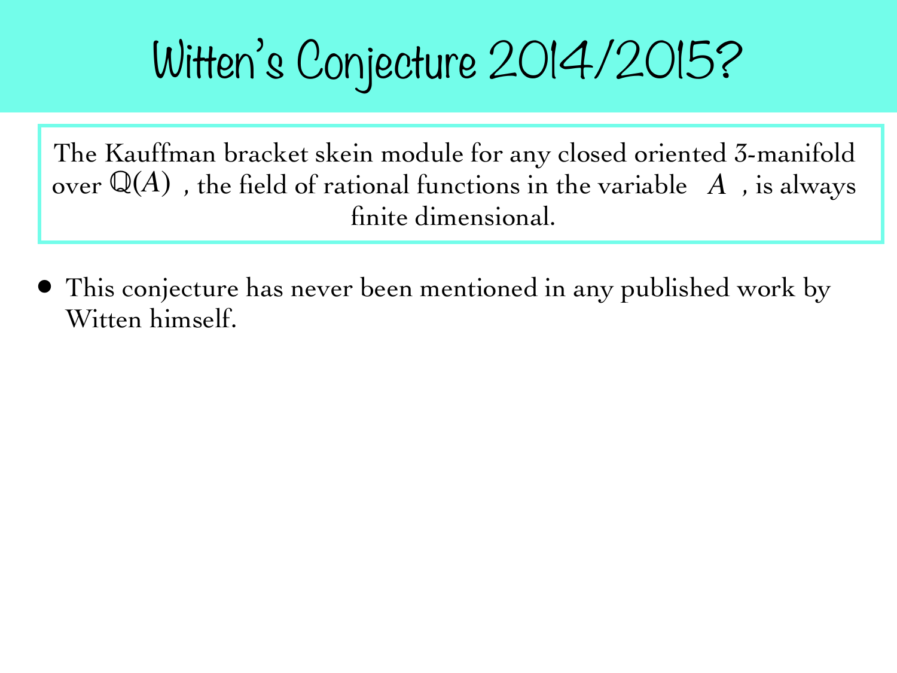# Witten's Conjecture 2014/2015?

> The Kauffman bracket skein module for any closed oriented 3-manifold over $\mathbb{Q}(A)$, the field of rational functions in the variable $A$, is always finite dimensional.

- This conjecture has never been mentioned in any published work by Witten himself.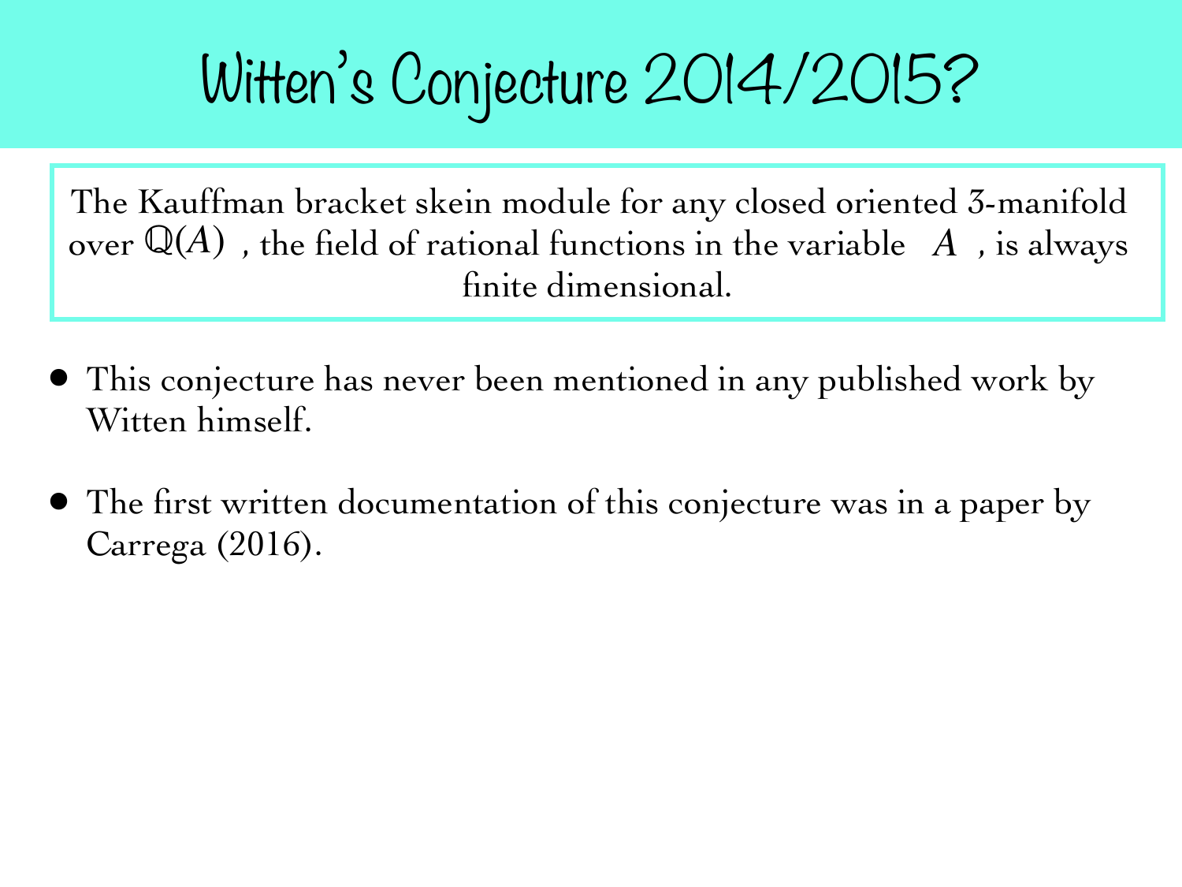# Witten's Conjecture 2014/2015?

> The Kauffman bracket skein module for any closed oriented 3-manifold over $\mathbb{Q}(A)$, the field of rational functions in the variable $A$, is always finite dimensional.

- This conjecture has never been mentioned in any published work by Witten himself.
- The first written documentation of this conjecture was in a paper by Carrega (2016).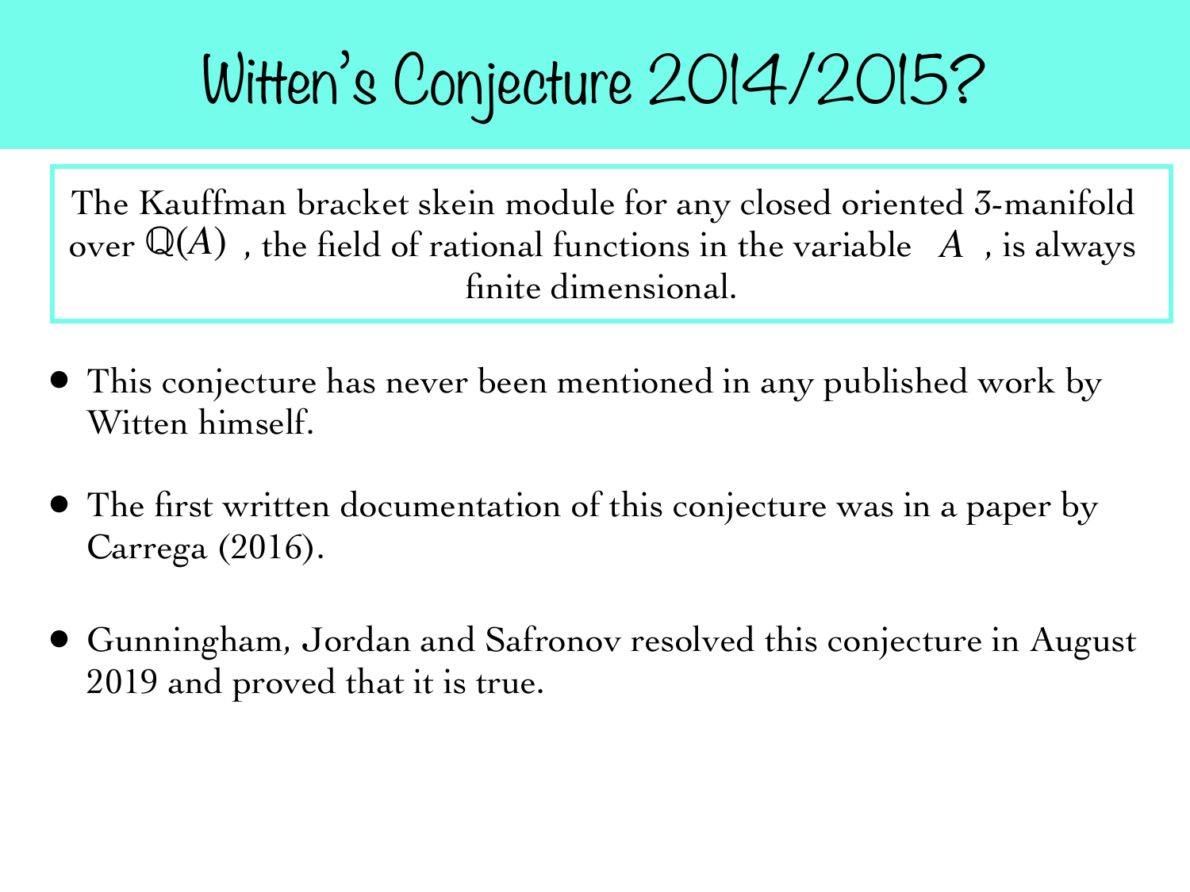# Witten's Conjecture 2014/2015?

> The Kauffman bracket skein module for any closed oriented 3-manifold over $\mathbb{Q}(A)$, the field of rational functions in the variable $A$, is always finite dimensional.

- This conjecture has never been mentioned in any published work by Witten himself.
- The first written documentation of this conjecture was in a paper by Carrega (2016).
- Gunningham, Jordan and Safronov resolved this conjecture in August 2019 and proved that it is true.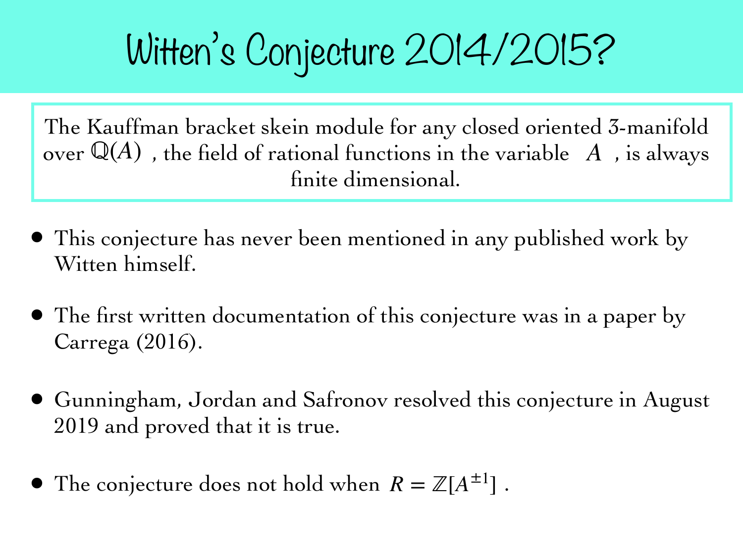# Witten's Conjecture 2014/2015?

> The Kauffman bracket skein module for any closed oriented 3-manifold over $\mathbb{Q}(A)$ , the field of rational functions in the variable $A$ , is always finite dimensional.

- This conjecture has never been mentioned in any published work by Witten himself.
- The first written documentation of this conjecture was in a paper by Carrega (2016).
- Gunningham, Jordan and Safronov resolved this conjecture in August 2019 and proved that it is true.
- The conjecture does not hold when $R = \mathbb{Z}[A^{\pm 1}]$ .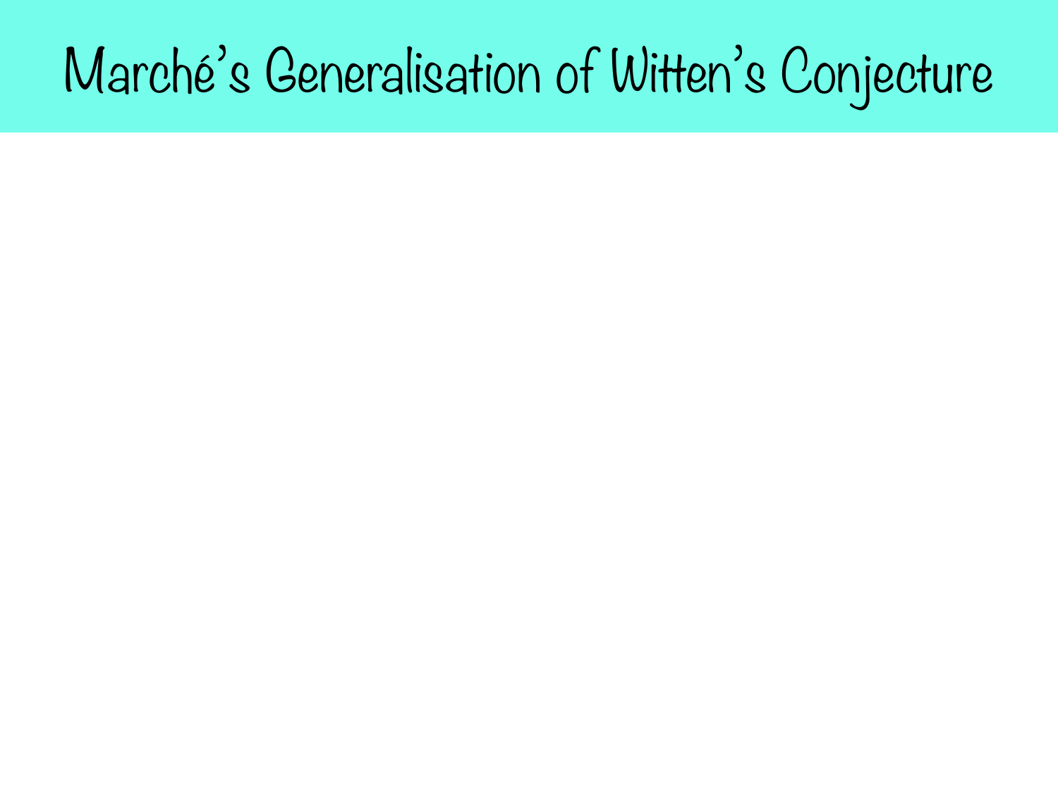# Marché's Generalisation of Witten's Conjecture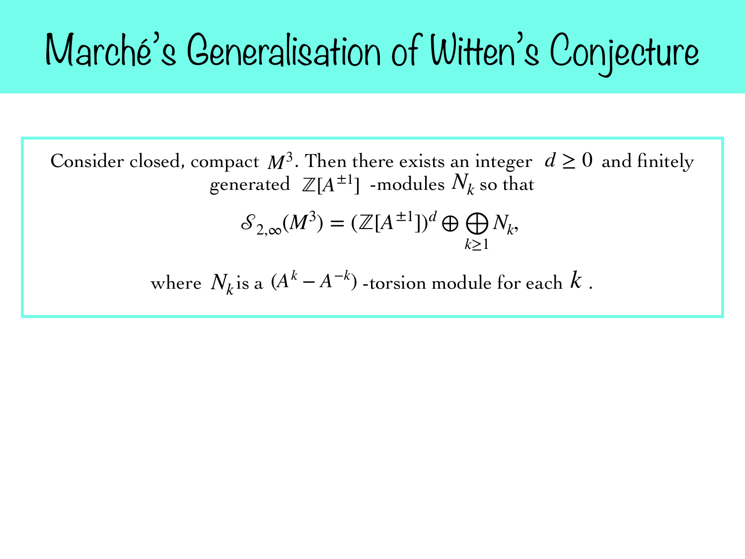# Marché's Generalisation of Witten's Conjecture

Consider closed, compact $M^3$. Then there exists an integer $d \geq 0$ and finitely generated $\mathbb{Z}[A^{\pm 1}]$ -modules $N_k$ so that

$$\mathcal{S}_{2,\infty}(M^3) = (\mathbb{Z}[A^{\pm 1}])^d \oplus \bigoplus_{k \geq 1} N_k,$$

where $N_k$ is a $(A^k - A^{-k})$ -torsion module for each $k$ .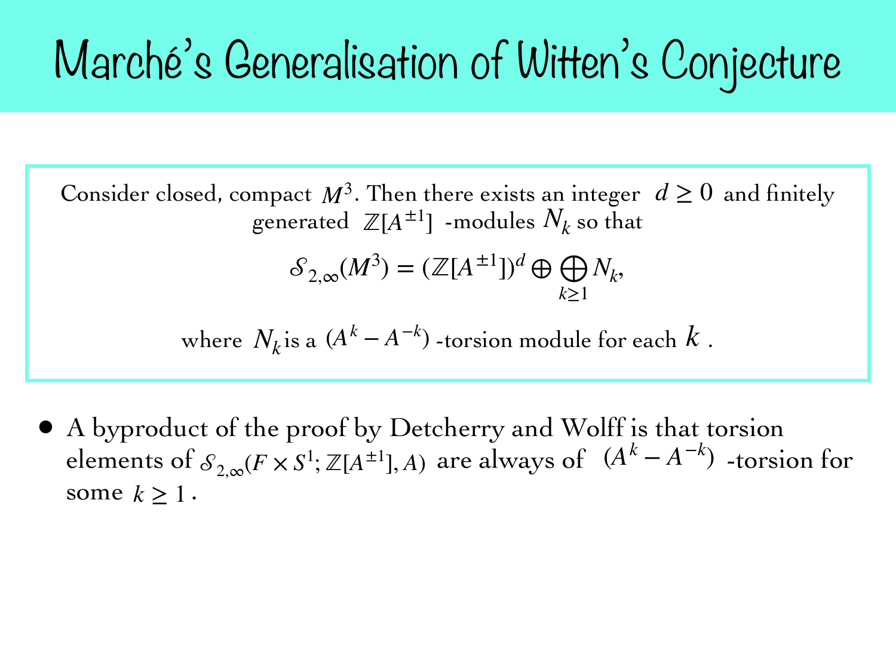# Marché's Generalisation of Witten's Conjecture

Consider closed, compact $M^3$. Then there exists an integer $d \geq 0$ and finitely generated $\mathbb{Z}[A^{\pm 1}]$ -modules $N_k$ so that

$$\mathcal{S}_{2,\infty}(M^3) = (\mathbb{Z}[A^{\pm 1}])^d \oplus \bigoplus_{k \geq 1} N_k,$$

where $N_k$ is a $(A^k - A^{-k})$ -torsion module for each $k$ .

- A byproduct of the proof by Detcherry and Wolff is that torsion elements of $\mathcal{S}_{2,\infty}(F \times S^1; \mathbb{Z}[A^{\pm 1}], A)$ are always of $(A^k - A^{-k})$ -torsion for some $k \geq 1$ .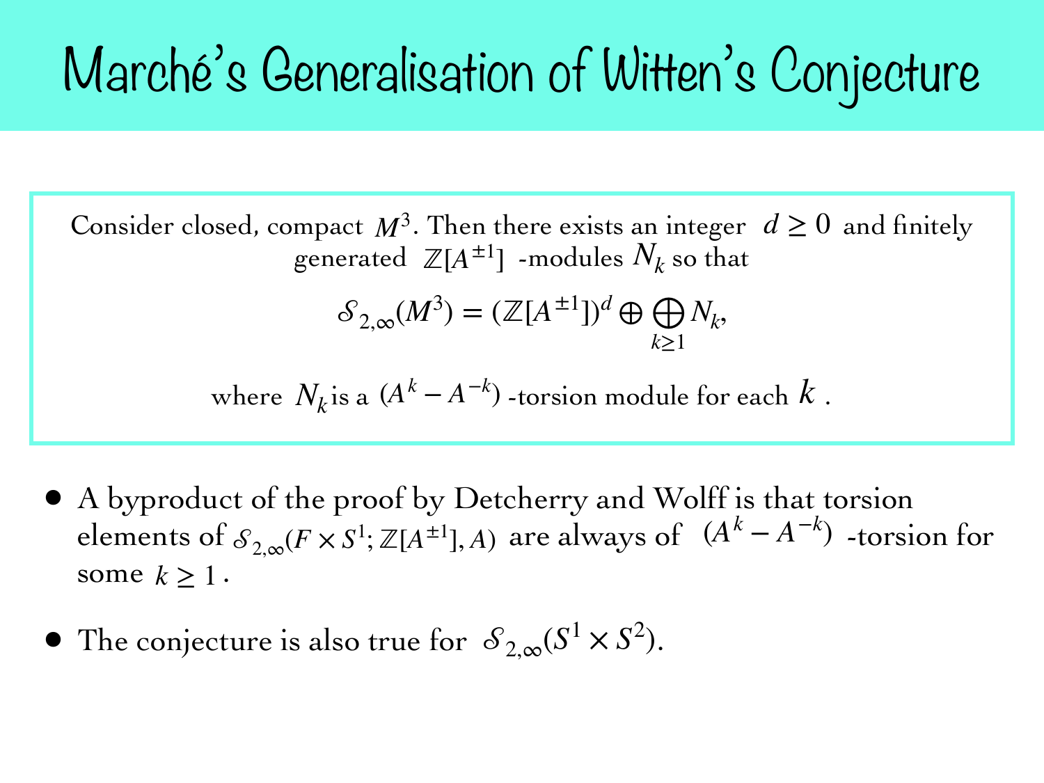# Marché's Generalisation of Witten's Conjecture

Consider closed, compact $M^3$. Then there exists an integer $d \geq 0$ and finitely generated $\mathbb{Z}[A^{\pm 1}]$ -modules $N_k$ so that

$$\mathcal{S}_{2,\infty}(M^3) = (\mathbb{Z}[A^{\pm 1}])^d \oplus \bigoplus_{k \geq 1} N_k,$$

where $N_k$ is a $(A^k - A^{-k})$ -torsion module for each $k$ .

- A byproduct of the proof by Detcherry and Wolff is that torsion elements of $\mathcal{S}_{2,\infty}(F \times S^1; \mathbb{Z}[A^{\pm 1}], A)$ are always of $(A^k - A^{-k})$ -torsion for some $k \geq 1$ .
- The conjecture is also true for $\mathcal{S}_{2,\infty}(S^1 \times S^2)$.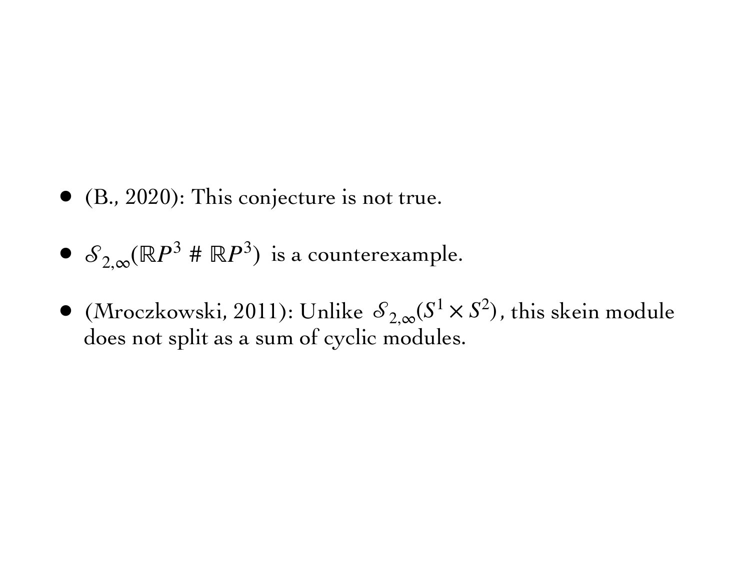- (B., 2020): This conjecture is not true.
- $\mathcal{S}_{2,\infty}(\mathbb{R}P^3 \# \mathbb{R}P^3)$ is a counterexample.
- (Mroczkowski, 2011): Unlike $\mathcal{S}_{2,\infty}(S^1 \times S^2)$, this skein module does not split as a sum of cyclic modules.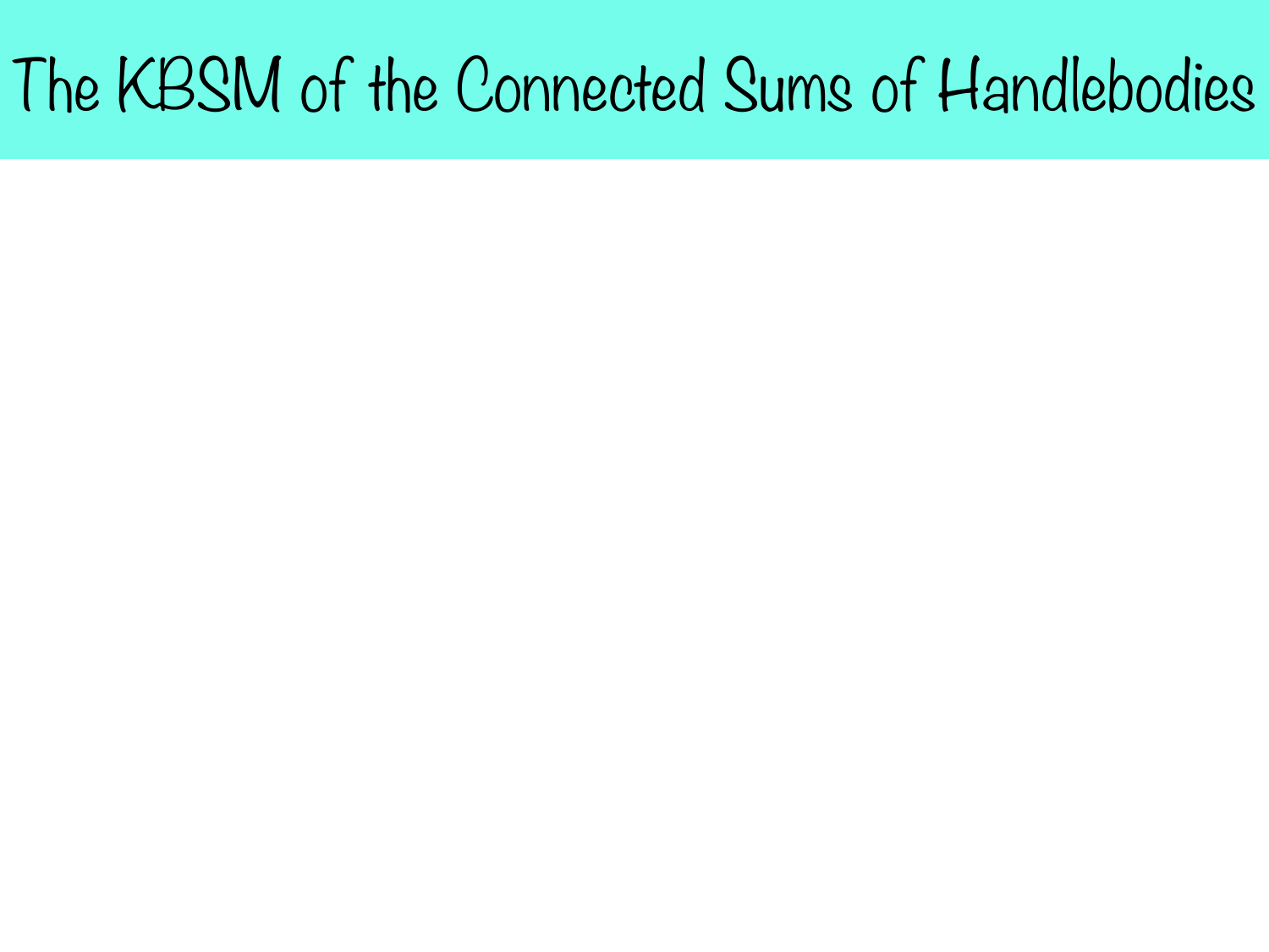# The KBSM of the Connected Sums of Handlebodies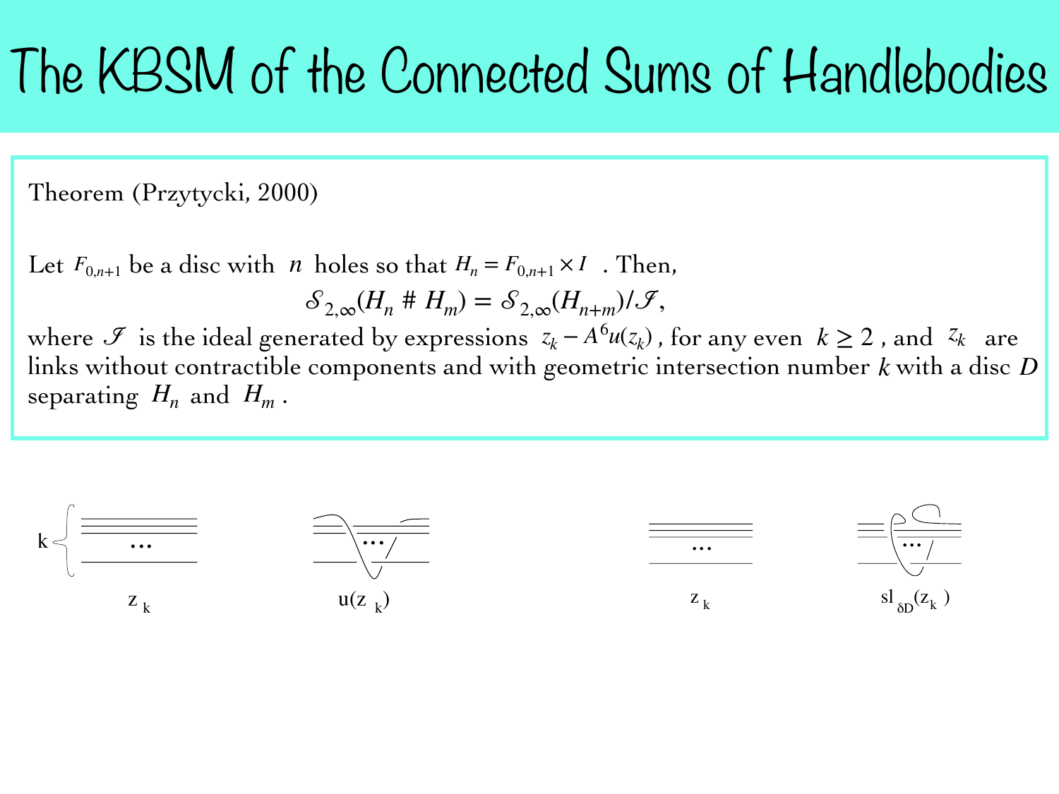# The KBSM of the Connected Sums of Handlebodies

Theorem (Przytycki, 2000)

Let $F_{0,n+1}$ be a disc with $n$ holes so that $H_n = F_{0,n+1} \times I$ . Then,

$$\mathcal{S}_{2,\infty}(H_n \# H_m) = \mathcal{S}_{2,\infty}(H_{n+m})/\mathcal{I},$$

where $\mathcal{I}$ is the ideal generated by expressions $z_k - A^6 u(z_k)$, for any even $k \geq 2$, and $z_k$ are links without contractible components and with geometric intersection number $k$ with a disc $D$ separating $H_n$ and $H_m$.

k ... $z_k$

$u(z_k)$

$z_k$

$sl_{\delta D}(z_k)$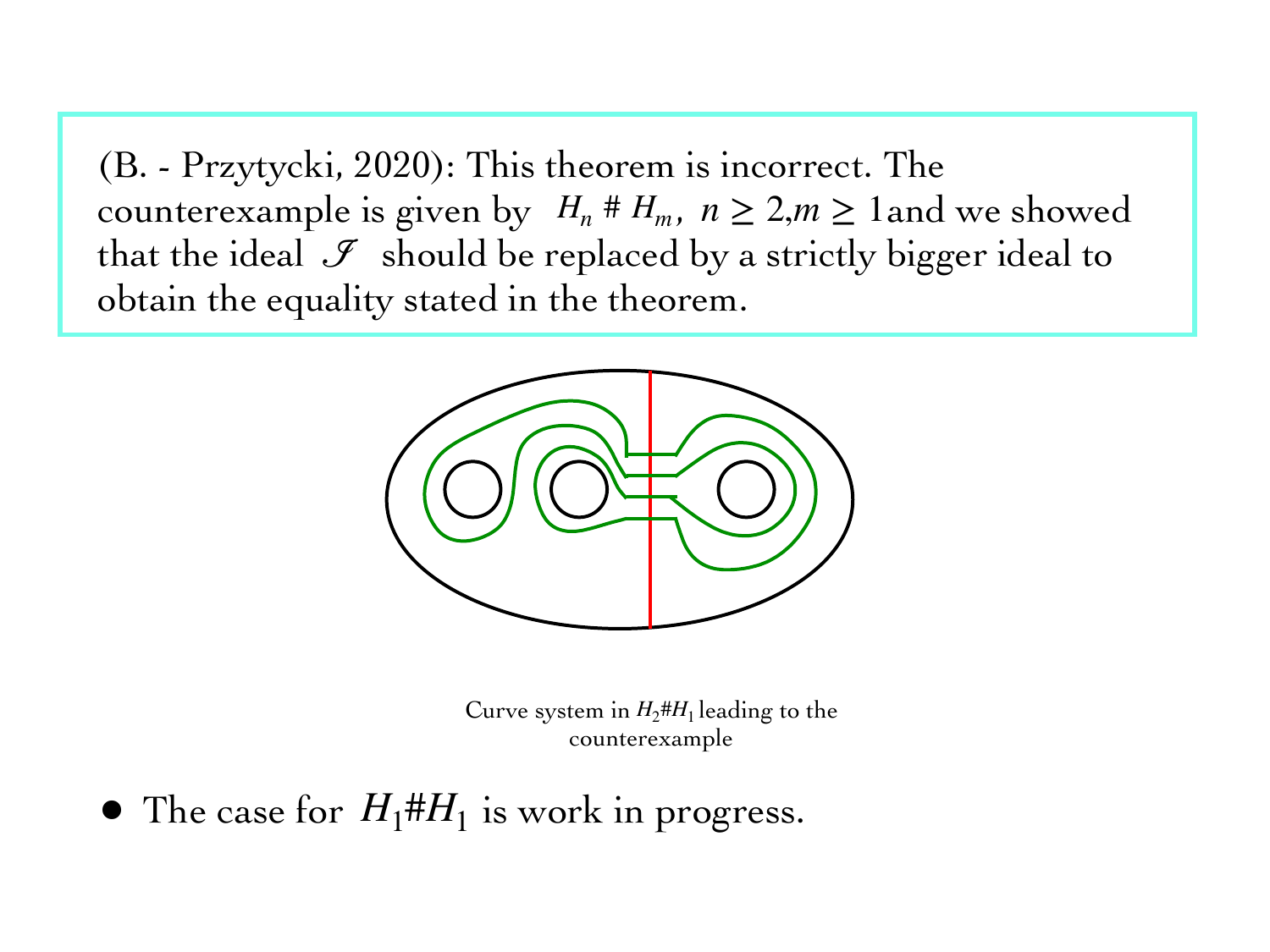(B. - Przytycki, 2020): This theorem is incorrect. The counterexample is given by $H_n \# H_m,\ n \geq 2, m \geq 1$ and we showed that the ideal $\mathscr{I}$ should be replaced by a strictly bigger ideal to obtain the equality stated in the theorem.

Curve system in $H_2 \# H_1$ leading to the counterexample

- The case for $H_1 \# H_1$ is work in progress.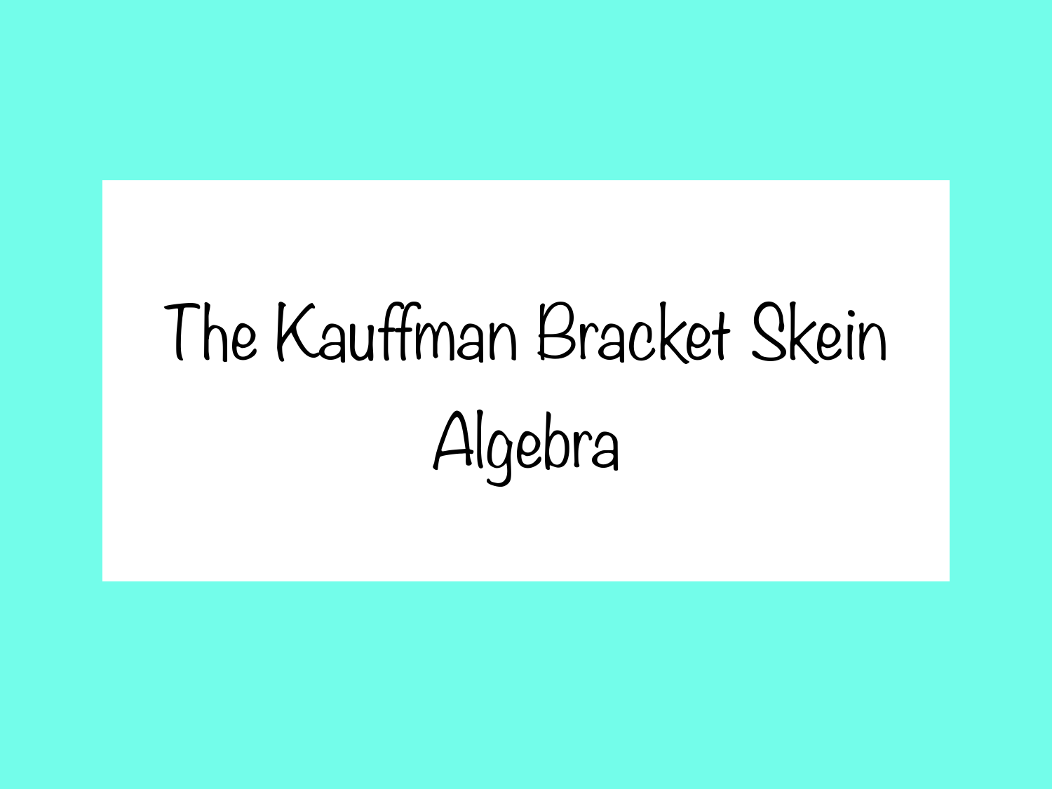# The Kauffman Bracket Skein Algebra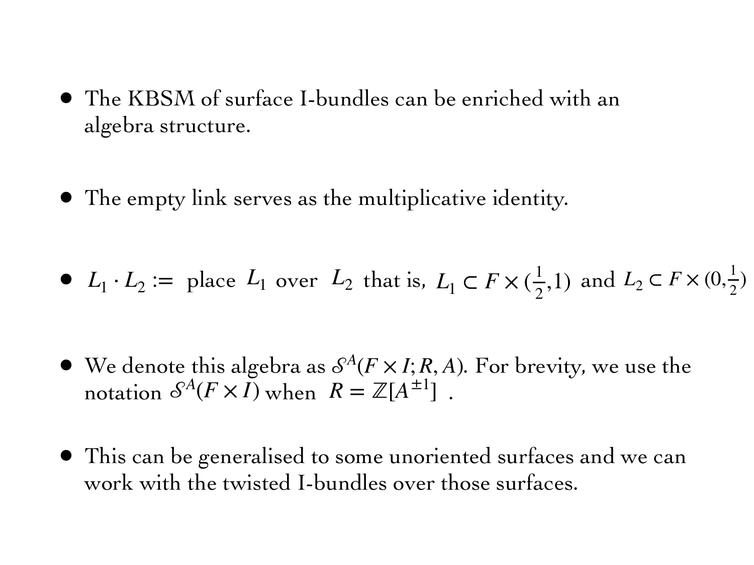- The KBSM of surface I-bundles can be enriched with an algebra structure.

- The empty link serves as the multiplicative identity.

- $L_1 \cdot L_2 :=$ place $L_1$ over $L_2$ that is, $L_1 \subset F \times (\frac{1}{2}, 1)$ and $L_2 \subset F \times (0, \frac{1}{2})$

- We denote this algebra as $\mathcal{S}^A(F \times I; R, A)$. For brevity, we use the notation $\mathcal{S}^A(F \times I)$ when $R = \mathbb{Z}[A^{\pm 1}]$ .

- This can be generalised to some unoriented surfaces and we can work with the twisted I-bundles over those surfaces.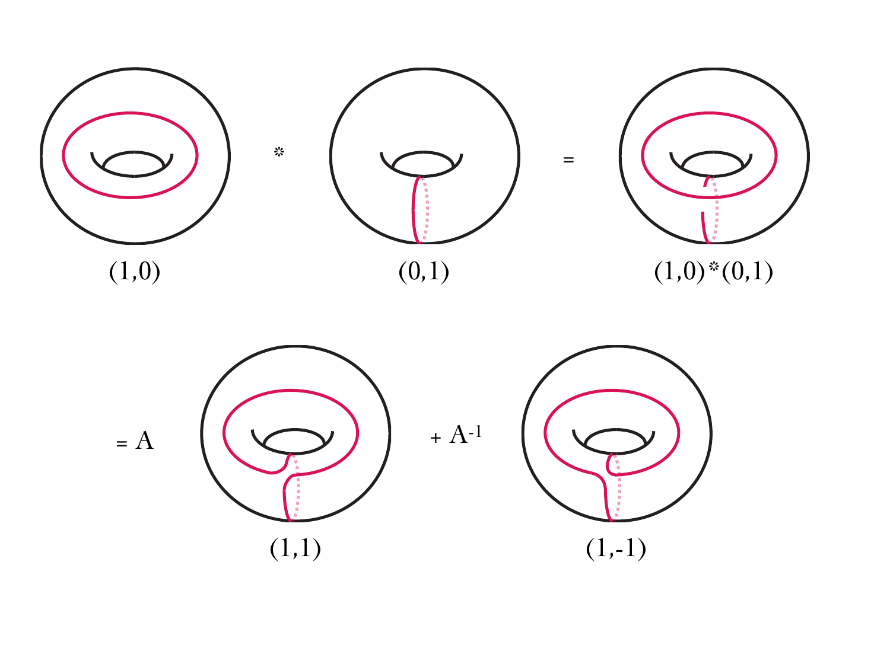(1,0) * (0,1) = (1,0)*(0,1)

= A (1,1) + $A^{-1}$ (1,-1)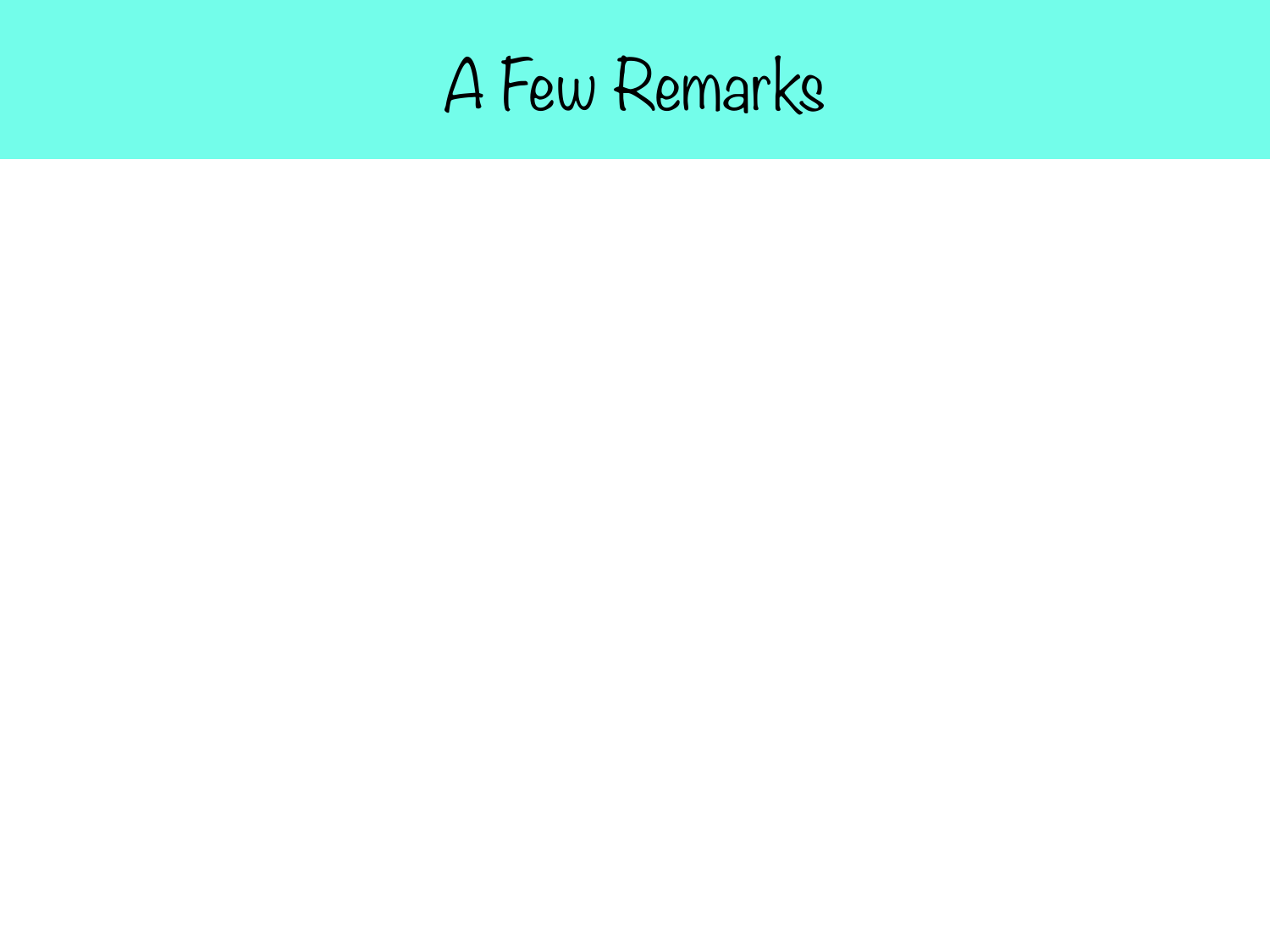# A Few Remarks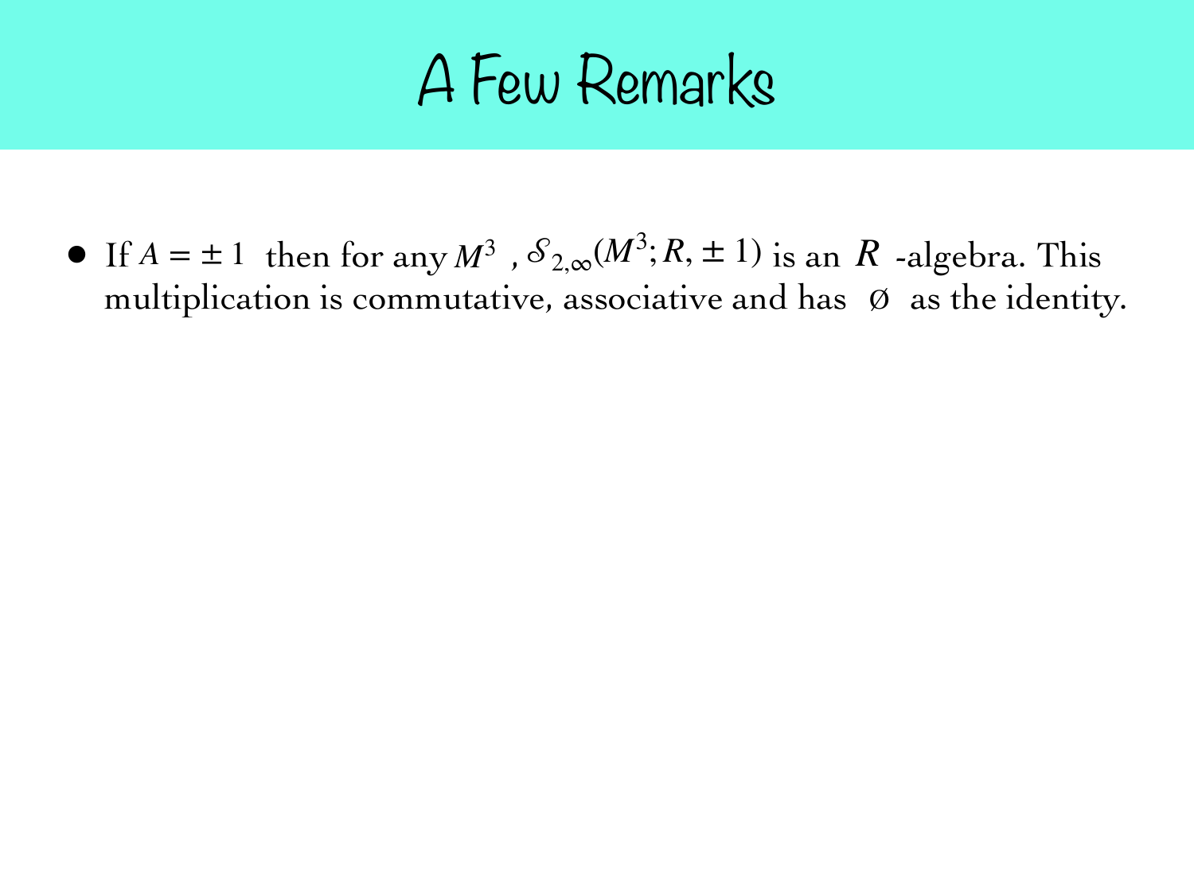# A Few Remarks

- If $A = \pm 1$ then for any $M^3$ , $\mathcal{S}_{2,\infty}(M^3; R, \pm 1)$ is an $R$ -algebra. This multiplication is commutative, associative and has $\emptyset$ as the identity.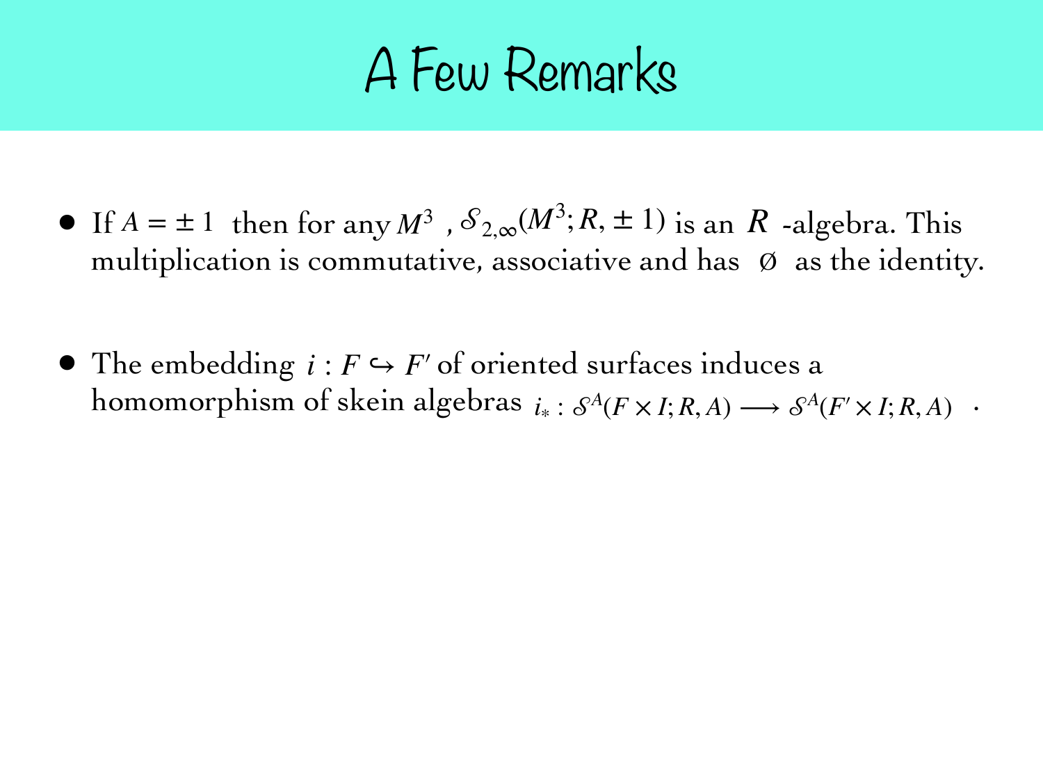# A Few Remarks

- If $A = \pm 1$ then for any $M^3$ , $\mathcal{S}_{2,\infty}(M^3; R, \pm 1)$ is an $R$ -algebra. This multiplication is commutative, associative and has $\emptyset$ as the identity.

- The embedding $i : F \hookrightarrow F'$ of oriented surfaces induces a homomorphism of skein algebras $i_* : \mathcal{S}^A(F \times I; R, A) \longrightarrow \mathcal{S}^A(F' \times I; R, A)$ .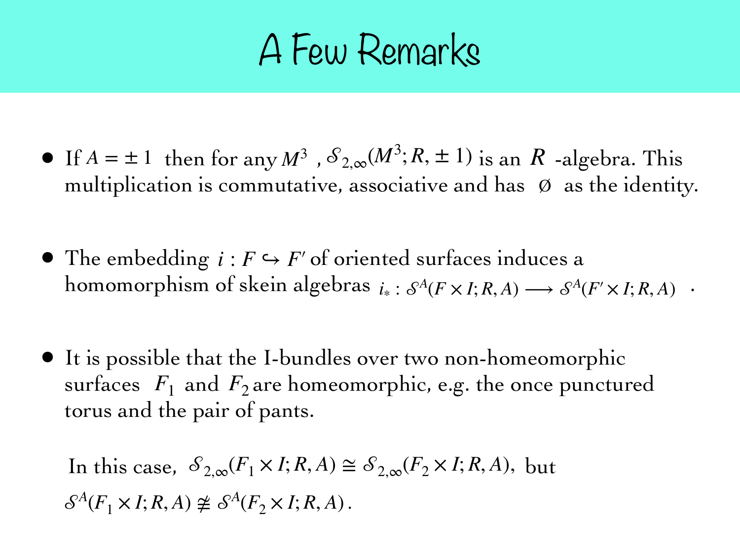# A Few Remarks

- If $A = \pm 1$ then for any $M^3$ , $\mathcal{S}_{2,\infty}(M^3; R, \pm 1)$ is an $R$ -algebra. This multiplication is commutative, associative and has $\emptyset$ as the identity.

- The embedding $i : F \hookrightarrow F'$ of oriented surfaces induces a homomorphism of skein algebras $i_* : \mathcal{S}^A(F \times I; R, A) \longrightarrow \mathcal{S}^A(F' \times I; R, A)$ .

- It is possible that the I-bundles over two non-homeomorphic surfaces $F_1$ and $F_2$ are homeomorphic, e.g. the once punctured torus and the pair of pants.

  In this case, $\mathcal{S}_{2,\infty}(F_1 \times I; R, A) \cong \mathcal{S}_{2,\infty}(F_2 \times I; R, A)$, but
  $\mathcal{S}^A(F_1 \times I; R, A) \ncong \mathcal{S}^A(F_2 \times I; R, A)$.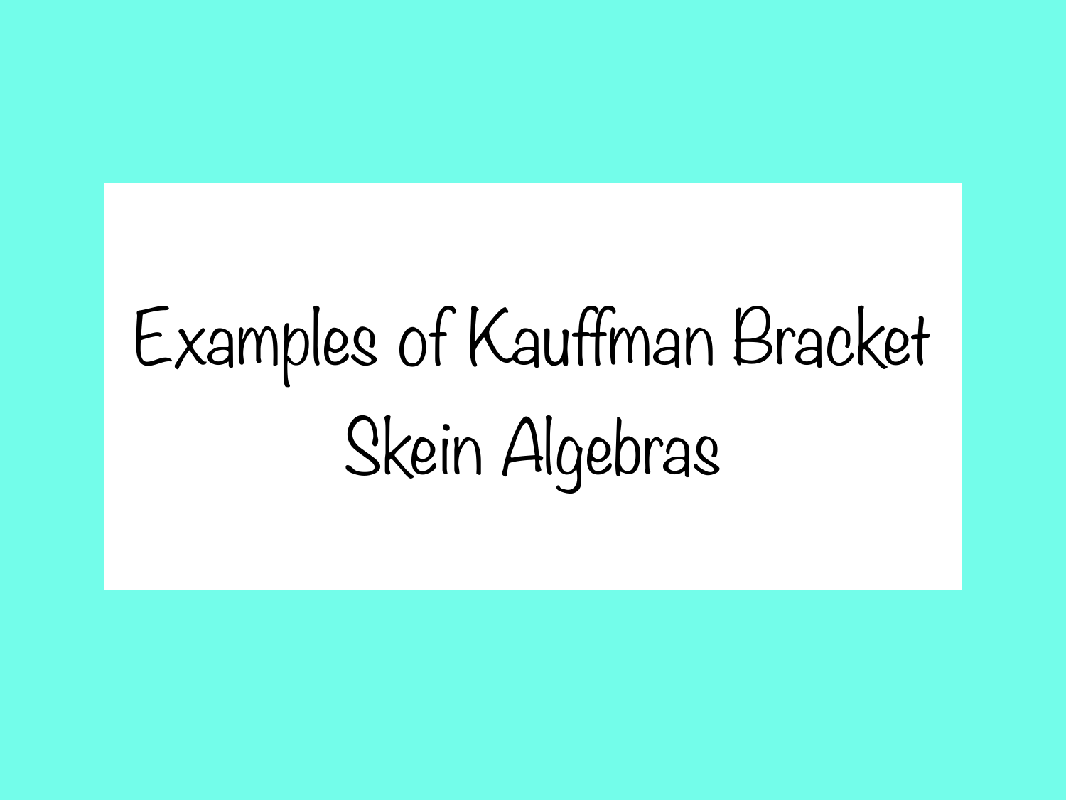# Examples of Kauffman Bracket Skein Algebras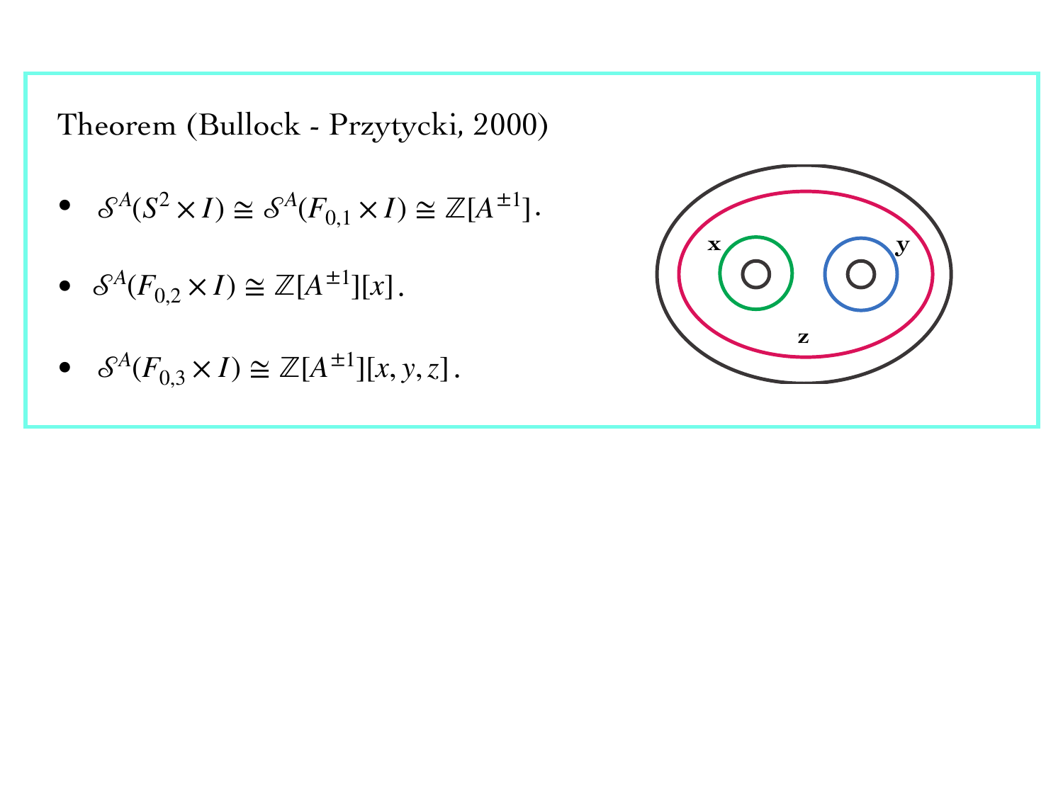Theorem (Bullock - Przytycki, 2000)

- $\mathcal{S}^A(S^2 \times I) \cong \mathcal{S}^A(F_{0,1} \times I) \cong \mathbb{Z}[A^{\pm 1}]$.
- $\mathcal{S}^A(F_{0,2} \times I) \cong \mathbb{Z}[A^{\pm 1}][x]$.
- $\mathcal{S}^A(F_{0,3} \times I) \cong \mathbb{Z}[A^{\pm 1}][x, y, z]$.

**x** **y** **z**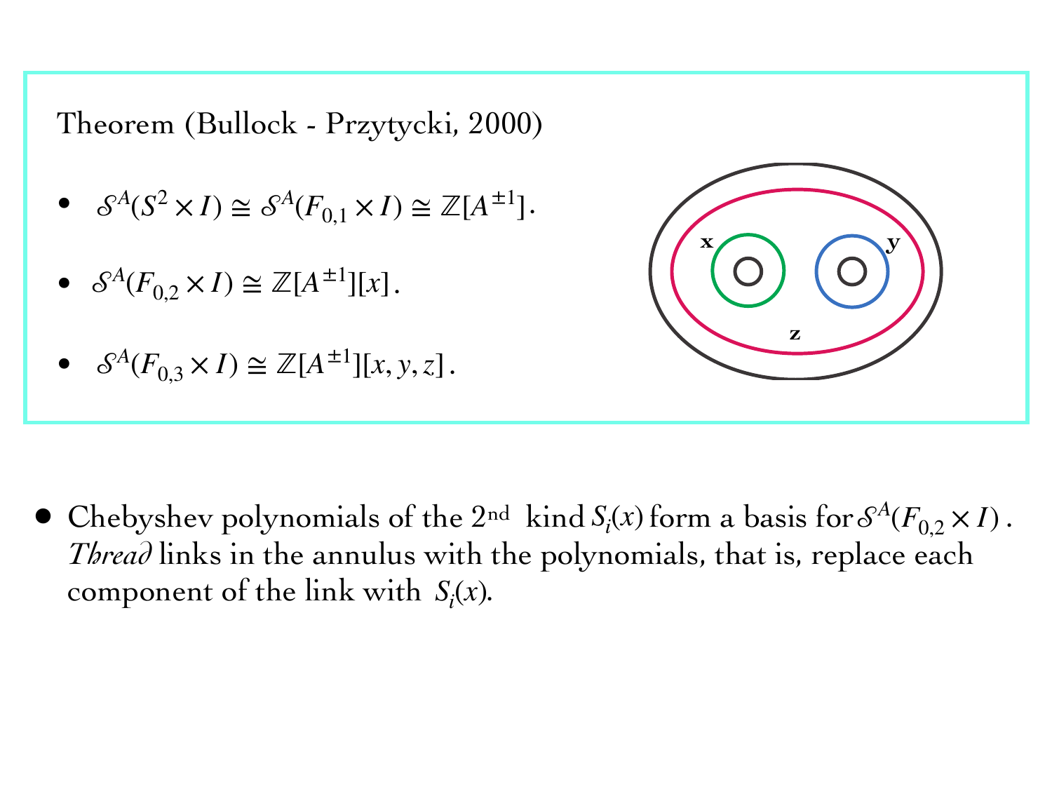Theorem (Bullock - Przytycki, 2000)

- $\mathcal{S}^A(S^2 \times I) \cong \mathcal{S}^A(F_{0,1} \times I) \cong \mathbb{Z}[A^{\pm 1}]$.
- $\mathcal{S}^A(F_{0,2} \times I) \cong \mathbb{Z}[A^{\pm 1}][x]$.
- $\mathcal{S}^A(F_{0,3} \times I) \cong \mathbb{Z}[A^{\pm 1}][x, y, z]$.

- Chebyshev polynomials of the 2nd kind $S_i(x)$ form a basis for $\mathcal{S}^A(F_{0,2} \times I)$. *Thread* links in the annulus with the polynomials, that is, replace each component of the link with $S_i(x)$.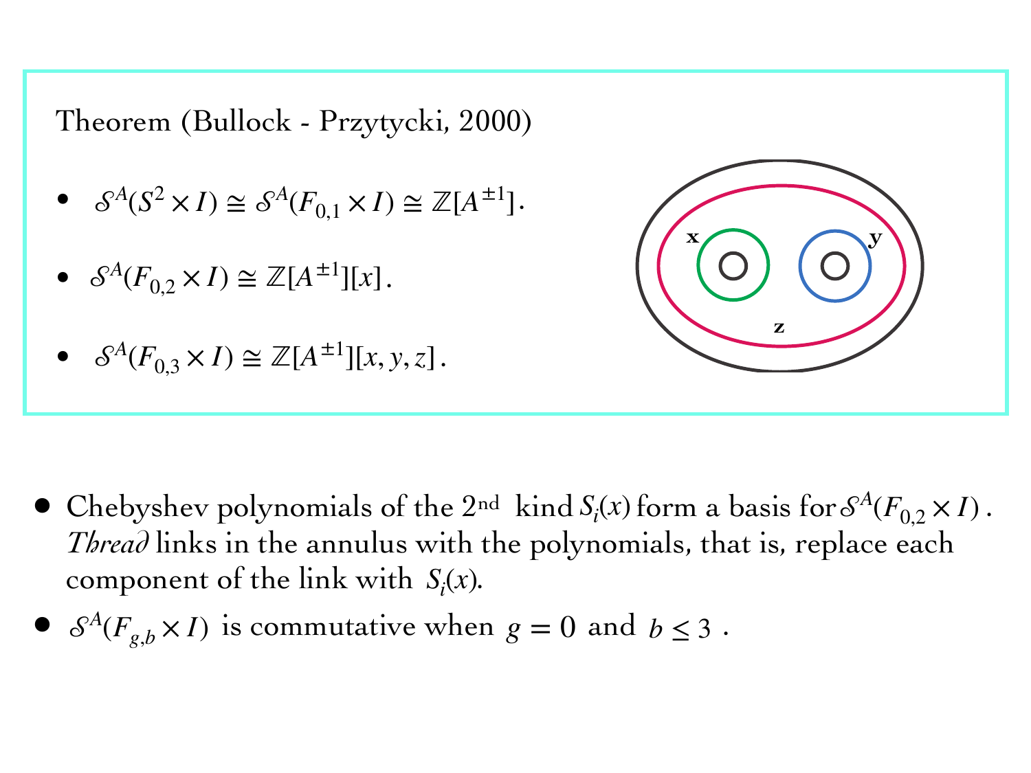Theorem (Bullock - Przytycki, 2000)

- $\mathcal{S}^A(S^2 \times I) \cong \mathcal{S}^A(F_{0,1} \times I) \cong \mathbb{Z}[A^{\pm 1}]$.
- $\mathcal{S}^A(F_{0,2} \times I) \cong \mathbb{Z}[A^{\pm 1}][x]$.
- $\mathcal{S}^A(F_{0,3} \times I) \cong \mathbb{Z}[A^{\pm 1}][x, y, z]$.

x y z

- Chebyshev polynomials of the 2nd kind $S_i(x)$ form a basis for $\mathcal{S}^A(F_{0,2} \times I)$. *Thread* links in the annulus with the polynomials, that is, replace each component of the link with $S_i(x)$.
- $\mathcal{S}^A(F_{g,b} \times I)$ is commutative when $g = 0$ and $b \leq 3$.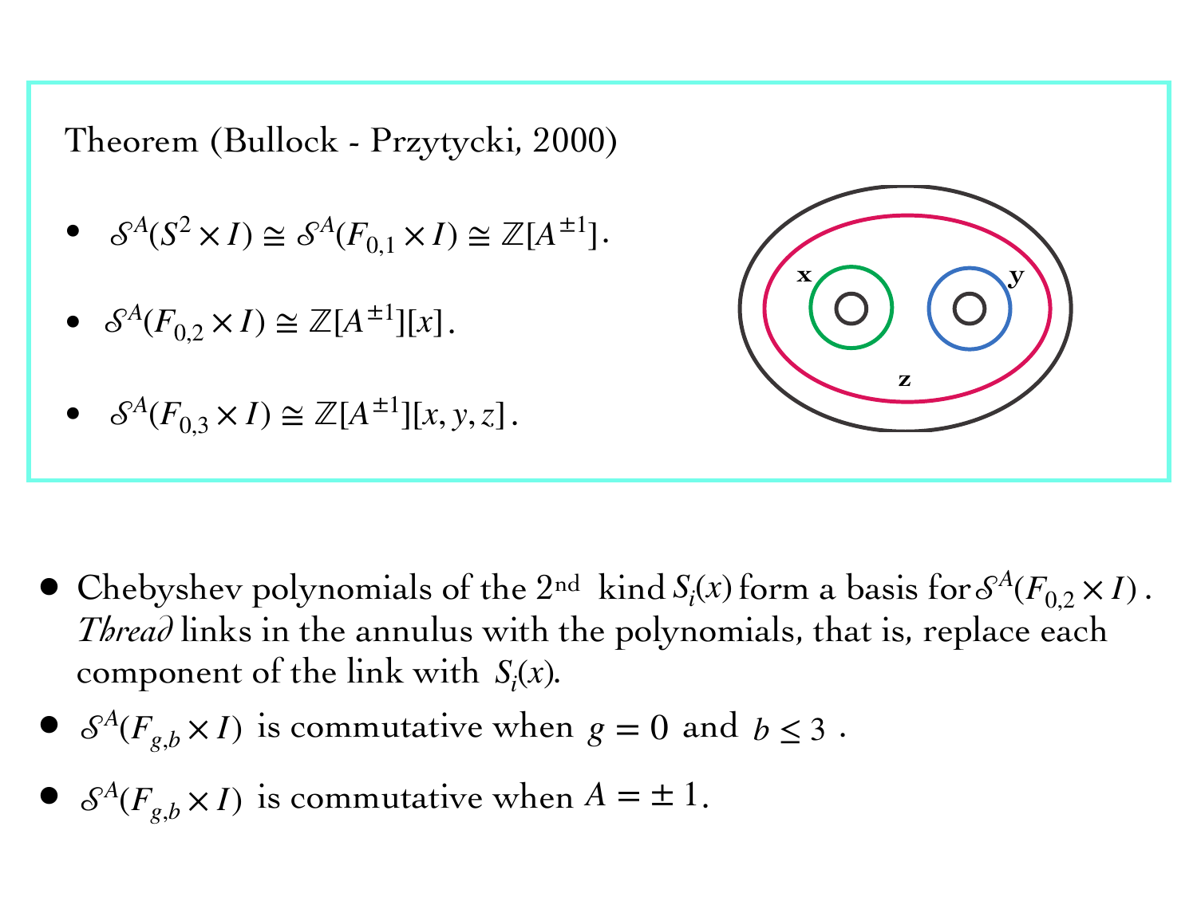Theorem (Bullock - Przytycki, 2000)

- $\mathcal{S}^A(S^2 \times I) \cong \mathcal{S}^A(F_{0,1} \times I) \cong \mathbb{Z}[A^{\pm 1}]$.
- $\mathcal{S}^A(F_{0,2} \times I) \cong \mathbb{Z}[A^{\pm 1}][x]$.
- $\mathcal{S}^A(F_{0,3} \times I) \cong \mathbb{Z}[A^{\pm 1}][x, y, z]$.

x y z

- Chebyshev polynomials of the 2[nd] kind $S_i(x)$ form a basis for $\mathcal{S}^A(F_{0,2} \times I)$. *Thread* links in the annulus with the polynomials, that is, replace each component of the link with $S_i(x)$.
- $\mathcal{S}^A(F_{g,b} \times I)$ is commutative when $g = 0$ and $b \leq 3$.
- $\mathcal{S}^A(F_{g,b} \times I)$ is commutative when $A = \pm 1$.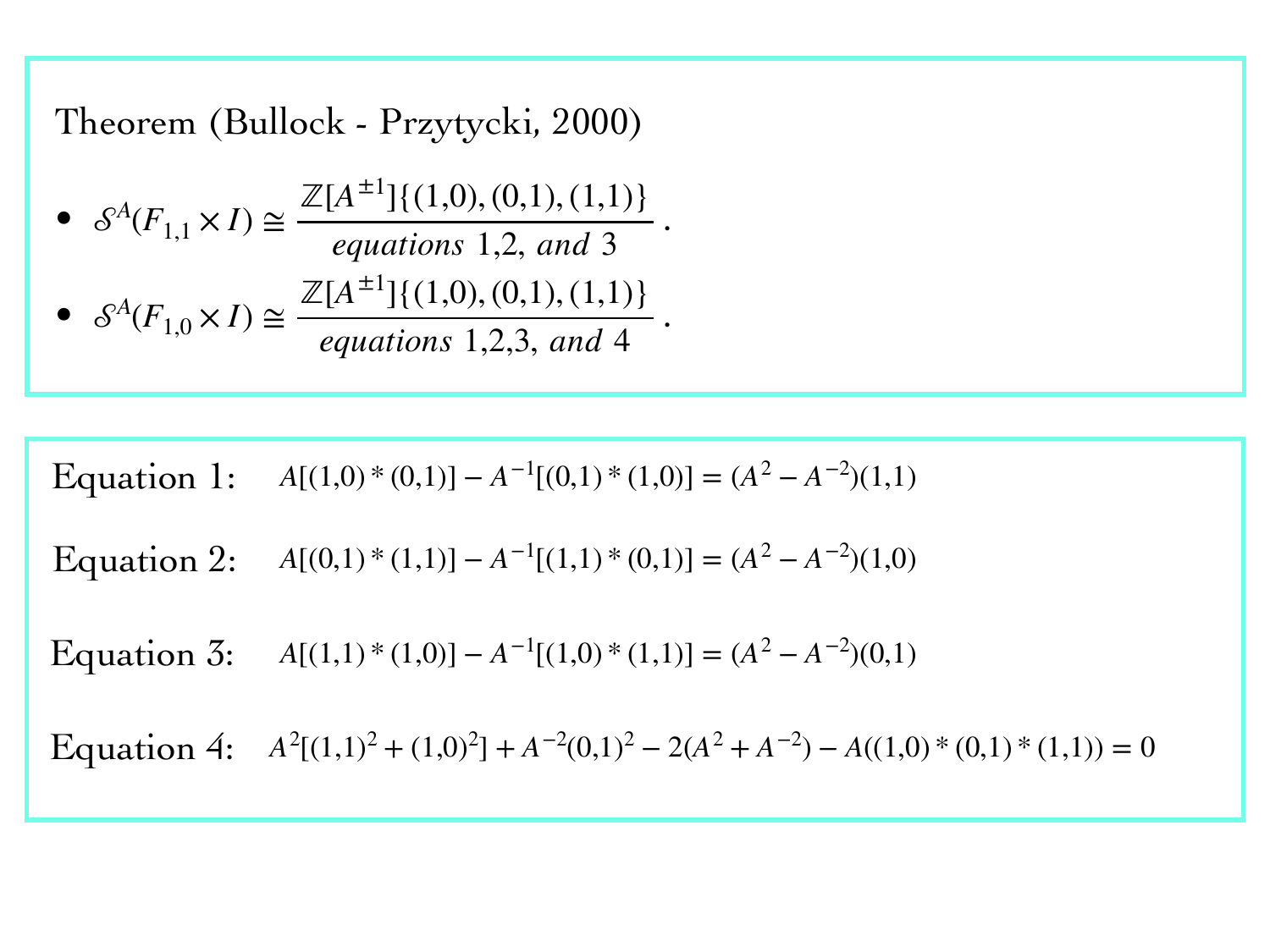Theorem (Bullock - Przytycki, 2000)

- $\mathcal{S}^A(F_{1,1} \times I) \cong \dfrac{\mathbb{Z}[A^{\pm 1}]\{(1,0),(0,1),(1,1)\}}{\textit{equations } 1,2, \textit{ and } 3}$.
- $\mathcal{S}^A(F_{1,0} \times I) \cong \dfrac{\mathbb{Z}[A^{\pm 1}]\{(1,0),(0,1),(1,1)\}}{\textit{equations } 1,2,3, \textit{ and } 4}$.

Equation 1: $A[(1,0) * (0,1)] - A^{-1}[(0,1) * (1,0)] = (A^2 - A^{-2})(1,1)$

Equation 2: $A[(0,1) * (1,1)] - A^{-1}[(1,1) * (0,1)] = (A^2 - A^{-2})(1,0)$

Equation 3: $A[(1,1) * (1,0)] - A^{-1}[(1,0) * (1,1)] = (A^2 - A^{-2})(0,1)$

Equation 4: $A^2[(1,1)^2 + (1,0)^2] + A^{-2}(0,1)^2 - 2(A^2 + A^{-2}) - A((1,0) * (0,1) * (1,1)) = 0$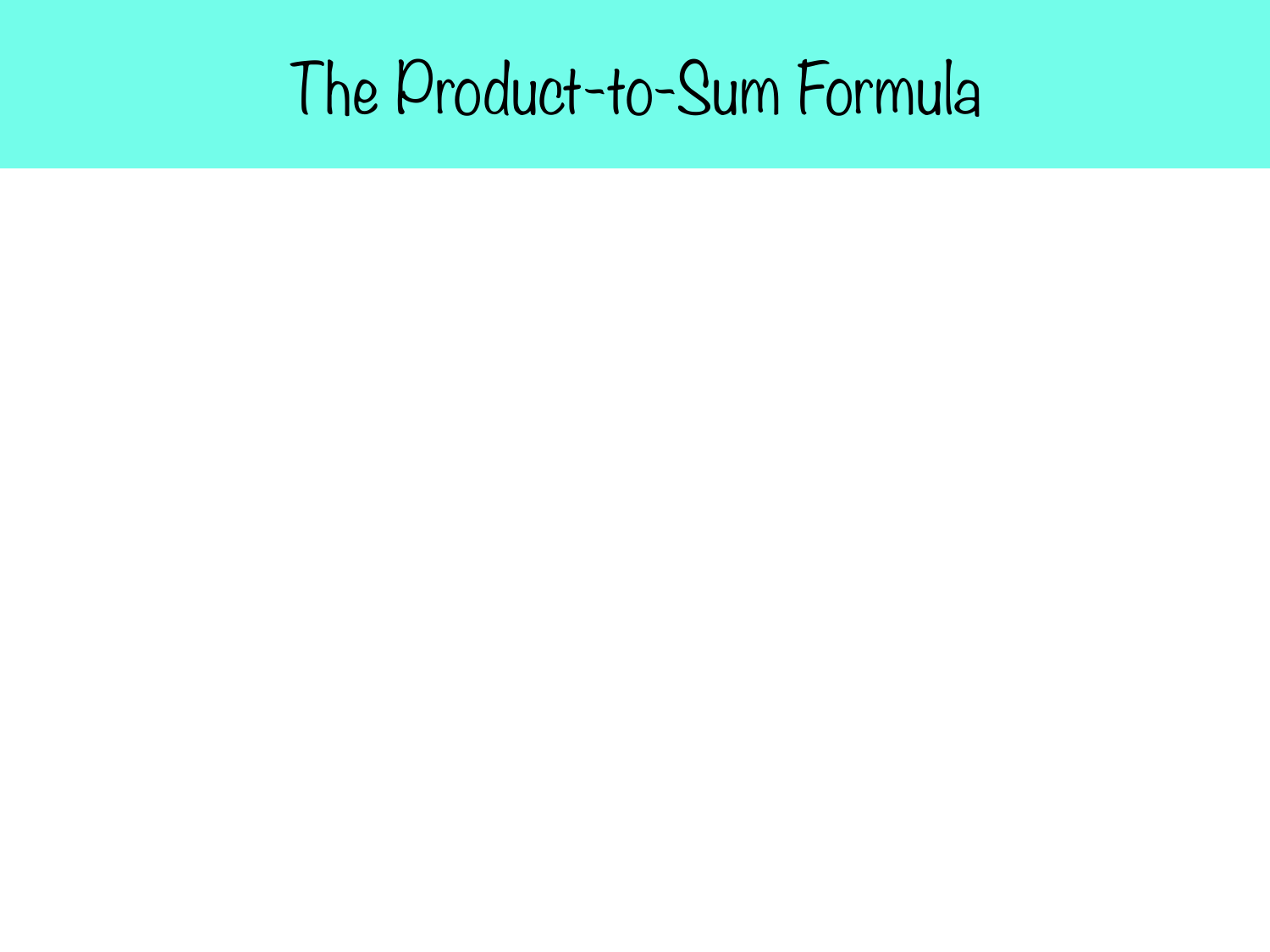# The Product-to-Sum Formula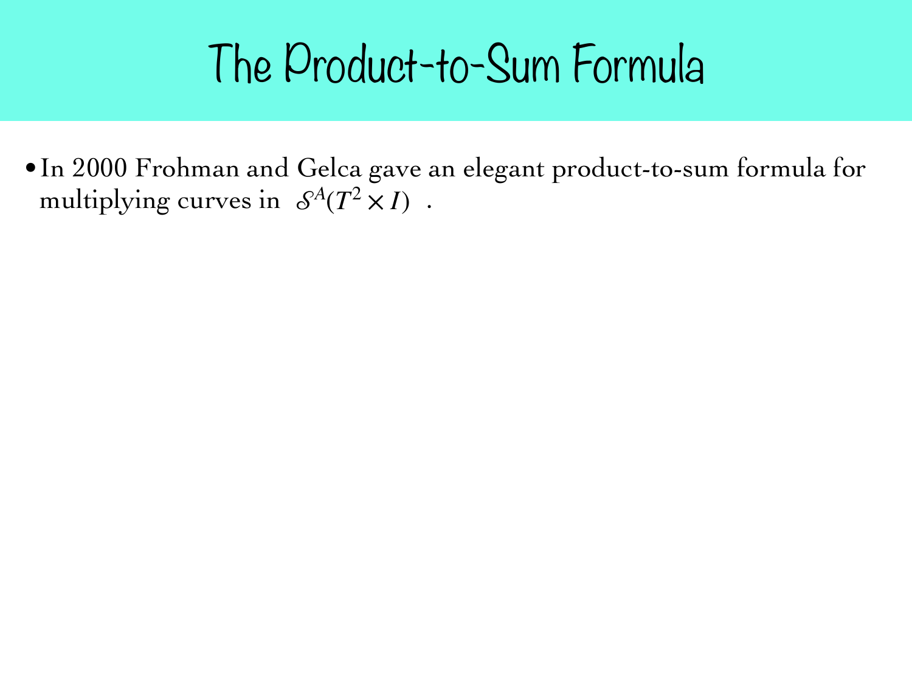# The Product-to-Sum Formula

- In 2000 Frohman and Gelca gave an elegant product-to-sum formula for multiplying curves in $\mathcal{S}^A(T^2 \times I)$ .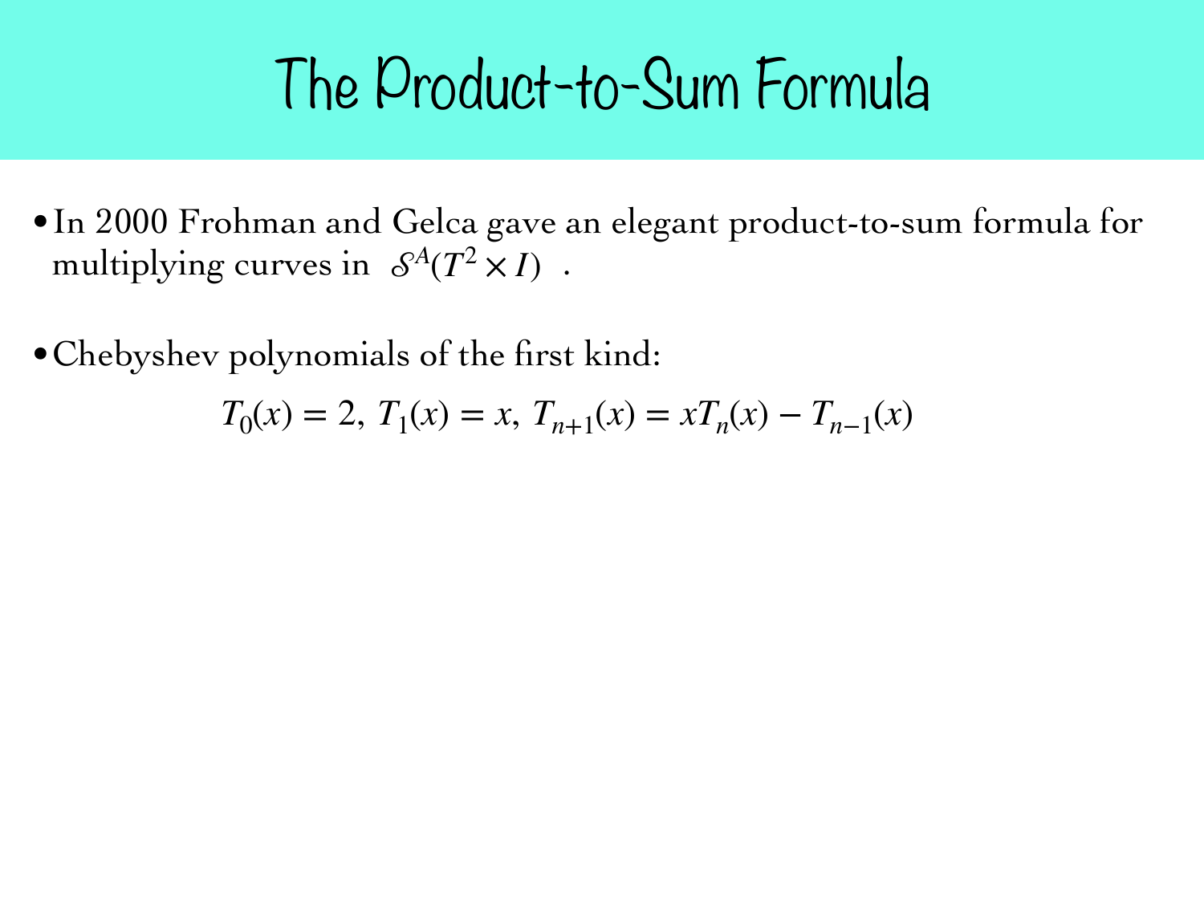# The Product-to-Sum Formula

- In 2000 Frohman and Gelca gave an elegant product-to-sum formula for multiplying curves in $\mathcal{S}^A(T^2 \times I)$ .

- Chebyshev polynomials of the first kind:

$$T_0(x) = 2,\ T_1(x) = x,\ T_{n+1}(x) = xT_n(x) - T_{n-1}(x)$$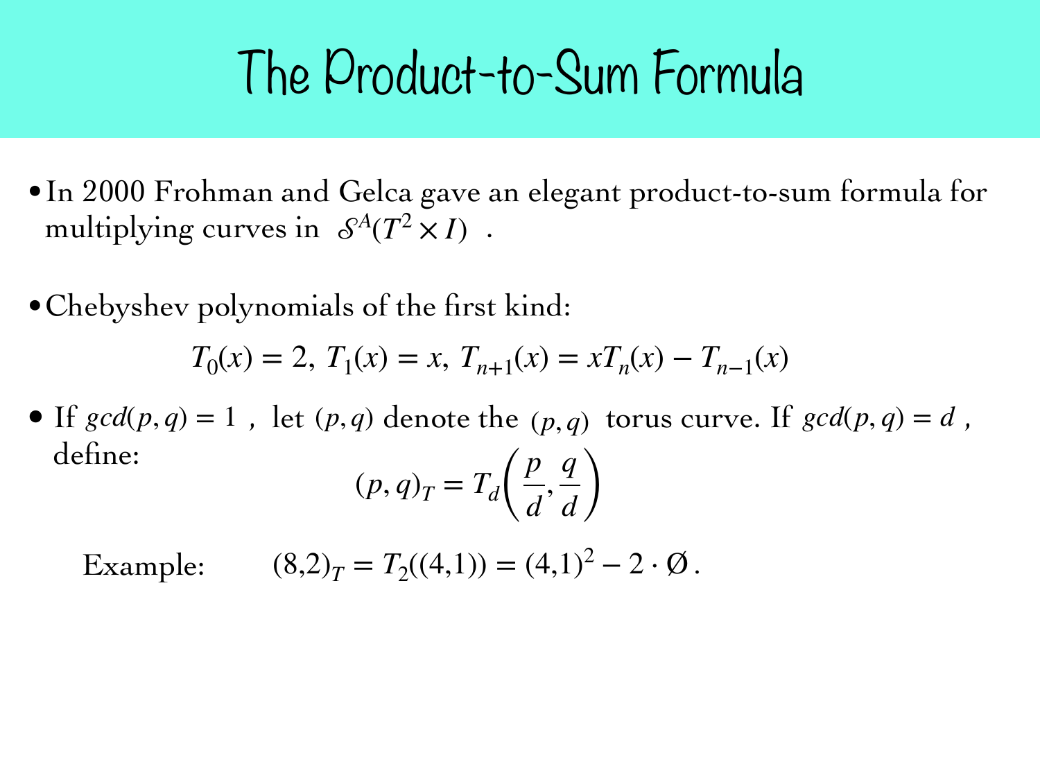# The Product-to-Sum Formula

- In 2000 Frohman and Gelca gave an elegant product-to-sum formula for multiplying curves in $\mathcal{S}^A(T^2 \times I)$ .

- Chebyshev polynomials of the first kind:

$$T_0(x) = 2,\ T_1(x) = x,\ T_{n+1}(x) = xT_n(x) - T_{n-1}(x)$$

- If $gcd(p,q) = 1$ , let $(p,q)$ denote the $(p,q)$ torus curve. If $gcd(p,q) = d$ , define:

$$(p,q)_T = T_d\left(\frac{p}{d}, \frac{q}{d}\right)$$

Example: $(8{,}2)_T = T_2((4{,}1)) = (4{,}1)^2 - 2 \cdot \emptyset$ .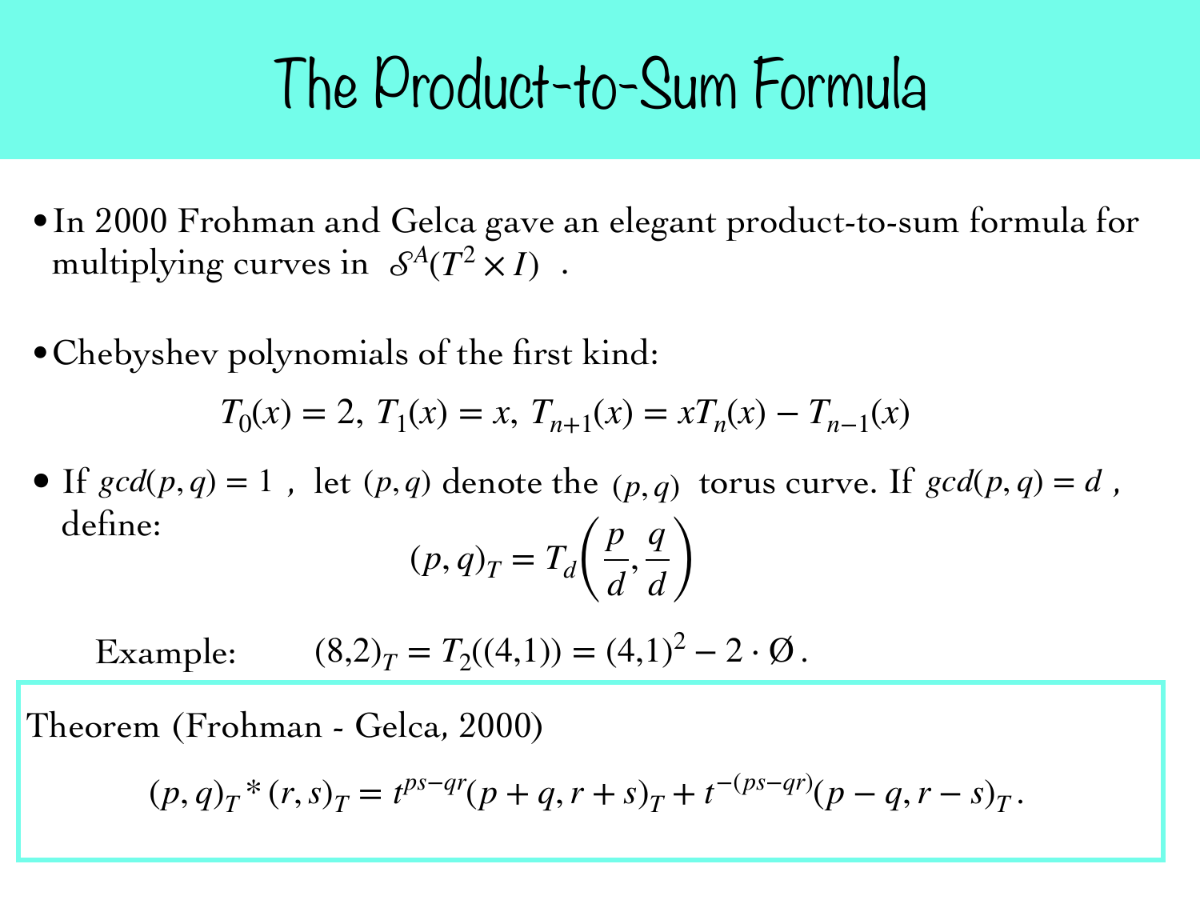# The Product-to-Sum Formula

- In 2000 Frohman and Gelca gave an elegant product-to-sum formula for multiplying curves in $\mathcal{S}^A(T^2 \times I)$ .

- Chebyshev polynomials of the first kind:

$$T_0(x) = 2,\ T_1(x) = x,\ T_{n+1}(x) = xT_n(x) - T_{n-1}(x)$$

- If $gcd(p,q) = 1$ , let $(p,q)$ denote the $(p,q)$ torus curve. If $gcd(p,q) = d$ , define:

$$(p,q)_T = T_d\left(\frac{p}{d}, \frac{q}{d}\right)$$

Example: $(8{,}2)_T = T_2((4{,}1)) = (4{,}1)^2 - 2 \cdot \emptyset$ .

**Theorem (Frohman - Gelca, 2000)**

$$(p,q)_T * (r,s)_T = t^{ps-qr}(p+q, r+s)_T + t^{-(ps-qr)}(p-q, r-s)_T .$$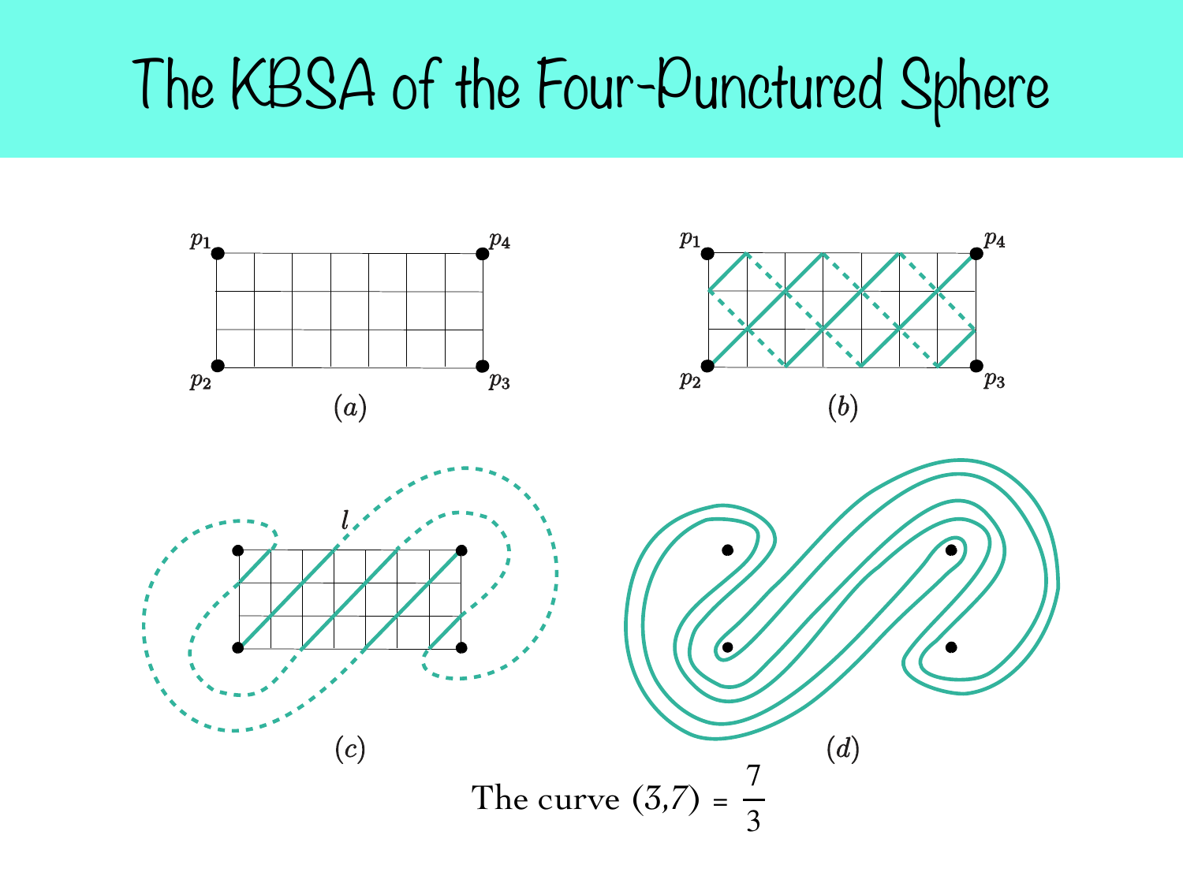# The KBSA of the Four-Punctured Sphere

$p_1$ $p_4$ $p_2$ $p_3$

$(a)$

$p_1$ $p_4$ $p_2$ $p_3$

$(b)$

$l$

$(c)$

$(d)$

The curve $(3{,}7) = \dfrac{7}{3}$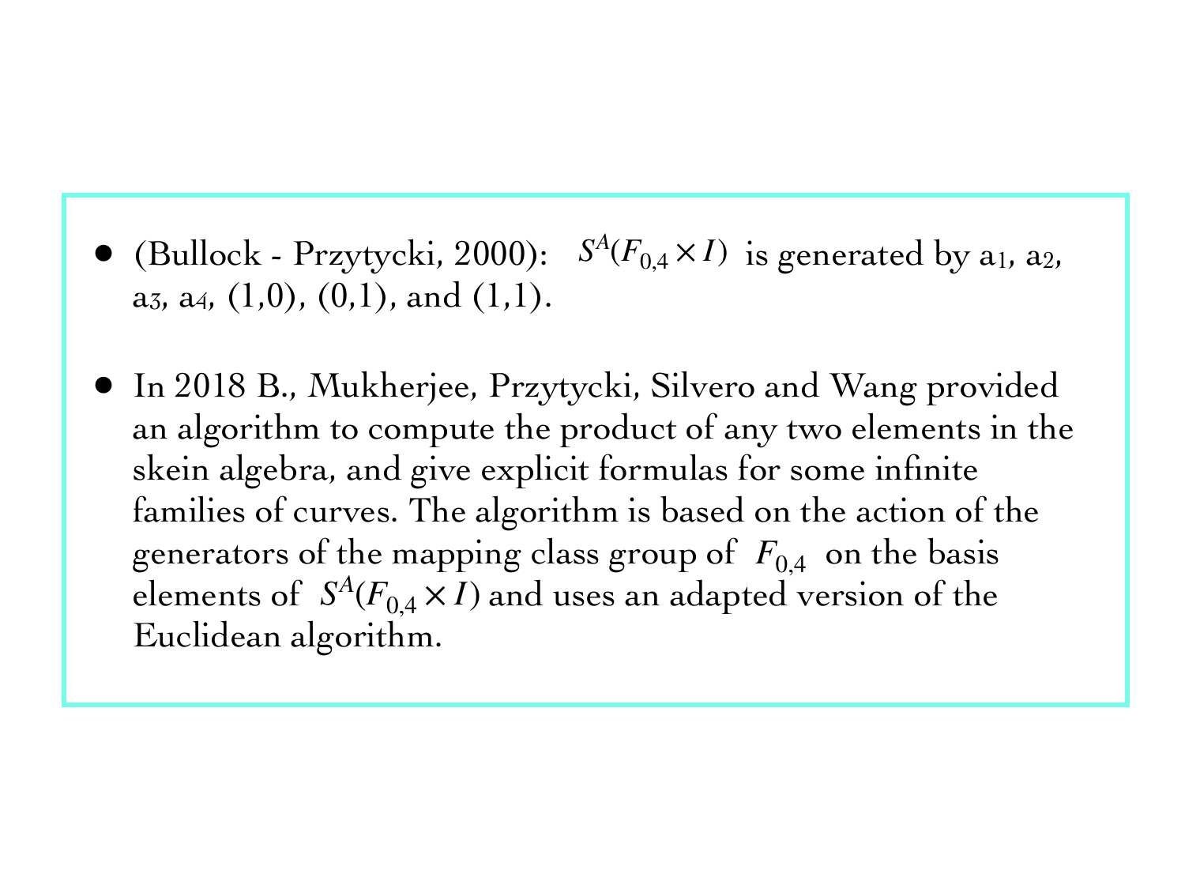- (Bullock - Przytycki, 2000): $S^A(F_{0,4} \times I)$ is generated by $a_1$, $a_2$, $a_3$, $a_4$, (1,0), (0,1), and (1,1).

- In 2018 B., Mukherjee, Przytycki, Silvero and Wang provided an algorithm to compute the product of any two elements in the skein algebra, and give explicit formulas for some infinite families of curves. The algorithm is based on the action of the generators of the mapping class group of $F_{0,4}$ on the basis elements of $S^A(F_{0,4} \times I)$ and uses an adapted version of the Euclidean algorithm.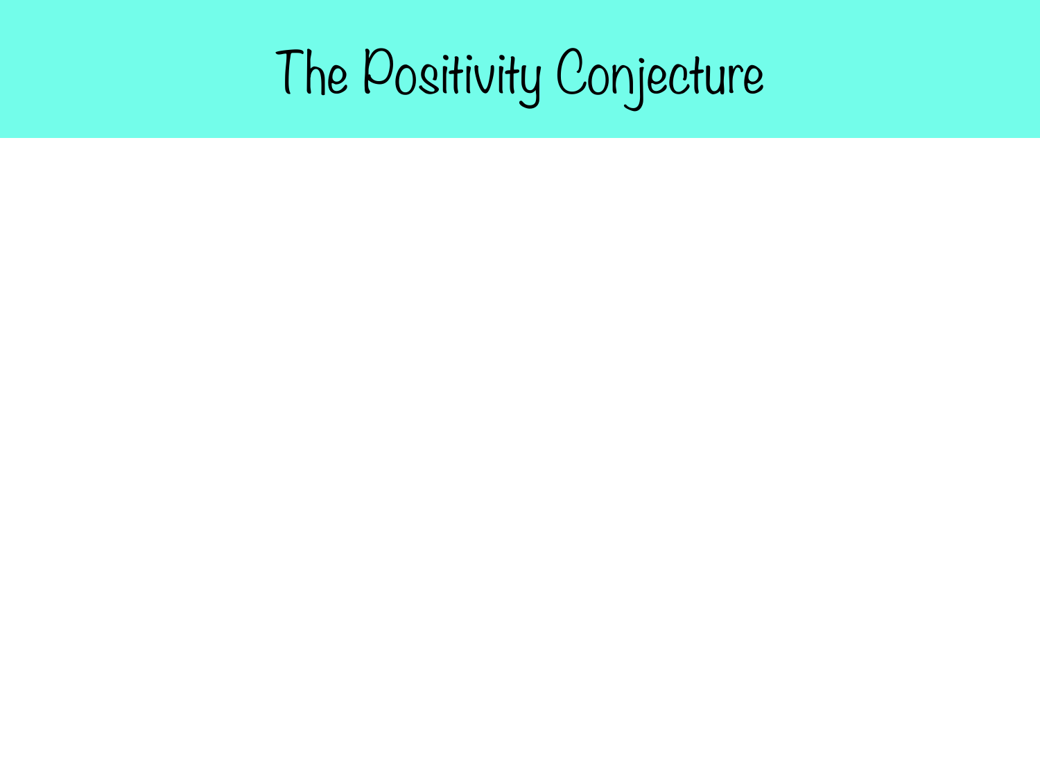# The Positivity Conjecture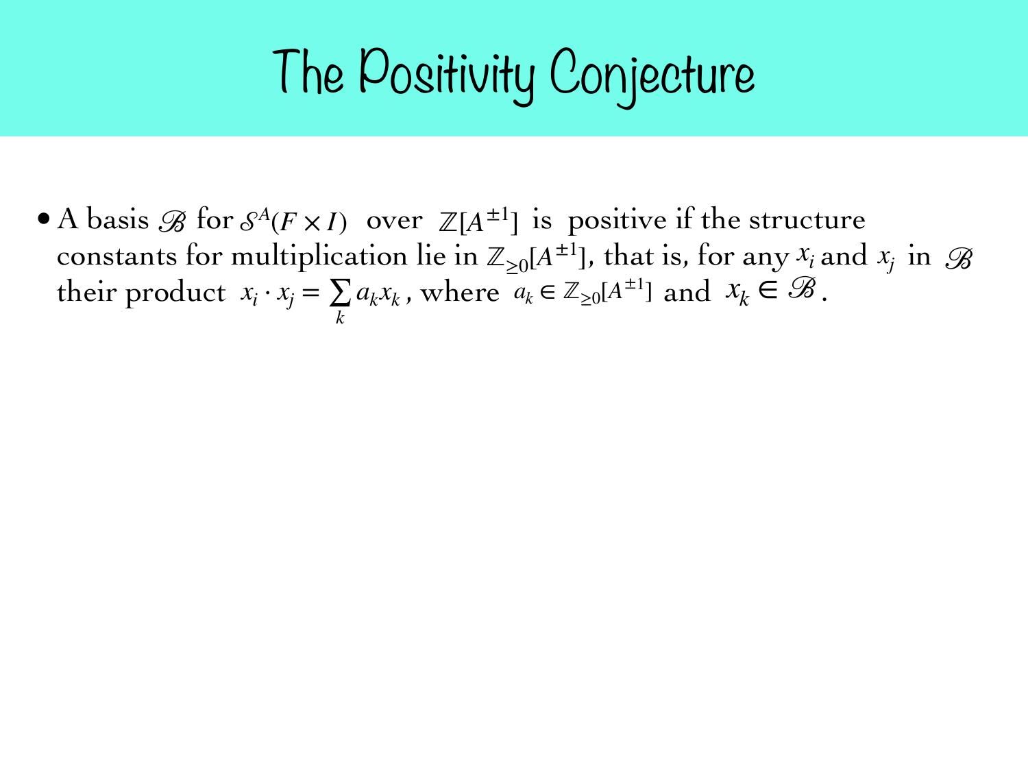# The Positivity Conjecture

- A basis $\mathscr{B}$ for $\mathcal{S}^A(F \times I)$ over $\mathbb{Z}[A^{\pm 1}]$ is positive if the structure constants for multiplication lie in $\mathbb{Z}_{\geq 0}[A^{\pm 1}]$, that is, for any $x_i$ and $x_j$ in $\mathscr{B}$ their product $x_i \cdot x_j = \sum_k a_k x_k$, where $a_k \in \mathbb{Z}_{\geq 0}[A^{\pm 1}]$ and $x_k \in \mathscr{B}$.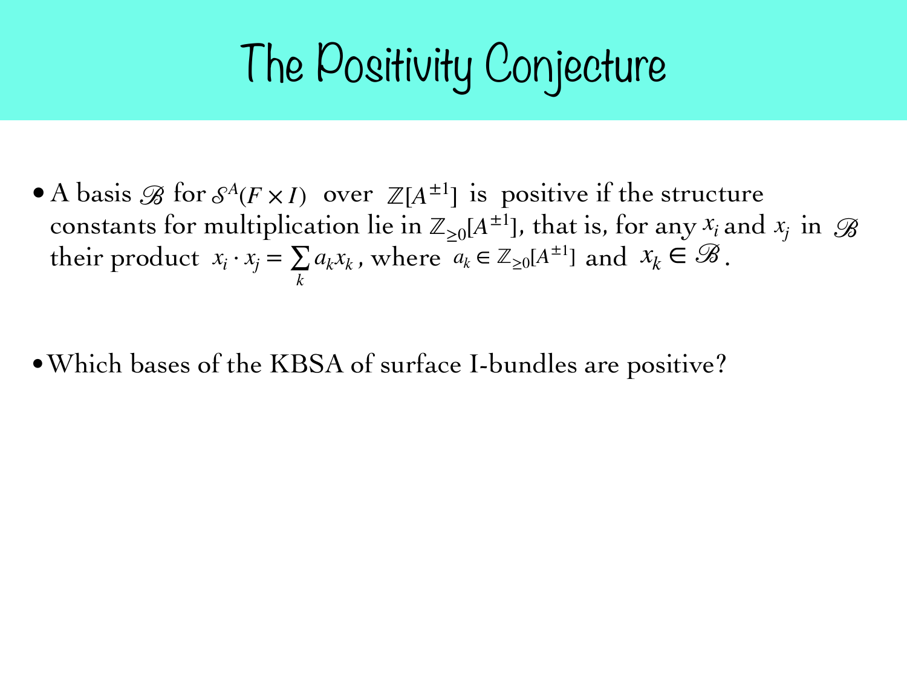# The Positivity Conjecture

- A basis $\mathscr{B}$ for $\mathcal{S}^A(F \times I)$ over $\mathbb{Z}[A^{\pm 1}]$ is positive if the structure constants for multiplication lie in $\mathbb{Z}_{\geq 0}[A^{\pm 1}]$, that is, for any $x_i$ and $x_j$ in $\mathscr{B}$ their product $x_i \cdot x_j = \sum_k a_k x_k$, where $a_k \in \mathbb{Z}_{\geq 0}[A^{\pm 1}]$ and $x_k \in \mathscr{B}$.

- Which bases of the KBSA of surface I-bundles are positive?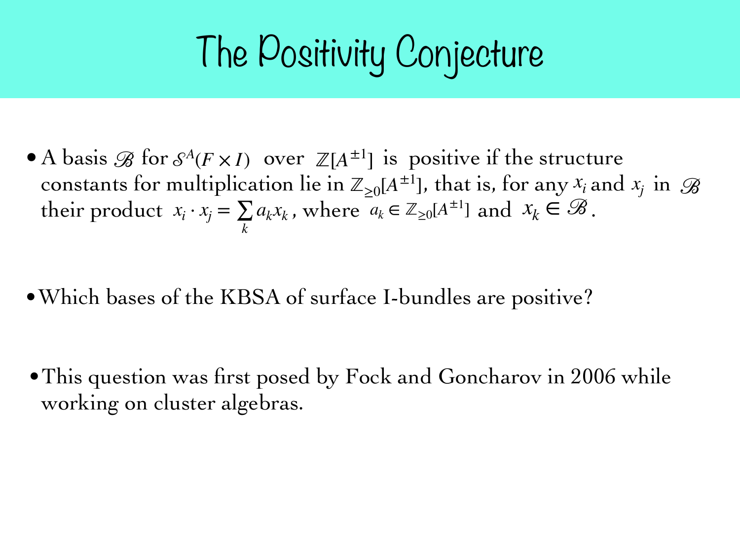# The Positivity Conjecture

- A basis $\mathscr{B}$ for $\mathcal{S}^A(F \times I)$ over $\mathbb{Z}[A^{\pm 1}]$ is positive if the structure constants for multiplication lie in $\mathbb{Z}_{\geq 0}[A^{\pm 1}]$, that is, for any $x_i$ and $x_j$ in $\mathscr{B}$ their product $x_i \cdot x_j = \sum_k a_k x_k$, where $a_k \in \mathbb{Z}_{\geq 0}[A^{\pm 1}]$ and $x_k \in \mathscr{B}$.

- Which bases of the KBSA of surface I-bundles are positive?

- This question was first posed by Fock and Goncharov in 2006 while working on cluster algebras.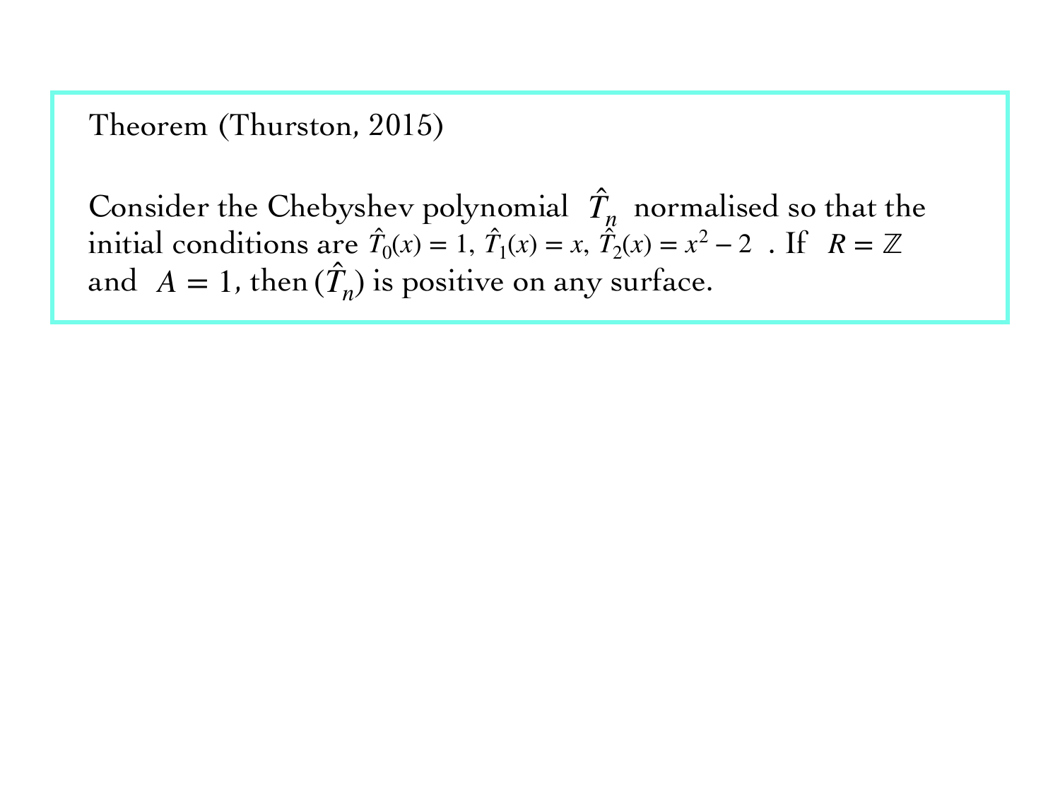Theorem (Thurston, 2015)

Consider the Chebyshev polynomial $\hat{T}_n$ normalised so that the initial conditions are $\hat{T}_0(x) = 1,\ \hat{T}_1(x) = x,\ \hat{T}_2(x) = x^2 - 2$ . If $R = \mathbb{Z}$ and $A = 1$, then $(\hat{T}_n)$ is positive on any surface.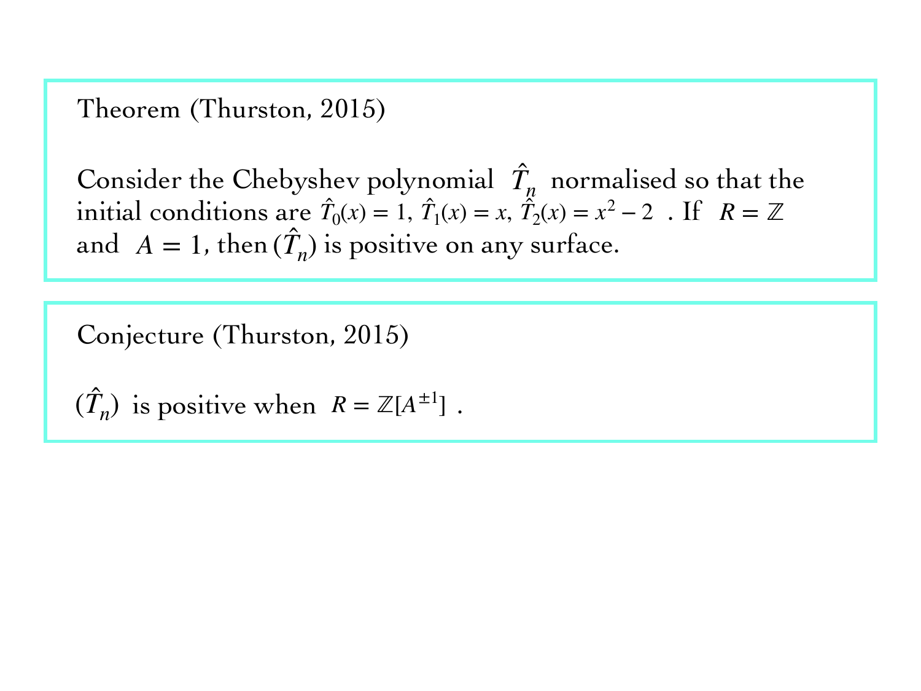Theorem (Thurston, 2015)

Consider the Chebyshev polynomial $\hat{T}_n$ normalised so that the initial conditions are $\hat{T}_0(x) = 1,\ \hat{T}_1(x) = x,\ \hat{T}_2(x) = x^2 - 2$ . If $R = \mathbb{Z}$ and $A = 1$, then $(\hat{T}_n)$ is positive on any surface.

Conjecture (Thurston, 2015)

$(\hat{T}_n)$ is positive when $R = \mathbb{Z}[A^{\pm 1}]$ .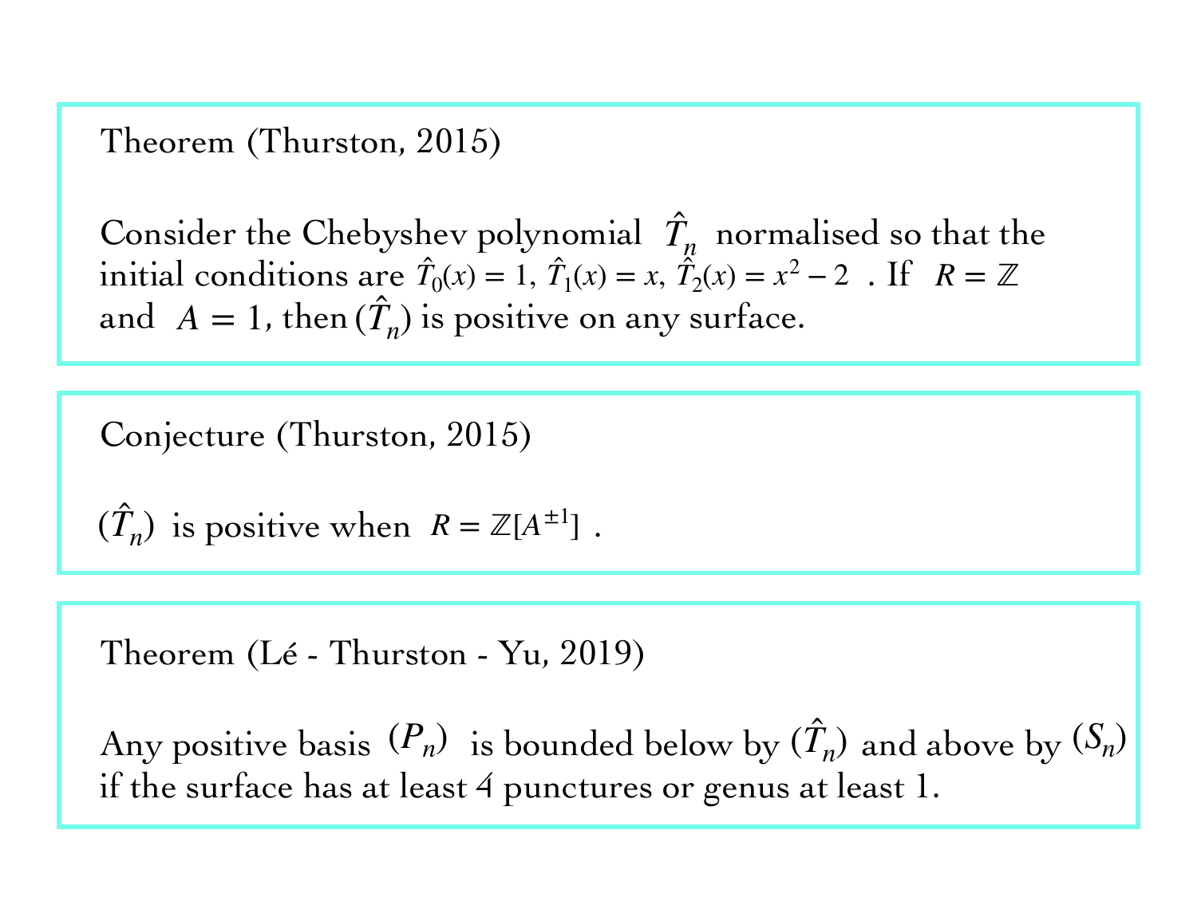Theorem (Thurston, 2015)

Consider the Chebyshev polynomial $\hat{T}_n$ normalised so that the initial conditions are $\hat{T}_0(x) = 1$, $\hat{T}_1(x) = x$, $\hat{T}_2(x) = x^2 - 2$ . If $R = \mathbb{Z}$ and $A = 1$, then $(\hat{T}_n)$ is positive on any surface.

Conjecture (Thurston, 2015)

$(\hat{T}_n)$ is positive when $R = \mathbb{Z}[A^{\pm 1}]$ .

Theorem (Lé - Thurston - Yu, 2019)

Any positive basis $(P_n)$ is bounded below by $(\hat{T}_n)$ and above by $(S_n)$ if the surface has at least 4 punctures or genus at least 1.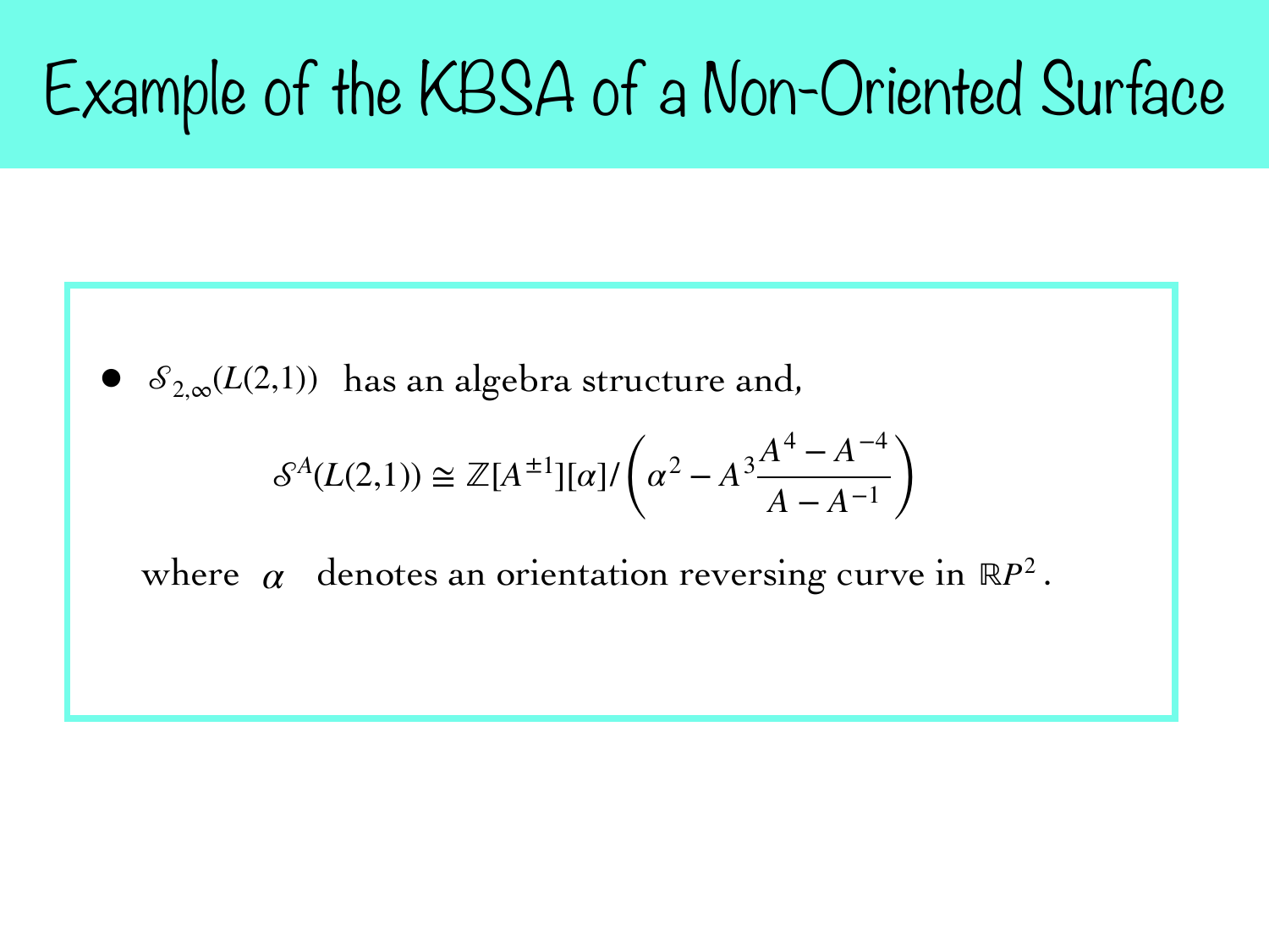# Example of the KBSA of a Non-Oriented Surface

- $\mathcal{S}_{2,\infty}(L(2,1))$ has an algebra structure and,

$$\mathcal{S}^{A}(L(2,1)) \cong \mathbb{Z}[A^{\pm 1}][\alpha] / \left( \alpha^2 - A^3 \frac{A^4 - A^{-4}}{A - A^{-1}} \right)$$

where $\alpha$ denotes an orientation reversing curve in $\mathbb{R}P^2$.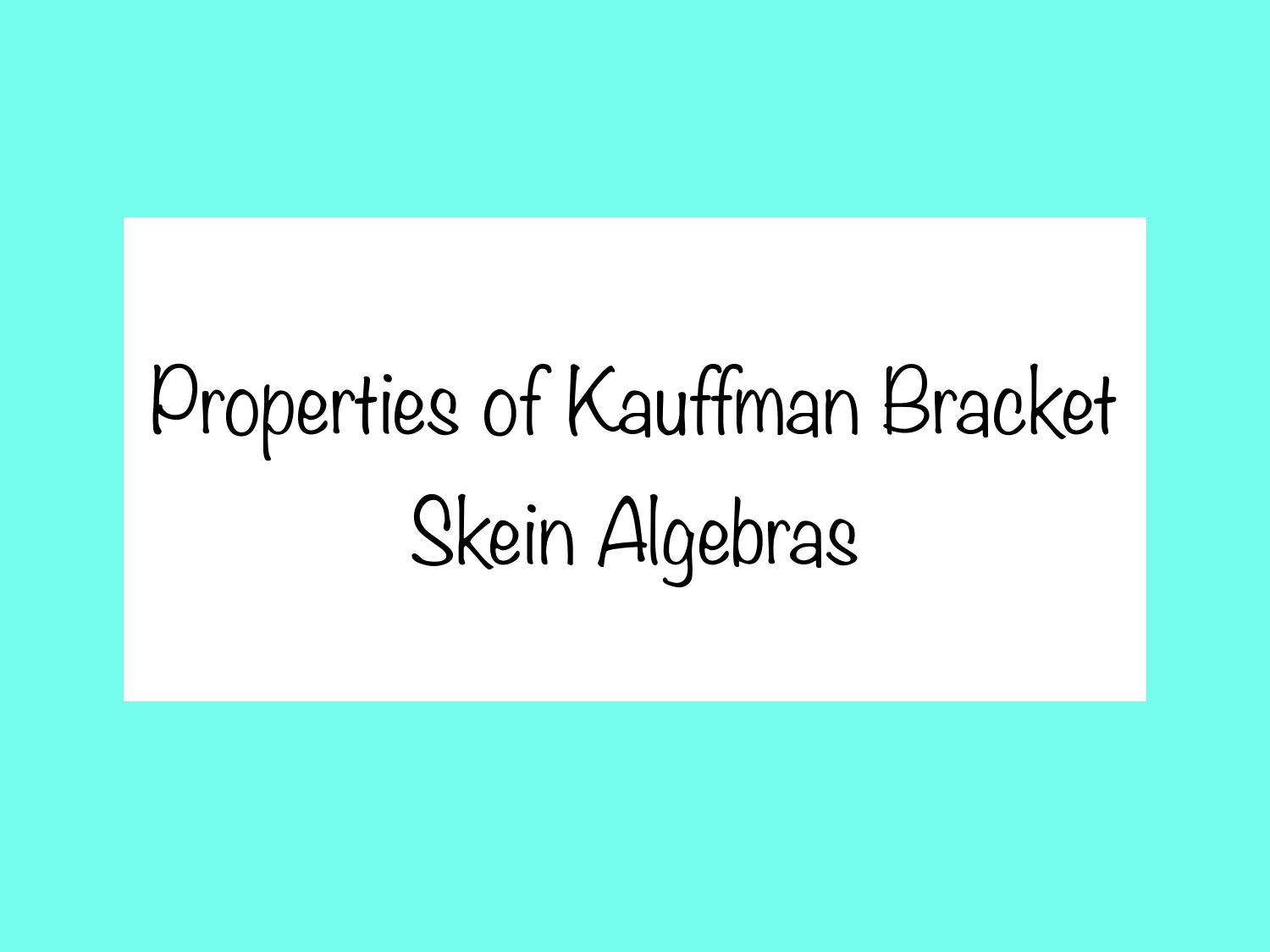# Properties of Kauffman Bracket Skein Algebras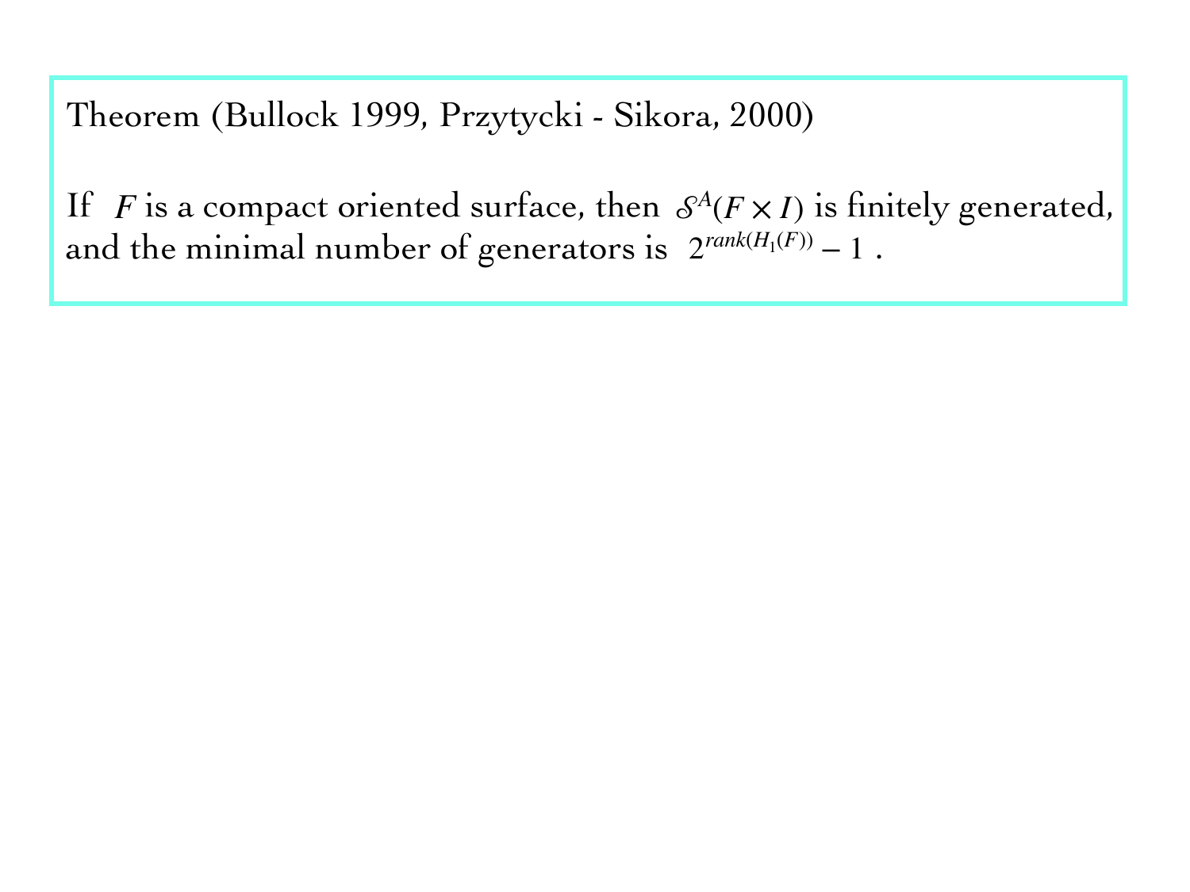Theorem (Bullock 1999, Przytycki - Sikora, 2000)

If $F$ is a compact oriented surface, then $\mathcal{S}^A(F \times I)$ is finitely generated, and the minimal number of generators is $2^{rank(H_1(F))} - 1$ .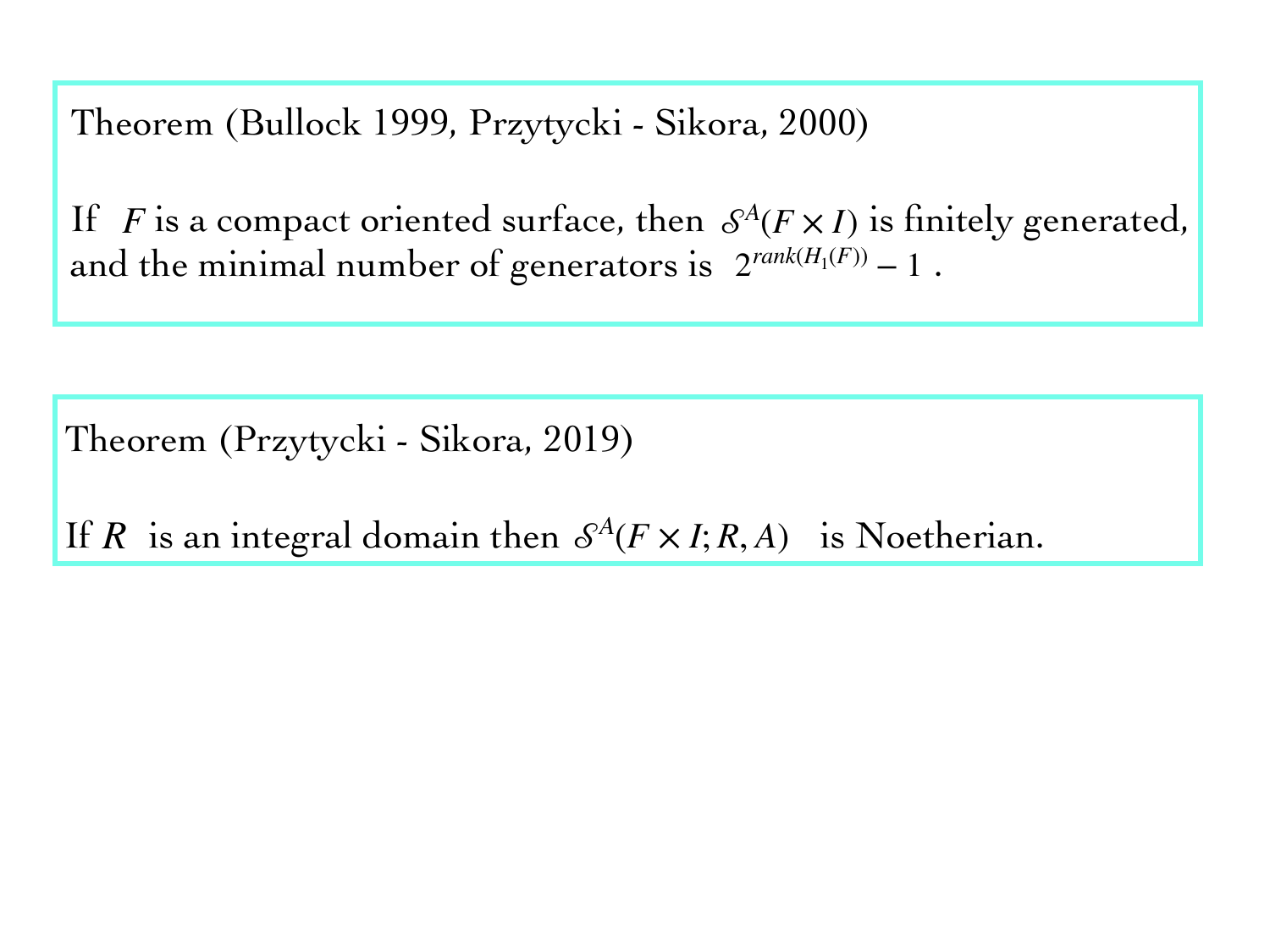Theorem (Bullock 1999, Przytycki - Sikora, 2000)

If $F$ is a compact oriented surface, then $\mathcal{S}^A(F \times I)$ is finitely generated, and the minimal number of generators is $2^{rank(H_1(F))} - 1$ .

Theorem (Przytycki - Sikora, 2019)

If $R$ is an integral domain then $\mathcal{S}^A(F \times I; R, A)$ is Noetherian.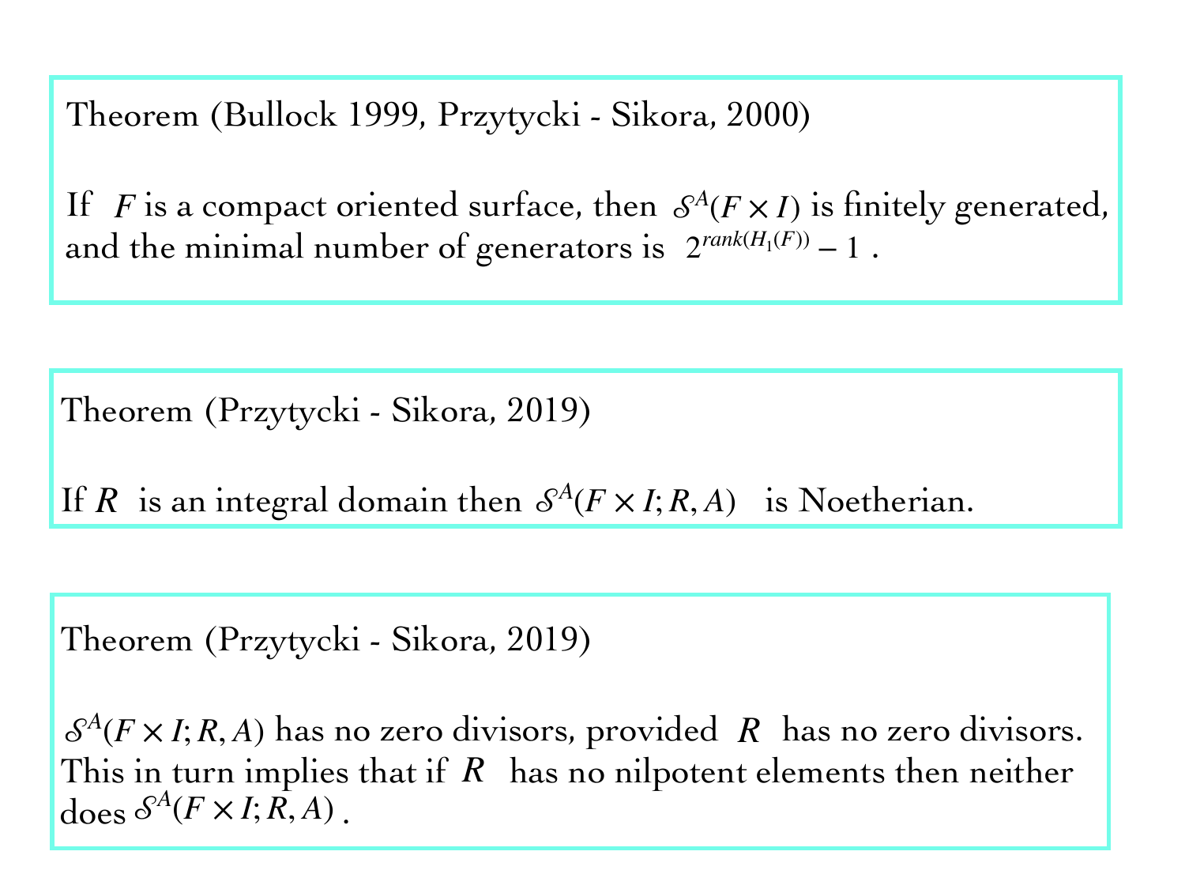Theorem (Bullock 1999, Przytycki - Sikora, 2000)

If $F$ is a compact oriented surface, then $\mathcal{S}^A(F \times I)$ is finitely generated, and the minimal number of generators is $2^{rank(H_1(F))} - 1$.

Theorem (Przytycki - Sikora, 2019)

If $R$ is an integral domain then $\mathcal{S}^A(F \times I; R, A)$ is Noetherian.

Theorem (Przytycki - Sikora, 2019)

$\mathcal{S}^A(F \times I; R, A)$ has no zero divisors, provided $R$ has no zero divisors. This in turn implies that if $R$ has no nilpotent elements then neither does $\mathcal{S}^A(F \times I; R, A)$.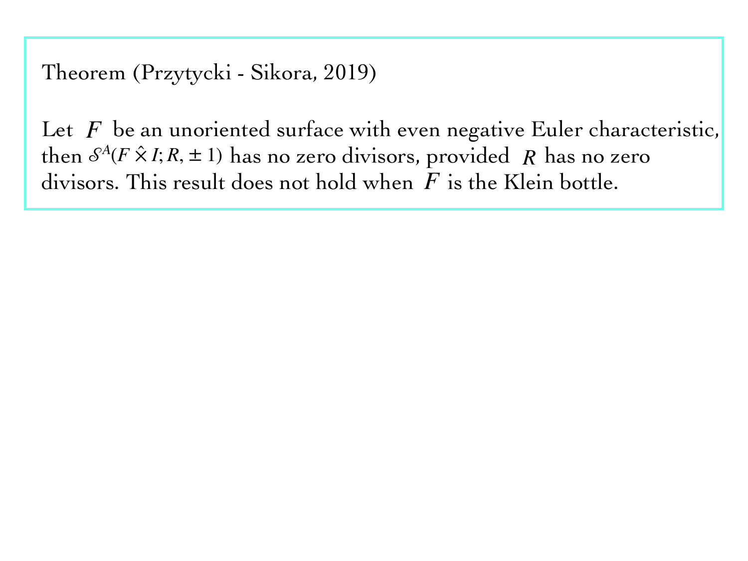Theorem (Przytycki - Sikora, 2019)

Let $F$ be an unoriented surface with even negative Euler characteristic, then $\mathcal{S}^A(F \hat{\times} I; R, \pm 1)$ has no zero divisors, provided $R$ has no zero divisors. This result does not hold when $F$ is the Klein bottle.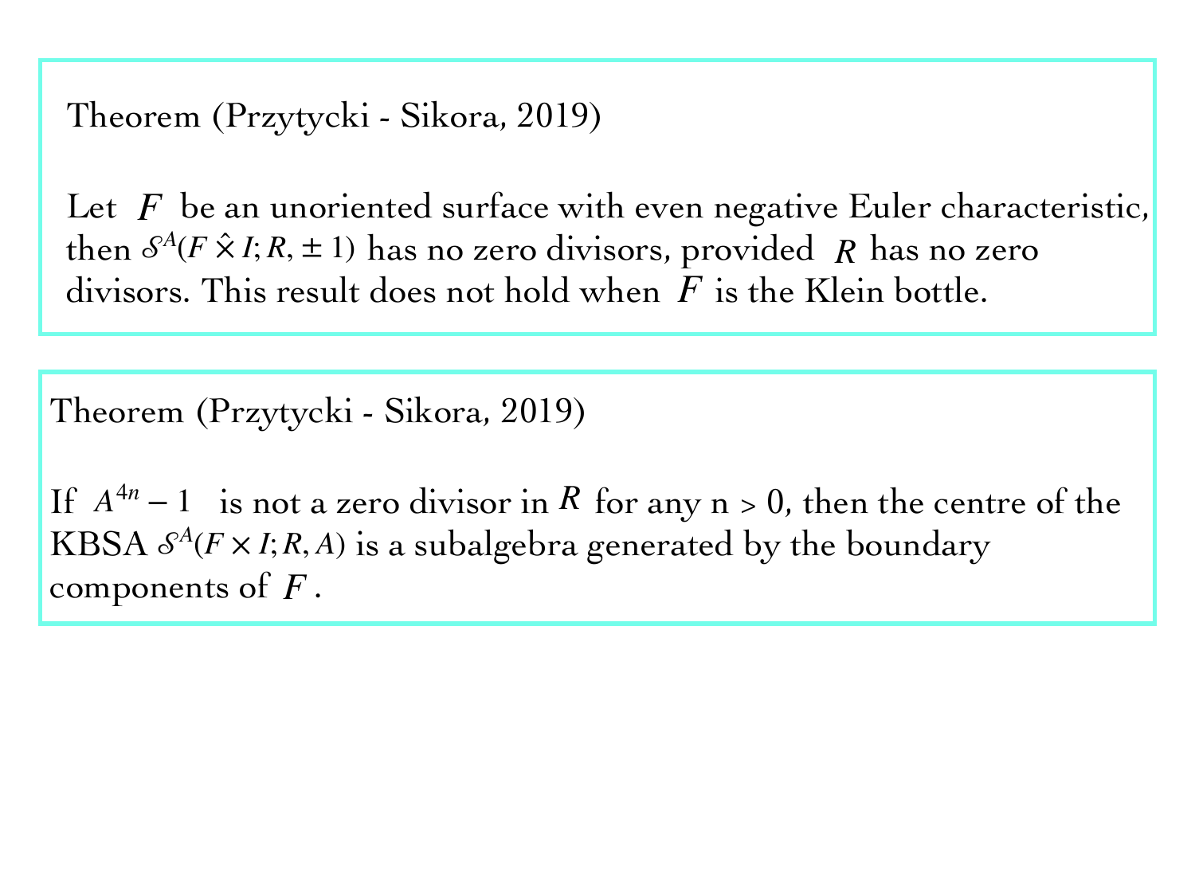Theorem (Przytycki - Sikora, 2019)

Let $F$ be an unoriented surface with even negative Euler characteristic, then $\mathcal{S}^A(F \hat{\times} I; R, \pm 1)$ has no zero divisors, provided $R$ has no zero divisors. This result does not hold when $F$ is the Klein bottle.

Theorem (Przytycki - Sikora, 2019)

If $A^{4n} - 1$ is not a zero divisor in $R$ for any n > 0, then the centre of the KBSA $\mathcal{S}^A(F \times I; R, A)$ is a subalgebra generated by the boundary components of $F$.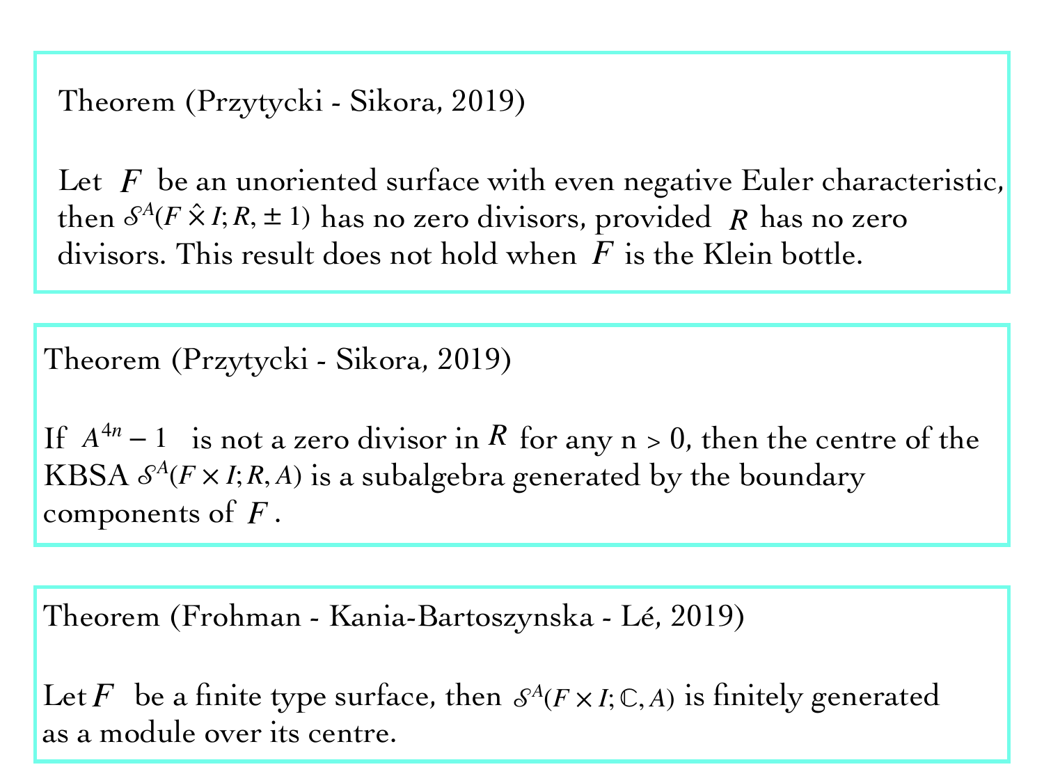Theorem (Przytycki - Sikora, 2019)

Let $F$ be an unoriented surface with even negative Euler characteristic, then $\mathcal{S}^A(F \hat{\times} I; R, \pm 1)$ has no zero divisors, provided $R$ has no zero divisors. This result does not hold when $F$ is the Klein bottle.

Theorem (Przytycki - Sikora, 2019)

If $A^{4n} - 1$ is not a zero divisor in $R$ for any n > 0, then the centre of the KBSA $\mathcal{S}^A(F \times I; R, A)$ is a subalgebra generated by the boundary components of $F$.

Theorem (Frohman - Kania-Bartoszynska - Lé, 2019)

Let $F$ be a finite type surface, then $\mathcal{S}^A(F \times I; \mathbb{C}, A)$ is finitely generated as a module over its centre.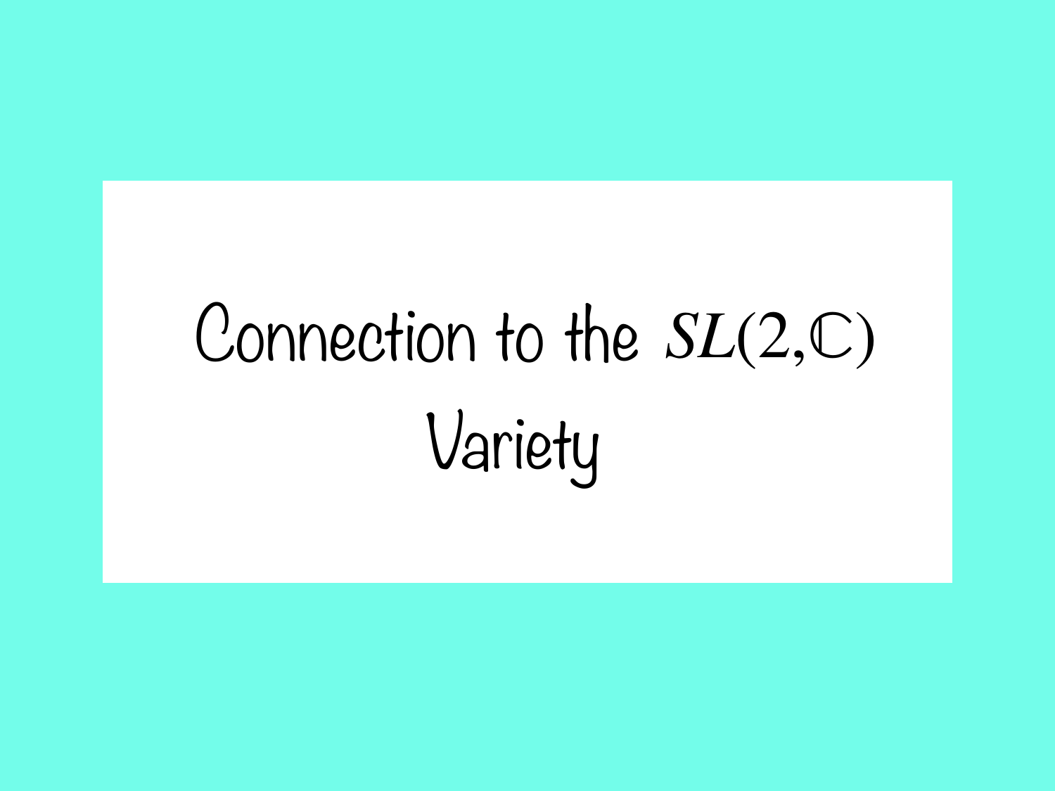# Connection to the $SL(2,\mathbb{C})$ Variety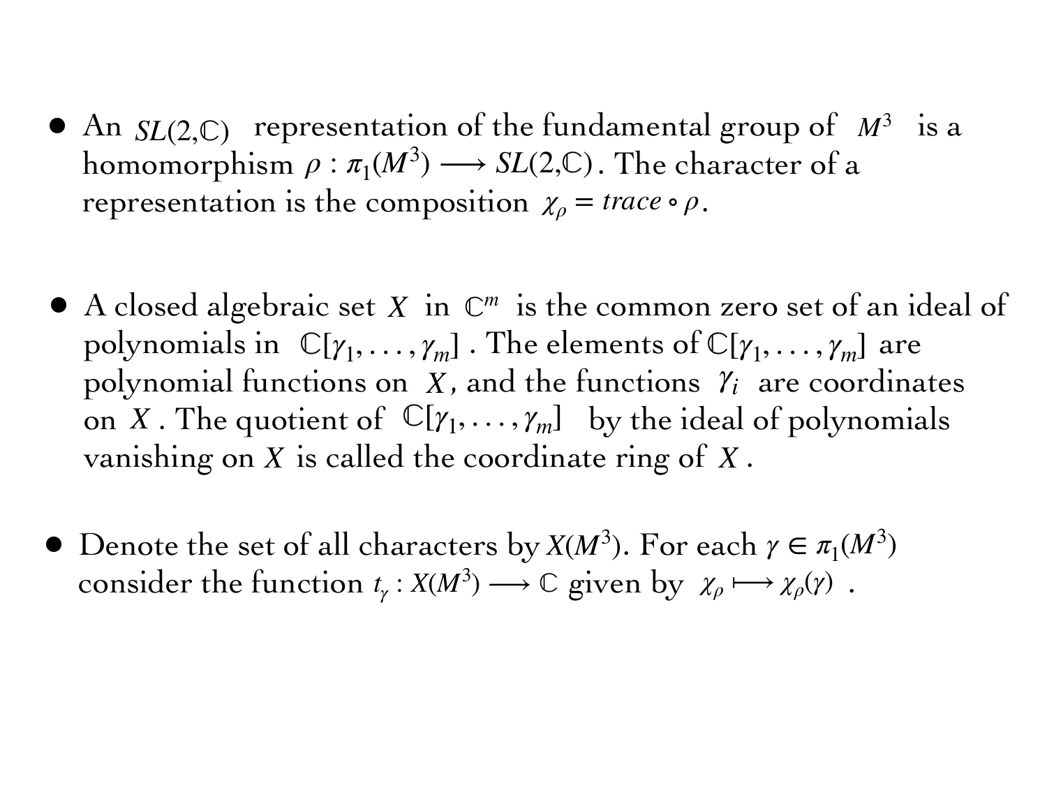- An $SL(2,\mathbb{C})$ representation of the fundamental group of $M^3$ is a homomorphism $\rho : \pi_1(M^3) \longrightarrow SL(2,\mathbb{C})$. The character of a representation is the composition $\chi_\rho = trace \circ \rho$.

- A closed algebraic set $X$ in $\mathbb{C}^m$ is the common zero set of an ideal of polynomials in $\mathbb{C}[\gamma_1, \ldots, \gamma_m]$. The elements of $\mathbb{C}[\gamma_1, \ldots, \gamma_m]$ are polynomial functions on $X$, and the functions $\gamma_i$ are coordinates on $X$. The quotient of $\mathbb{C}[\gamma_1, \ldots, \gamma_m]$ by the ideal of polynomials vanishing on $X$ is called the coordinate ring of $X$.

- Denote the set of all characters by $X(M^3)$. For each $\gamma \in \pi_1(M^3)$ consider the function $t_\gamma : X(M^3) \longrightarrow \mathbb{C}$ given by $\chi_\rho \longmapsto \chi_\rho(\gamma)$.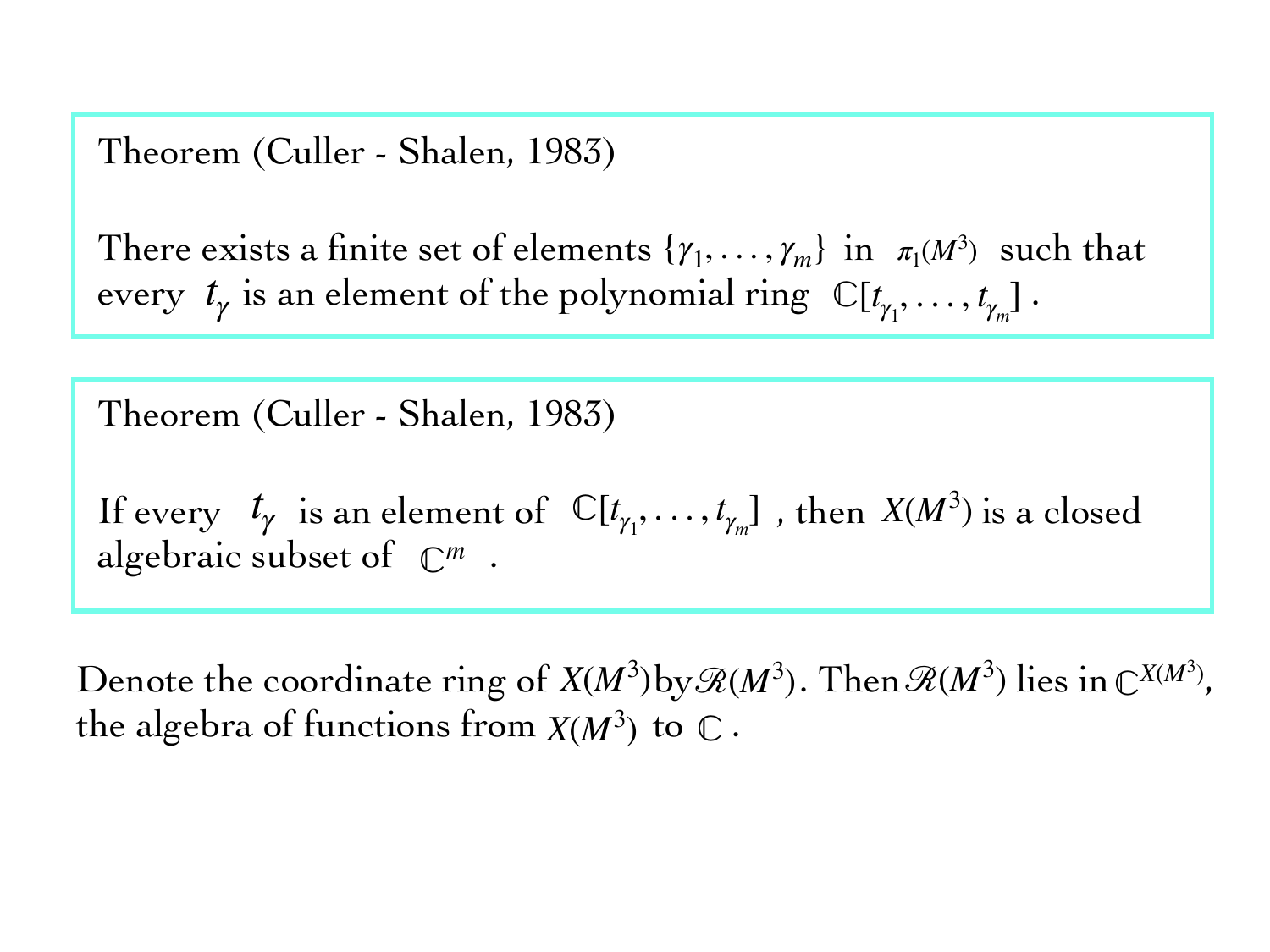**Theorem (Culler - Shalen, 1983)**

There exists a finite set of elements $\{\gamma_1, \ldots, \gamma_m\}$ in $\pi_1(M^3)$ such that every $t_\gamma$ is an element of the polynomial ring $\mathbb{C}[t_{\gamma_1}, \ldots, t_{\gamma_m}]$.

**Theorem (Culler - Shalen, 1983)**

If every $t_\gamma$ is an element of $\mathbb{C}[t_{\gamma_1}, \ldots, t_{\gamma_m}]$, then $X(M^3)$ is a closed algebraic subset of $\mathbb{C}^m$.

Denote the coordinate ring of $X(M^3)$ by $\mathscr{R}(M^3)$. Then $\mathscr{R}(M^3)$ lies in $\mathbb{C}^{X(M^3)}$, the algebra of functions from $X(M^3)$ to $\mathbb{C}$.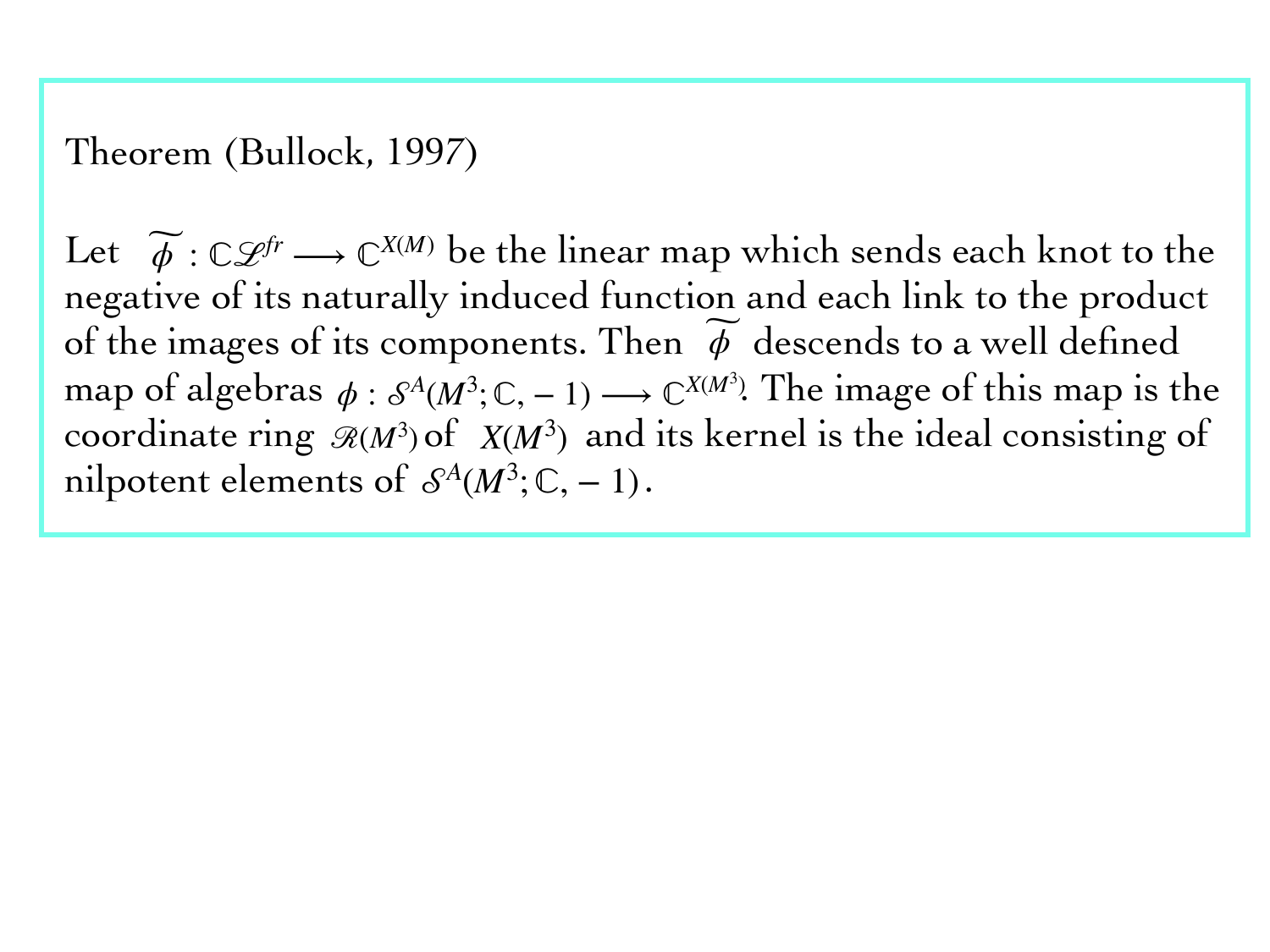Theorem (Bullock, 1997)

Let $\widetilde{\phi} : \mathbb{C}\mathscr{L}^{fr} \longrightarrow \mathbb{C}^{X(M)}$ be the linear map which sends each knot to the negative of its naturally induced function and each link to the product of the images of its components. Then $\widetilde{\phi}$ descends to a well defined map of algebras $\phi : \mathcal{S}^A(M^3; \mathbb{C}, -1) \longrightarrow \mathbb{C}^{X(M^3)}$. The image of this map is the coordinate ring $\mathscr{R}(M^3)$ of $X(M^3)$ and its kernel is the ideal consisting of nilpotent elements of $\mathcal{S}^A(M^3; \mathbb{C}, -1)$.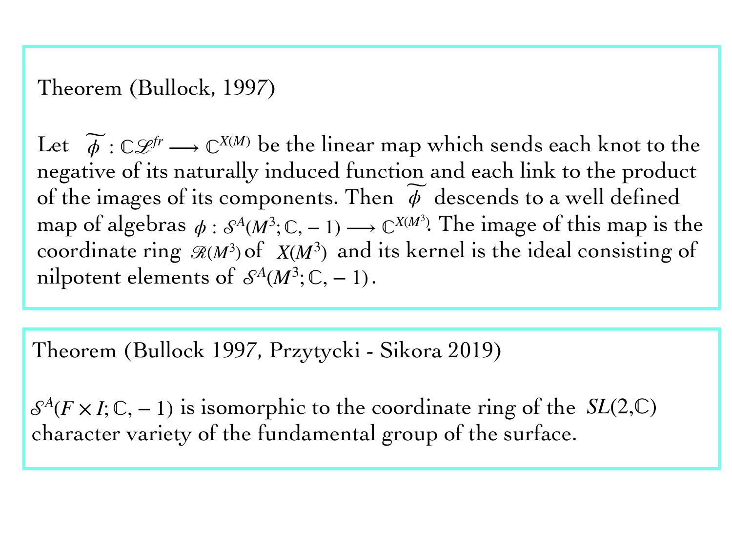Theorem (Bullock, 1997)

Let $\widetilde{\phi} : \mathbb{C}\mathscr{L}^{fr} \longrightarrow \mathbb{C}^{X(M)}$ be the linear map which sends each knot to the negative of its naturally induced function and each link to the product of the images of its components. Then $\widetilde{\phi}$ descends to a well defined map of algebras $\phi : \mathcal{S}^A(M^3; \mathbb{C}, -1) \longrightarrow \mathbb{C}^{X(M^3)}$. The image of this map is the coordinate ring $\mathscr{R}(M^3)$ of $X(M^3)$ and its kernel is the ideal consisting of nilpotent elements of $\mathcal{S}^A(M^3; \mathbb{C}, -1)$.

Theorem (Bullock 1997, Przytycki - Sikora 2019)

$\mathcal{S}^A(F \times I; \mathbb{C}, -1)$ is isomorphic to the coordinate ring of the $SL(2,\mathbb{C})$ character variety of the fundamental group of the surface.